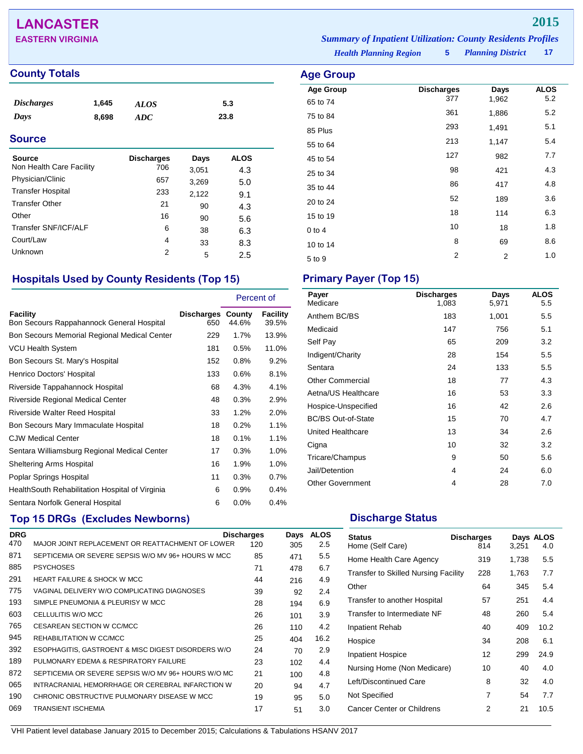# LANCASTER

## EASTERN VIRGINIA

**2015**

*Summary of Inpatient Utilization: County Residents Profiles*

*Health Planning Region* 5 *Planning District* 17

## County Totals

| | | | |
|---|---|---|---|
| *Discharges* | 1,645 | *ALOS* | 5.3 |
| *Days* | 8,698 | *ADC* | 23.8 |

## Source

| Source | Discharges | Days | ALOS |
|---|---|---|---|
| Non Health Care Facility | 706 | 3,051 | 4.3 |
| Physician/Clinic | 657 | 3,269 | 5.0 |
| Transfer Hospital | 233 | 2,122 | 9.1 |
| Transfer Other | 21 | 90 | 4.3 |
| Other | 16 | 90 | 5.6 |
| Transfer SNF/ICF/ALF | 6 | 38 | 6.3 |
| Court/Law | 4 | 33 | 8.3 |
| Unknown | 2 | 5 | 2.5 |

## Age Group

| Age Group | Discharges | Days | ALOS |
|---|---|---|---|
| 65 to 74 | 377 | 1,962 | 5.2 |
| 75 to 84 | 361 | 1,886 | 5.2 |
| 85 Plus | 293 | 1,491 | 5.1 |
| 55 to 64 | 213 | 1,147 | 5.4 |
| 45 to 54 | 127 | 982 | 7.7 |
| 25 to 34 | 98 | 421 | 4.3 |
| 35 to 44 | 86 | 417 | 4.8 |
| 20 to 24 | 52 | 189 | 3.6 |
| 15 to 19 | 18 | 114 | 6.3 |
| 0 to 4 | 10 | 18 | 1.8 |
| 10 to 14 | 8 | 69 | 8.6 |
| 5 to 9 | 2 | 2 | 1.0 |

## Hospitals Used by County Residents (Top 15)

| Facility | Discharges | Percent of County | Percent of Facility |
|---|---|---|---|
| Bon Secours Rappahannock General Hospital | 650 | 44.6% | 39.5% |
| Bon Secours Memorial Regional Medical Center | 229 | 1.7% | 13.9% |
| VCU Health System | 181 | 0.5% | 11.0% |
| Bon Secours St. Mary's Hospital | 152 | 0.8% | 9.2% |
| Henrico Doctors' Hospital | 133 | 0.6% | 8.1% |
| Riverside Tappahannock Hospital | 68 | 4.3% | 4.1% |
| Riverside Regional Medical Center | 48 | 0.3% | 2.9% |
| Riverside Walter Reed Hospital | 33 | 1.2% | 2.0% |
| Bon Secours Mary Immaculate Hospital | 18 | 0.2% | 1.1% |
| CJW Medical Center | 18 | 0.1% | 1.1% |
| Sentara Williamsburg Regional Medical Center | 17 | 0.3% | 1.0% |
| Sheltering Arms Hospital | 16 | 1.9% | 1.0% |
| Poplar Springs Hospital | 11 | 0.3% | 0.7% |
| HealthSouth Rehabilitation Hospital of Virginia | 6 | 0.9% | 0.4% |
| Sentara Norfolk General Hospital | 6 | 0.0% | 0.4% |

## Primary Payer (Top 15)

| Payer | Discharges | Days | ALOS |
|---|---|---|---|
| Medicare | 1,083 | 5,971 | 5.5 |
| Anthem BC/BS | 183 | 1,001 | 5.5 |
| Medicaid | 147 | 756 | 5.1 |
| Self Pay | 65 | 209 | 3.2 |
| Indigent/Charity | 28 | 154 | 5.5 |
| Sentara | 24 | 133 | 5.5 |
| Other Commercial | 18 | 77 | 4.3 |
| Aetna/US Healthcare | 16 | 53 | 3.3 |
| Hospice-Unspecified | 16 | 42 | 2.6 |
| BC/BS Out-of-State | 15 | 70 | 4.7 |
| United Healthcare | 13 | 34 | 2.6 |
| Cigna | 10 | 32 | 3.2 |
| Tricare/Champus | 9 | 50 | 5.6 |
| Jail/Detention | 4 | 24 | 6.0 |
| Other Government | 4 | 28 | 7.0 |

## Top 15 DRGs (Excludes Newborns)

| DRG | | Discharges | Days | ALOS |
|---|---|---|---|---|
| 470 | MAJOR JOINT REPLACEMENT OR REATTACHMENT OF LOWER | 120 | 305 | 2.5 |
| 871 | SEPTICEMIA OR SEVERE SEPSIS W/O MV 96+ HOURS W MCC | 85 | 471 | 5.5 |
| 885 | PSYCHOSES | 71 | 478 | 6.7 |
| 291 | HEART FAILURE & SHOCK W MCC | 44 | 216 | 4.9 |
| 775 | VAGINAL DELIVERY W/O COMPLICATING DIAGNOSES | 39 | 92 | 2.4 |
| 193 | SIMPLE PNEUMONIA & PLEURISY W MCC | 28 | 194 | 6.9 |
| 603 | CELLULITIS W/O MCC | 26 | 101 | 3.9 |
| 765 | CESAREAN SECTION W CC/MCC | 26 | 110 | 4.2 |
| 945 | REHABILITATION W CC/MCC | 25 | 404 | 16.2 |
| 392 | ESOPHAGITIS, GASTROENT & MISC DIGEST DISORDERS W/O | 24 | 70 | 2.9 |
| 189 | PULMONARY EDEMA & RESPIRATORY FAILURE | 23 | 102 | 4.4 |
| 872 | SEPTICEMIA OR SEVERE SEPSIS W/O MV 96+ HOURS W/O MC | 21 | 100 | 4.8 |
| 065 | INTRACRANIAL HEMORRHAGE OR CEREBRAL INFARCTION W | 20 | 94 | 4.7 |
| 190 | CHRONIC OBSTRUCTIVE PULMONARY DISEASE W MCC | 19 | 95 | 5.0 |
| 069 | TRANSIENT ISCHEMIA | 17 | 51 | 3.0 |

## Discharge Status

| Status | Discharges | Days | ALOS |
|---|---|---|---|
| Home (Self Care) | 814 | 3,251 | 4.0 |
| Home Health Care Agency | 319 | 1,738 | 5.5 |
| Transfer to Skilled Nursing Facility | 228 | 1,763 | 7.7 |
| Other | 64 | 345 | 5.4 |
| Transfer to another Hospital | 57 | 251 | 4.4 |
| Transfer to Intermediate NF | 48 | 260 | 5.4 |
| Inpatient Rehab | 40 | 409 | 10.2 |
| Hospice | 34 | 208 | 6.1 |
| Inpatient Hospice | 12 | 299 | 24.9 |
| Nursing Home (Non Medicare) | 10 | 40 | 4.0 |
| Left/Discontinued Care | 8 | 32 | 4.0 |
| Not Specified | 7 | 54 | 7.7 |
| Cancer Center or Childrens | 2 | 21 | 10.5 |

VHI Patient level database January 2015 to December 2015; Calculations & Tabulations HSANV 2017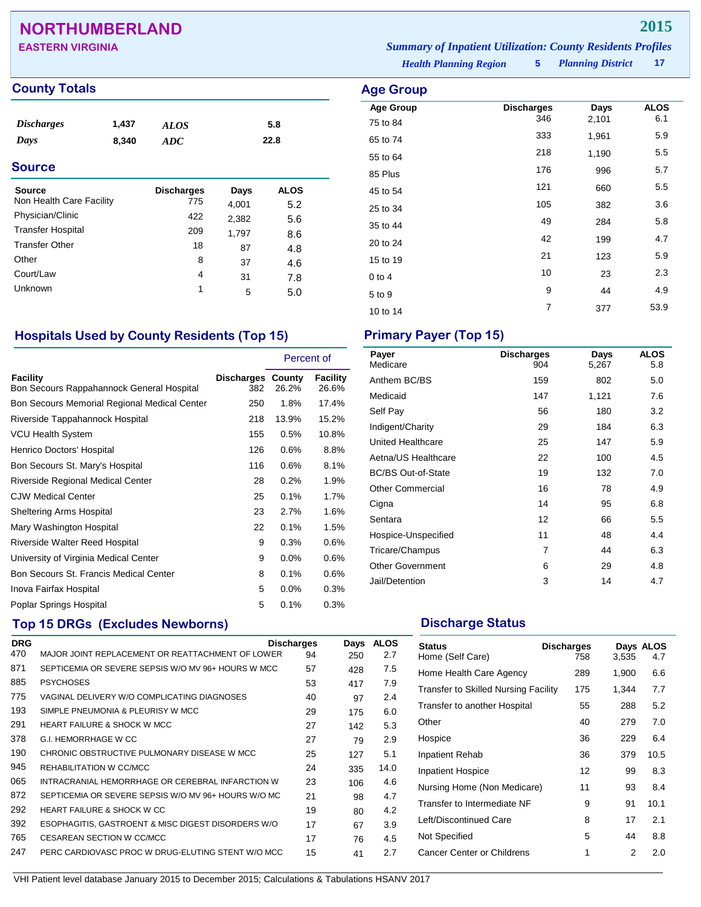# NORTHUMBERLAND

**EASTERN VIRGINIA**

**2015**

*Summary of Inpatient Utilization: County Residents Profiles*

*Health Planning Region* **5** *Planning District* **17**

## County Totals

| | | | |
|---|---|---|---|
| *Discharges* | 1,437 | *ALOS* | 5.8 |
| *Days* | 8,340 | *ADC* | 22.8 |

## Source

| Source | Discharges | Days | ALOS |
|---|---|---|---|
| Non Health Care Facility | 775 | 4,001 | 5.2 |
| Physician/Clinic | 422 | 2,382 | 5.6 |
| Transfer Hospital | 209 | 1,797 | 8.6 |
| Transfer Other | 18 | 87 | 4.8 |
| Other | 8 | 37 | 4.6 |
| Court/Law | 4 | 31 | 7.8 |
| Unknown | 1 | 5 | 5.0 |

## Age Group

| Age Group | Discharges | Days | ALOS |
|---|---|---|---|
| 75 to 84 | 346 | 2,101 | 6.1 |
| 65 to 74 | 333 | 1,961 | 5.9 |
| 55 to 64 | 218 | 1,190 | 5.5 |
| 85 Plus | 176 | 996 | 5.7 |
| 45 to 54 | 121 | 660 | 5.5 |
| 25 to 34 | 105 | 382 | 3.6 |
| 35 to 44 | 49 | 284 | 5.8 |
| 20 to 24 | 42 | 199 | 4.7 |
| 15 to 19 | 21 | 123 | 5.9 |
| 0 to 4 | 10 | 23 | 2.3 |
| 5 to 9 | 9 | 44 | 4.9 |
| 10 to 14 | 7 | 377 | 53.9 |

## Hospitals Used by County Residents (Top 15)

| Facility | Discharges | Percent of County | Percent of Facility |
|---|---|---|---|
| Bon Secours Rappahannock General Hospital | 382 | 26.2% | 26.6% |
| Bon Secours Memorial Regional Medical Center | 250 | 1.8% | 17.4% |
| Riverside Tappahannock Hospital | 218 | 13.9% | 15.2% |
| VCU Health System | 155 | 0.5% | 10.8% |
| Henrico Doctors' Hospital | 126 | 0.6% | 8.8% |
| Bon Secours St. Mary's Hospital | 116 | 0.6% | 8.1% |
| Riverside Regional Medical Center | 28 | 0.2% | 1.9% |
| CJW Medical Center | 25 | 0.1% | 1.7% |
| Sheltering Arms Hospital | 23 | 2.7% | 1.6% |
| Mary Washington Hospital | 22 | 0.1% | 1.5% |
| Riverside Walter Reed Hospital | 9 | 0.3% | 0.6% |
| University of Virginia Medical Center | 9 | 0.0% | 0.6% |
| Bon Secours St. Francis Medical Center | 8 | 0.1% | 0.6% |
| Inova Fairfax Hospital | 5 | 0.0% | 0.3% |
| Poplar Springs Hospital | 5 | 0.1% | 0.3% |

## Primary Payer (Top 15)

| Payer | Discharges | Days | ALOS |
|---|---|---|---|
| Medicare | 904 | 5,267 | 5.8 |
| Anthem BC/BS | 159 | 802 | 5.0 |
| Medicaid | 147 | 1,121 | 7.6 |
| Self Pay | 56 | 180 | 3.2 |
| Indigent/Charity | 29 | 184 | 6.3 |
| United Healthcare | 25 | 147 | 5.9 |
| Aetna/US Healthcare | 22 | 100 | 4.5 |
| BC/BS Out-of-State | 19 | 132 | 7.0 |
| Other Commercial | 16 | 78 | 4.9 |
| Cigna | 14 | 95 | 6.8 |
| Sentara | 12 | 66 | 5.5 |
| Hospice-Unspecified | 11 | 48 | 4.4 |
| Tricare/Champus | 7 | 44 | 6.3 |
| Other Government | 6 | 29 | 4.8 |
| Jail/Detention | 3 | 14 | 4.7 |

## Top 15 DRGs (Excludes Newborns)

| DRG | | Discharges | Days | ALOS |
|---|---|---|---|---|
| 470 | MAJOR JOINT REPLACEMENT OR REATTACHMENT OF LOWER | 94 | 250 | 2.7 |
| 871 | SEPTICEMIA OR SEVERE SEPSIS W/O MV 96+ HOURS W MCC | 57 | 428 | 7.5 |
| 885 | PSYCHOSES | 53 | 417 | 7.9 |
| 775 | VAGINAL DELIVERY W/O COMPLICATING DIAGNOSES | 40 | 97 | 2.4 |
| 193 | SIMPLE PNEUMONIA & PLEURISY W MCC | 29 | 175 | 6.0 |
| 291 | HEART FAILURE & SHOCK W MCC | 27 | 142 | 5.3 |
| 378 | G.I. HEMORRHAGE W CC | 27 | 79 | 2.9 |
| 190 | CHRONIC OBSTRUCTIVE PULMONARY DISEASE W MCC | 25 | 127 | 5.1 |
| 945 | REHABILITATION W CC/MCC | 24 | 335 | 14.0 |
| 065 | INTRACRANIAL HEMORRHAGE OR CEREBRAL INFARCTION W | 23 | 106 | 4.6 |
| 872 | SEPTICEMIA OR SEVERE SEPSIS W/O MV 96+ HOURS W/O MC | 21 | 98 | 4.7 |
| 292 | HEART FAILURE & SHOCK W CC | 19 | 80 | 4.2 |
| 392 | ESOPHAGITIS, GASTROENT & MISC DIGEST DISORDERS W/O | 17 | 67 | 3.9 |
| 765 | CESAREAN SECTION W CC/MCC | 17 | 76 | 4.5 |
| 247 | PERC CARDIOVASC PROC W DRUG-ELUTING STENT W/O MCC | 15 | 41 | 2.7 |

## Discharge Status

| Status | Discharges | Days | ALOS |
|---|---|---|---|
| Home (Self Care) | 758 | 3,535 | 4.7 |
| Home Health Care Agency | 289 | 1,900 | 6.6 |
| Transfer to Skilled Nursing Facility | 175 | 1,344 | 7.7 |
| Transfer to another Hospital | 55 | 288 | 5.2 |
| Other | 40 | 279 | 7.0 |
| Hospice | 36 | 229 | 6.4 |
| Inpatient Rehab | 36 | 379 | 10.5 |
| Inpatient Hospice | 12 | 99 | 8.3 |
| Nursing Home (Non Medicare) | 11 | 93 | 8.4 |
| Transfer to Intermediate NF | 9 | 91 | 10.1 |
| Left/Discontinued Care | 8 | 17 | 2.1 |
| Not Specified | 5 | 44 | 8.8 |
| Cancer Center or Childrens | 1 | 2 | 2.0 |

VHI Patient level database January 2015 to December 2015; Calculations & Tabulations HSANV 2017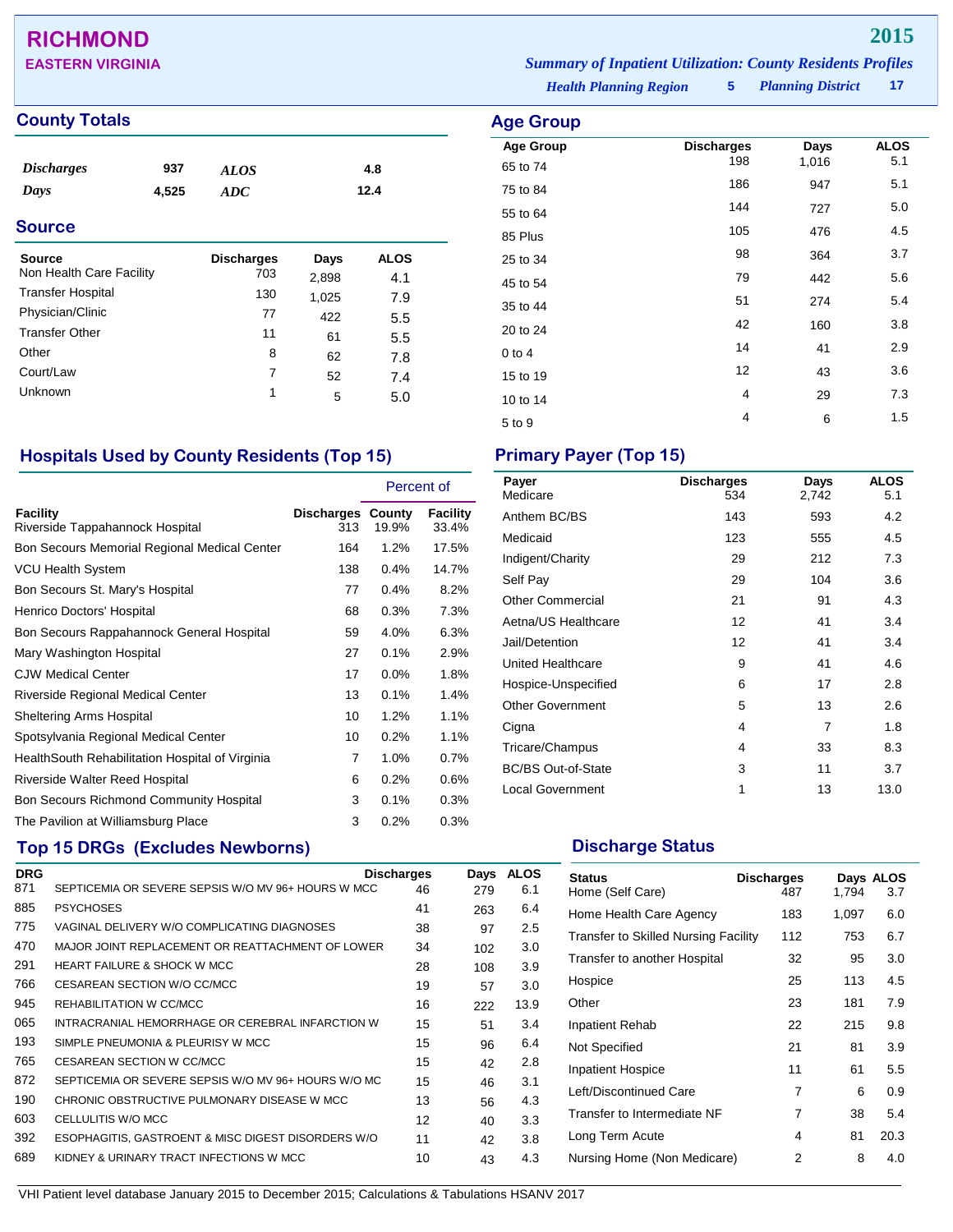# RICHMOND

## EASTERN VIRGINIA

**2015**

*Summary of Inpatient Utilization: County Residents Profiles*

*Health Planning Region* **5** *Planning District* **17**

## County Totals

| | | | |
|---|---|---|---|
| *Discharges* | 937 | *ALOS* | 4.8 |
| *Days* | 4,525 | *ADC* | 12.4 |

## Source

| Source | Discharges | Days | ALOS |
|---|---|---|---|
| Non Health Care Facility | 703 | 2,898 | 4.1 |
| Transfer Hospital | 130 | 1,025 | 7.9 |
| Physician/Clinic | 77 | 422 | 5.5 |
| Transfer Other | 11 | 61 | 5.5 |
| Other | 8 | 62 | 7.8 |
| Court/Law | 7 | 52 | 7.4 |
| Unknown | 1 | 5 | 5.0 |

## Age Group

| Age Group | Discharges | Days | ALOS |
|---|---|---|---|
| 65 to 74 | 198 | 1,016 | 5.1 |
| 75 to 84 | 186 | 947 | 5.1 |
| 55 to 64 | 144 | 727 | 5.0 |
| 85 Plus | 105 | 476 | 4.5 |
| 25 to 34 | 98 | 364 | 3.7 |
| 45 to 54 | 79 | 442 | 5.6 |
| 35 to 44 | 51 | 274 | 5.4 |
| 20 to 24 | 42 | 160 | 3.8 |
| 0 to 4 | 14 | 41 | 2.9 |
| 15 to 19 | 12 | 43 | 3.6 |
| 10 to 14 | 4 | 29 | 7.3 |
| 5 to 9 | 4 | 6 | 1.5 |

## Hospitals Used by County Residents (Top 15)

| | | Percent of | |
|---|---|---|---|
| **Facility** | **Discharges** | **County** | **Facility** |
| Riverside Tappahannock Hospital | 313 | 19.9% | 33.4% |
| Bon Secours Memorial Regional Medical Center | 164 | 1.2% | 17.5% |
| VCU Health System | 138 | 0.4% | 14.7% |
| Bon Secours St. Mary's Hospital | 77 | 0.4% | 8.2% |
| Henrico Doctors' Hospital | 68 | 0.3% | 7.3% |
| Bon Secours Rappahannock General Hospital | 59 | 4.0% | 6.3% |
| Mary Washington Hospital | 27 | 0.1% | 2.9% |
| CJW Medical Center | 17 | 0.0% | 1.8% |
| Riverside Regional Medical Center | 13 | 0.1% | 1.4% |
| Sheltering Arms Hospital | 10 | 1.2% | 1.1% |
| Spotsylvania Regional Medical Center | 10 | 0.2% | 1.1% |
| HealthSouth Rehabilitation Hospital of Virginia | 7 | 1.0% | 0.7% |
| Riverside Walter Reed Hospital | 6 | 0.2% | 0.6% |
| Bon Secours Richmond Community Hospital | 3 | 0.1% | 0.3% |
| The Pavilion at Williamsburg Place | 3 | 0.2% | 0.3% |

## Primary Payer (Top 15)

| Payer | Discharges | Days | ALOS |
|---|---|---|---|
| Medicare | 534 | 2,742 | 5.1 |
| Anthem BC/BS | 143 | 593 | 4.2 |
| Medicaid | 123 | 555 | 4.5 |
| Indigent/Charity | 29 | 212 | 7.3 |
| Self Pay | 29 | 104 | 3.6 |
| Other Commercial | 21 | 91 | 4.3 |
| Aetna/US Healthcare | 12 | 41 | 3.4 |
| Jail/Detention | 12 | 41 | 3.4 |
| United Healthcare | 9 | 41 | 4.6 |
| Hospice-Unspecified | 6 | 17 | 2.8 |
| Other Government | 5 | 13 | 2.6 |
| Cigna | 4 | 7 | 1.8 |
| Tricare/Champus | 4 | 33 | 8.3 |
| BC/BS Out-of-State | 3 | 11 | 3.7 |
| Local Government | 1 | 13 | 13.0 |

## Top 15 DRGs (Excludes Newborns)

| DRG | | Discharges | Days | ALOS |
|---|---|---|---|---|
| 871 | SEPTICEMIA OR SEVERE SEPSIS W/O MV 96+ HOURS W MCC | 46 | 279 | 6.1 |
| 885 | PSYCHOSES | 41 | 263 | 6.4 |
| 775 | VAGINAL DELIVERY W/O COMPLICATING DIAGNOSES | 38 | 97 | 2.5 |
| 470 | MAJOR JOINT REPLACEMENT OR REATTACHMENT OF LOWER | 34 | 102 | 3.0 |
| 291 | HEART FAILURE & SHOCK W MCC | 28 | 108 | 3.9 |
| 766 | CESAREAN SECTION W/O CC/MCC | 19 | 57 | 3.0 |
| 945 | REHABILITATION W CC/MCC | 16 | 222 | 13.9 |
| 065 | INTRACRANIAL HEMORRHAGE OR CEREBRAL INFARCTION W | 15 | 51 | 3.4 |
| 193 | SIMPLE PNEUMONIA & PLEURISY W MCC | 15 | 96 | 6.4 |
| 765 | CESAREAN SECTION W CC/MCC | 15 | 42 | 2.8 |
| 872 | SEPTICEMIA OR SEVERE SEPSIS W/O MV 96+ HOURS W/O MC | 15 | 46 | 3.1 |
| 190 | CHRONIC OBSTRUCTIVE PULMONARY DISEASE W MCC | 13 | 56 | 4.3 |
| 603 | CELLULITIS W/O MCC | 12 | 40 | 3.3 |
| 392 | ESOPHAGITIS, GASTROENT & MISC DIGEST DISORDERS W/O | 11 | 42 | 3.8 |
| 689 | KIDNEY & URINARY TRACT INFECTIONS W MCC | 10 | 43 | 4.3 |

## Discharge Status

| Status | Discharges | Days | ALOS |
|---|---|---|---|
| Home (Self Care) | 487 | 1,794 | 3.7 |
| Home Health Care Agency | 183 | 1,097 | 6.0 |
| Transfer to Skilled Nursing Facility | 112 | 753 | 6.7 |
| Transfer to another Hospital | 32 | 95 | 3.0 |
| Hospice | 25 | 113 | 4.5 |
| Other | 23 | 181 | 7.9 |
| Inpatient Rehab | 22 | 215 | 9.8 |
| Not Specified | 21 | 81 | 3.9 |
| Inpatient Hospice | 11 | 61 | 5.5 |
| Left/Discontinued Care | 7 | 6 | 0.9 |
| Transfer to Intermediate NF | 7 | 38 | 5.4 |
| Long Term Acute | 4 | 81 | 20.3 |
| Nursing Home (Non Medicare) | 2 | 8 | 4.0 |

VHI Patient level database January 2015 to December 2015; Calculations & Tabulations HSANV 2017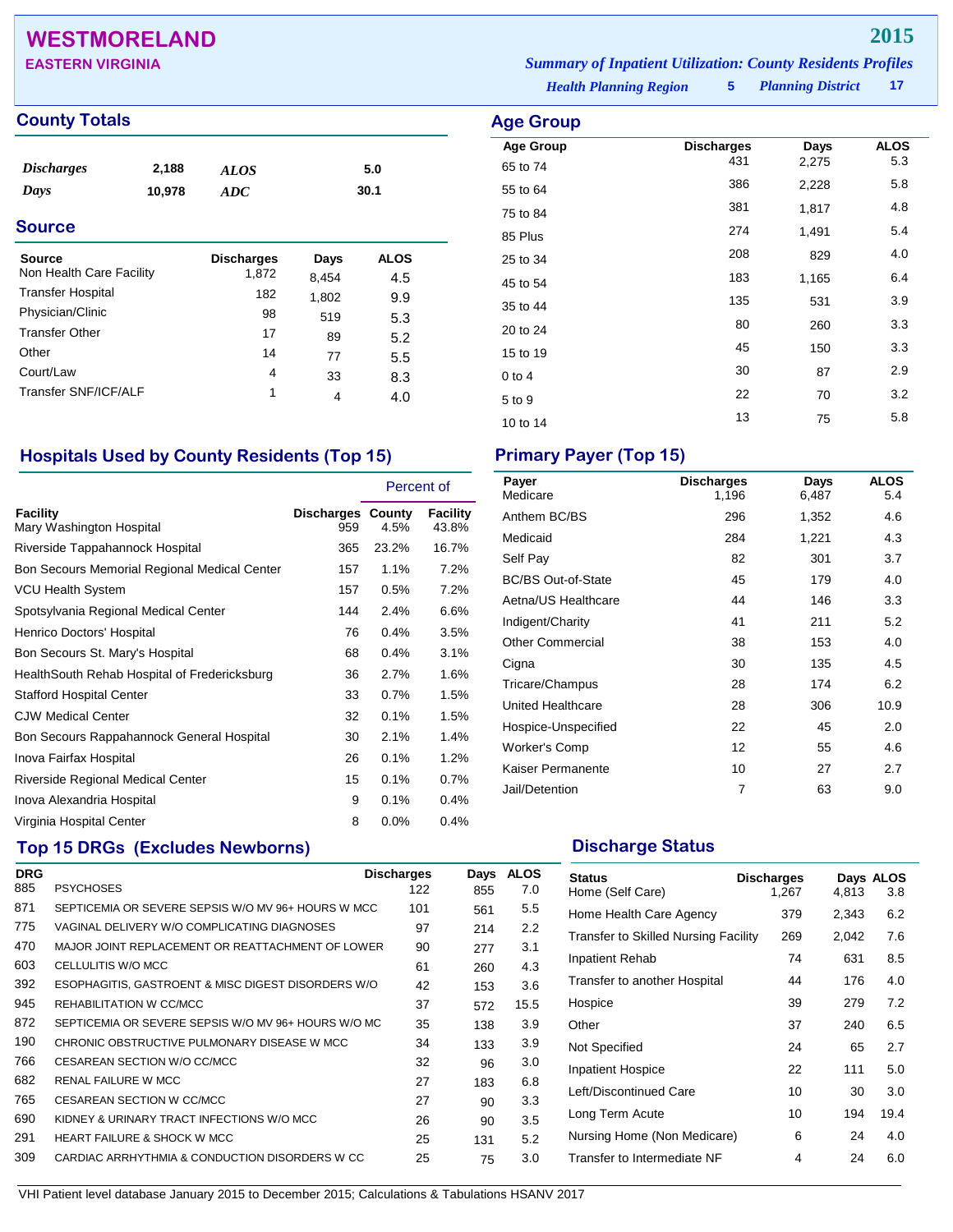# WESTMORELAND

**EASTERN VIRGINIA**

**2015**

***Summary of Inpatient Utilization: County Residents Profiles***

***Health Planning Region*** **5** ***Planning District*** **17**

## County Totals

| | | | |
|---|---|---|---|
| *Discharges* | 2,188 | *ALOS* | 5.0 |
| *Days* | 10,978 | *ADC* | 30.1 |

## Source

| Source | Discharges | Days | ALOS |
|---|---|---|---|
| Non Health Care Facility | 1,872 | 8,454 | 4.5 |
| Transfer Hospital | 182 | 1,802 | 9.9 |
| Physician/Clinic | 98 | 519 | 5.3 |
| Transfer Other | 17 | 89 | 5.2 |
| Other | 14 | 77 | 5.5 |
| Court/Law | 4 | 33 | 8.3 |
| Transfer SNF/ICF/ALF | 1 | 4 | 4.0 |

## Age Group

| Age Group | Discharges | Days | ALOS |
|---|---|---|---|
| 65 to 74 | 431 | 2,275 | 5.3 |
| 55 to 64 | 386 | 2,228 | 5.8 |
| 75 to 84 | 381 | 1,817 | 4.8 |
| 85 Plus | 274 | 1,491 | 5.4 |
| 25 to 34 | 208 | 829 | 4.0 |
| 45 to 54 | 183 | 1,165 | 6.4 |
| 35 to 44 | 135 | 531 | 3.9 |
| 20 to 24 | 80 | 260 | 3.3 |
| 15 to 19 | 45 | 150 | 3.3 |
| 0 to 4 | 30 | 87 | 2.9 |
| 5 to 9 | 22 | 70 | 3.2 |
| 10 to 14 | 13 | 75 | 5.8 |

## Hospitals Used by County Residents (Top 15)

| | | Percent of | |
|---|---|---|---|
| Facility | Discharges | County | Facility |
| Mary Washington Hospital | 959 | 4.5% | 43.8% |
| Riverside Tappahannock Hospital | 365 | 23.2% | 16.7% |
| Bon Secours Memorial Regional Medical Center | 157 | 1.1% | 7.2% |
| VCU Health System | 157 | 0.5% | 7.2% |
| Spotsylvania Regional Medical Center | 144 | 2.4% | 6.6% |
| Henrico Doctors' Hospital | 76 | 0.4% | 3.5% |
| Bon Secours St. Mary's Hospital | 68 | 0.4% | 3.1% |
| HealthSouth Rehab Hospital of Fredericksburg | 36 | 2.7% | 1.6% |
| Stafford Hospital Center | 33 | 0.7% | 1.5% |
| CJW Medical Center | 32 | 0.1% | 1.5% |
| Bon Secours Rappahannock General Hospital | 30 | 2.1% | 1.4% |
| Inova Fairfax Hospital | 26 | 0.1% | 1.2% |
| Riverside Regional Medical Center | 15 | 0.1% | 0.7% |
| Inova Alexandria Hospital | 9 | 0.1% | 0.4% |
| Virginia Hospital Center | 8 | 0.0% | 0.4% |

## Primary Payer (Top 15)

| Payer | Discharges | Days | ALOS |
|---|---|---|---|
| Medicare | 1,196 | 6,487 | 5.4 |
| Anthem BC/BS | 296 | 1,352 | 4.6 |
| Medicaid | 284 | 1,221 | 4.3 |
| Self Pay | 82 | 301 | 3.7 |
| BC/BS Out-of-State | 45 | 179 | 4.0 |
| Aetna/US Healthcare | 44 | 146 | 3.3 |
| Indigent/Charity | 41 | 211 | 5.2 |
| Other Commercial | 38 | 153 | 4.0 |
| Cigna | 30 | 135 | 4.5 |
| Tricare/Champus | 28 | 174 | 6.2 |
| United Healthcare | 28 | 306 | 10.9 |
| Hospice-Unspecified | 22 | 45 | 2.0 |
| Worker's Comp | 12 | 55 | 4.6 |
| Kaiser Permanente | 10 | 27 | 2.7 |
| Jail/Detention | 7 | 63 | 9.0 |

## Top 15 DRGs (Excludes Newborns)

| DRG | | Discharges | Days | ALOS |
|---|---|---|---|---|
| 885 | PSYCHOSES | 122 | 855 | 7.0 |
| 871 | SEPTICEMIA OR SEVERE SEPSIS W/O MV 96+ HOURS W MCC | 101 | 561 | 5.5 |
| 775 | VAGINAL DELIVERY W/O COMPLICATING DIAGNOSES | 97 | 214 | 2.2 |
| 470 | MAJOR JOINT REPLACEMENT OR REATTACHMENT OF LOWER | 90 | 277 | 3.1 |
| 603 | CELLULITIS W/O MCC | 61 | 260 | 4.3 |
| 392 | ESOPHAGITIS, GASTROENT & MISC DIGEST DISORDERS W/O | 42 | 153 | 3.6 |
| 945 | REHABILITATION W CC/MCC | 37 | 572 | 15.5 |
| 872 | SEPTICEMIA OR SEVERE SEPSIS W/O MV 96+ HOURS W/O MC | 35 | 138 | 3.9 |
| 190 | CHRONIC OBSTRUCTIVE PULMONARY DISEASE W MCC | 34 | 133 | 3.9 |
| 766 | CESAREAN SECTION W/O CC/MCC | 32 | 96 | 3.0 |
| 682 | RENAL FAILURE W MCC | 27 | 183 | 6.8 |
| 765 | CESAREAN SECTION W CC/MCC | 27 | 90 | 3.3 |
| 690 | KIDNEY & URINARY TRACT INFECTIONS W/O MCC | 26 | 90 | 3.5 |
| 291 | HEART FAILURE & SHOCK W MCC | 25 | 131 | 5.2 |
| 309 | CARDIAC ARRHYTHMIA & CONDUCTION DISORDERS W CC | 25 | 75 | 3.0 |

## Discharge Status

| Status | Discharges | Days | ALOS |
|---|---|---|---|
| Home (Self Care) | 1,267 | 4,813 | 3.8 |
| Home Health Care Agency | 379 | 2,343 | 6.2 |
| Transfer to Skilled Nursing Facility | 269 | 2,042 | 7.6 |
| Inpatient Rehab | 74 | 631 | 8.5 |
| Transfer to another Hospital | 44 | 176 | 4.0 |
| Hospice | 39 | 279 | 7.2 |
| Other | 37 | 240 | 6.5 |
| Not Specified | 24 | 65 | 2.7 |
| Inpatient Hospice | 22 | 111 | 5.0 |
| Left/Discontinued Care | 10 | 30 | 3.0 |
| Long Term Acute | 10 | 194 | 19.4 |
| Nursing Home (Non Medicare) | 6 | 24 | 4.0 |
| Transfer to Intermediate NF | 4 | 24 | 6.0 |

VHI Patient level database January 2015 to December 2015; Calculations & Tabulations HSANV 2017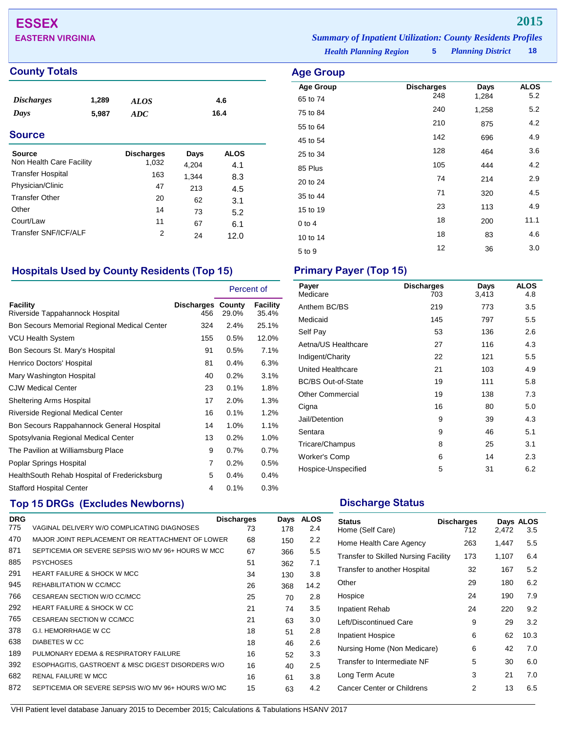# ESSEX

## EASTERN VIRGINIA

**2015**

*Summary of Inpatient Utilization: County Residents Profiles*

*Health Planning Region* **5** *Planning District* **18**

## County Totals

| | | | |
|---|---|---|---|
| *Discharges* | 1,289 | *ALOS* | 4.6 |
| *Days* | 5,987 | *ADC* | 16.4 |

## Source

| Source | Discharges | Days | ALOS |
|---|---|---|---|
| Non Health Care Facility | 1,032 | 4,204 | 4.1 |
| Transfer Hospital | 163 | 1,344 | 8.3 |
| Physician/Clinic | 47 | 213 | 4.5 |
| Transfer Other | 20 | 62 | 3.1 |
| Other | 14 | 73 | 5.2 |
| Court/Law | 11 | 67 | 6.1 |
| Transfer SNF/ICF/ALF | 2 | 24 | 12.0 |

## Age Group

| Age Group | Discharges | Days | ALOS |
|---|---|---|---|
| 65 to 74 | 248 | 1,284 | 5.2 |
| 75 to 84 | 240 | 1,258 | 5.2 |
| 55 to 64 | 210 | 875 | 4.2 |
| 45 to 54 | 142 | 696 | 4.9 |
| 25 to 34 | 128 | 464 | 3.6 |
| 85 Plus | 105 | 444 | 4.2 |
| 20 to 24 | 74 | 214 | 2.9 |
| 35 to 44 | 71 | 320 | 4.5 |
| 15 to 19 | 23 | 113 | 4.9 |
| 0 to 4 | 18 | 200 | 11.1 |
| 10 to 14 | 18 | 83 | 4.6 |
| 5 to 9 | 12 | 36 | 3.0 |

## Hospitals Used by County Residents (Top 15)

| | | Percent of | |
|---|---|---|---|
| Facility | Discharges | County | Facility |
| Riverside Tappahannock Hospital | 456 | 29.0% | 35.4% |
| Bon Secours Memorial Regional Medical Center | 324 | 2.4% | 25.1% |
| VCU Health System | 155 | 0.5% | 12.0% |
| Bon Secours St. Mary's Hospital | 91 | 0.5% | 7.1% |
| Henrico Doctors' Hospital | 81 | 0.4% | 6.3% |
| Mary Washington Hospital | 40 | 0.2% | 3.1% |
| CJW Medical Center | 23 | 0.1% | 1.8% |
| Sheltering Arms Hospital | 17 | 2.0% | 1.3% |
| Riverside Regional Medical Center | 16 | 0.1% | 1.2% |
| Bon Secours Rappahannock General Hospital | 14 | 1.0% | 1.1% |
| Spotsylvania Regional Medical Center | 13 | 0.2% | 1.0% |
| The Pavilion at Williamsburg Place | 9 | 0.7% | 0.7% |
| Poplar Springs Hospital | 7 | 0.2% | 0.5% |
| HealthSouth Rehab Hospital of Fredericksburg | 5 | 0.4% | 0.4% |
| Stafford Hospital Center | 4 | 0.1% | 0.3% |

## Primary Payer (Top 15)

| Payer | Discharges | Days | ALOS |
|---|---|---|---|
| Medicare | 703 | 3,413 | 4.8 |
| Anthem BC/BS | 219 | 773 | 3.5 |
| Medicaid | 145 | 797 | 5.5 |
| Self Pay | 53 | 136 | 2.6 |
| Aetna/US Healthcare | 27 | 116 | 4.3 |
| Indigent/Charity | 22 | 121 | 5.5 |
| United Healthcare | 21 | 103 | 4.9 |
| BC/BS Out-of-State | 19 | 111 | 5.8 |
| Other Commercial | 19 | 138 | 7.3 |
| Cigna | 16 | 80 | 5.0 |
| Jail/Detention | 9 | 39 | 4.3 |
| Sentara | 9 | 46 | 5.1 |
| Tricare/Champus | 8 | 25 | 3.1 |
| Worker's Comp | 6 | 14 | 2.3 |
| Hospice-Unspecified | 5 | 31 | 6.2 |

## Top 15 DRGs (Excludes Newborns)

| DRG | | Discharges | Days | ALOS |
|---|---|---|---|---|
| 775 | VAGINAL DELIVERY W/O COMPLICATING DIAGNOSES | 73 | 178 | 2.4 |
| 470 | MAJOR JOINT REPLACEMENT OR REATTACHMENT OF LOWER | 68 | 150 | 2.2 |
| 871 | SEPTICEMIA OR SEVERE SEPSIS W/O MV 96+ HOURS W MCC | 67 | 366 | 5.5 |
| 885 | PSYCHOSES | 51 | 362 | 7.1 |
| 291 | HEART FAILURE & SHOCK W MCC | 34 | 130 | 3.8 |
| 945 | REHABILITATION W CC/MCC | 26 | 368 | 14.2 |
| 766 | CESAREAN SECTION W/O CC/MCC | 25 | 70 | 2.8 |
| 292 | HEART FAILURE & SHOCK W CC | 21 | 74 | 3.5 |
| 765 | CESAREAN SECTION W CC/MCC | 21 | 63 | 3.0 |
| 378 | G.I. HEMORRHAGE W CC | 18 | 51 | 2.8 |
| 638 | DIABETES W CC | 18 | 46 | 2.6 |
| 189 | PULMONARY EDEMA & RESPIRATORY FAILURE | 16 | 52 | 3.3 |
| 392 | ESOPHAGITIS, GASTROENT & MISC DIGEST DISORDERS W/O | 16 | 40 | 2.5 |
| 682 | RENAL FAILURE W MCC | 16 | 61 | 3.8 |
| 872 | SEPTICEMIA OR SEVERE SEPSIS W/O MV 96+ HOURS W/O MC | 15 | 63 | 4.2 |

## Discharge Status

| Status | Discharges | Days | ALOS |
|---|---|---|---|
| Home (Self Care) | 712 | 2,472 | 3.5 |
| Home Health Care Agency | 263 | 1,447 | 5.5 |
| Transfer to Skilled Nursing Facility | 173 | 1,107 | 6.4 |
| Transfer to another Hospital | 32 | 167 | 5.2 |
| Other | 29 | 180 | 6.2 |
| Hospice | 24 | 190 | 7.9 |
| Inpatient Rehab | 24 | 220 | 9.2 |
| Left/Discontinued Care | 9 | 29 | 3.2 |
| Inpatient Hospice | 6 | 62 | 10.3 |
| Nursing Home (Non Medicare) | 6 | 42 | 7.0 |
| Transfer to Intermediate NF | 5 | 30 | 6.0 |
| Long Term Acute | 3 | 21 | 7.0 |
| Cancer Center or Childrens | 2 | 13 | 6.5 |

VHI Patient level database January 2015 to December 2015; Calculations & Tabulations HSANV 2017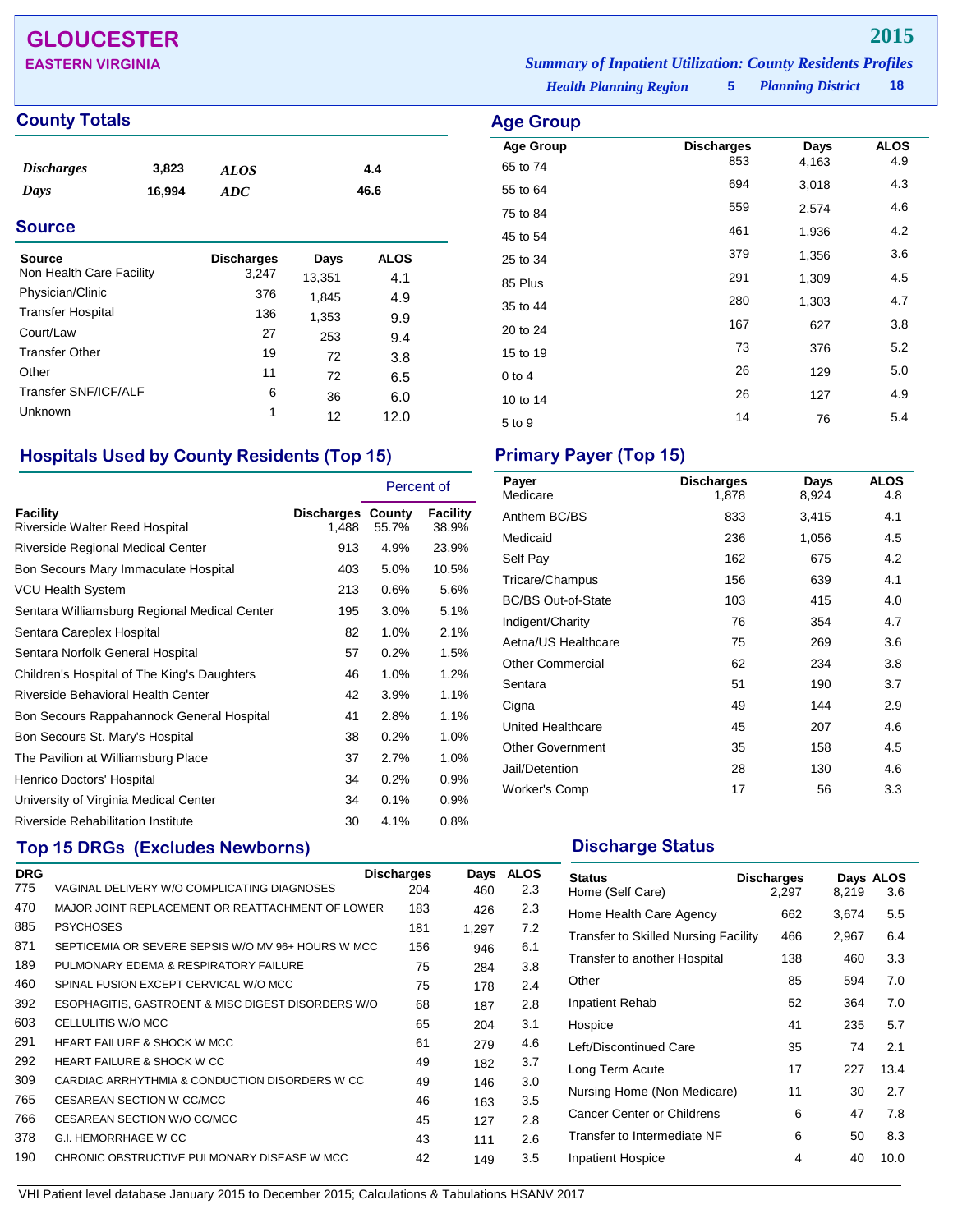# GLOUCESTER

**EASTERN VIRGINIA**

**2015**

***Summary of Inpatient Utilization: County Residents Profiles***

***Health Planning Region*** **5** ***Planning District*** **18**

## County Totals

| | | | |
|---|---|---|---|
| ***Discharges*** | **3,823** | ***ALOS*** | **4.4** |
| ***Days*** | **16,994** | ***ADC*** | **46.6** |

## Source

| Source | Discharges | Days | ALOS |
|---|---|---|---|
| Non Health Care Facility | 3,247 | 13,351 | 4.1 |
| Physician/Clinic | 376 | 1,845 | 4.9 |
| Transfer Hospital | 136 | 1,353 | 9.9 |
| Court/Law | 27 | 253 | 9.4 |
| Transfer Other | 19 | 72 | 3.8 |
| Other | 11 | 72 | 6.5 |
| Transfer SNF/ICF/ALF | 6 | 36 | 6.0 |
| Unknown | 1 | 12 | 12.0 |

## Age Group

| Age Group | Discharges | Days | ALOS |
|---|---|---|---|
| 65 to 74 | 853 | 4,163 | 4.9 |
| 55 to 64 | 694 | 3,018 | 4.3 |
| 75 to 84 | 559 | 2,574 | 4.6 |
| 45 to 54 | 461 | 1,936 | 4.2 |
| 25 to 34 | 379 | 1,356 | 3.6 |
| 85 Plus | 291 | 1,309 | 4.5 |
| 35 to 44 | 280 | 1,303 | 4.7 |
| 20 to 24 | 167 | 627 | 3.8 |
| 15 to 19 | 73 | 376 | 5.2 |
| 0 to 4 | 26 | 129 | 5.0 |
| 10 to 14 | 26 | 127 | 4.9 |
| 5 to 9 | 14 | 76 | 5.4 |

## Hospitals Used by County Residents (Top 15)

| Facility | Discharges | Percent of County | Percent of Facility |
|---|---|---|---|
| Riverside Walter Reed Hospital | 1,488 | 55.7% | 38.9% |
| Riverside Regional Medical Center | 913 | 4.9% | 23.9% |
| Bon Secours Mary Immaculate Hospital | 403 | 5.0% | 10.5% |
| VCU Health System | 213 | 0.6% | 5.6% |
| Sentara Williamsburg Regional Medical Center | 195 | 3.0% | 5.1% |
| Sentara Careplex Hospital | 82 | 1.0% | 2.1% |
| Sentara Norfolk General Hospital | 57 | 0.2% | 1.5% |
| Children's Hospital of The King's Daughters | 46 | 1.0% | 1.2% |
| Riverside Behavioral Health Center | 42 | 3.9% | 1.1% |
| Bon Secours Rappahannock General Hospital | 41 | 2.8% | 1.1% |
| Bon Secours St. Mary's Hospital | 38 | 0.2% | 1.0% |
| The Pavilion at Williamsburg Place | 37 | 2.7% | 1.0% |
| Henrico Doctors' Hospital | 34 | 0.2% | 0.9% |
| University of Virginia Medical Center | 34 | 0.1% | 0.9% |
| Riverside Rehabilitation Institute | 30 | 4.1% | 0.8% |

## Primary Payer (Top 15)

| Payer | Discharges | Days | ALOS |
|---|---|---|---|
| Medicare | 1,878 | 8,924 | 4.8 |
| Anthem BC/BS | 833 | 3,415 | 4.1 |
| Medicaid | 236 | 1,056 | 4.5 |
| Self Pay | 162 | 675 | 4.2 |
| Tricare/Champus | 156 | 639 | 4.1 |
| BC/BS Out-of-State | 103 | 415 | 4.0 |
| Indigent/Charity | 76 | 354 | 4.7 |
| Aetna/US Healthcare | 75 | 269 | 3.6 |
| Other Commercial | 62 | 234 | 3.8 |
| Sentara | 51 | 190 | 3.7 |
| Cigna | 49 | 144 | 2.9 |
| United Healthcare | 45 | 207 | 4.6 |
| Other Government | 35 | 158 | 4.5 |
| Jail/Detention | 28 | 130 | 4.6 |
| Worker's Comp | 17 | 56 | 3.3 |

## Top 15 DRGs (Excludes Newborns)

| DRG | | Discharges | Days | ALOS |
|---|---|---|---|---|
| 775 | VAGINAL DELIVERY W/O COMPLICATING DIAGNOSES | 204 | 460 | 2.3 |
| 470 | MAJOR JOINT REPLACEMENT OR REATTACHMENT OF LOWER | 183 | 426 | 2.3 |
| 885 | PSYCHOSES | 181 | 1,297 | 7.2 |
| 871 | SEPTICEMIA OR SEVERE SEPSIS W/O MV 96+ HOURS W MCC | 156 | 946 | 6.1 |
| 189 | PULMONARY EDEMA & RESPIRATORY FAILURE | 75 | 284 | 3.8 |
| 460 | SPINAL FUSION EXCEPT CERVICAL W/O MCC | 75 | 178 | 2.4 |
| 392 | ESOPHAGITIS, GASTROENT & MISC DIGEST DISORDERS W/O | 68 | 187 | 2.8 |
| 603 | CELLULITIS W/O MCC | 65 | 204 | 3.1 |
| 291 | HEART FAILURE & SHOCK W MCC | 61 | 279 | 4.6 |
| 292 | HEART FAILURE & SHOCK W CC | 49 | 182 | 3.7 |
| 309 | CARDIAC ARRHYTHMIA & CONDUCTION DISORDERS W CC | 49 | 146 | 3.0 |
| 765 | CESAREAN SECTION W CC/MCC | 46 | 163 | 3.5 |
| 766 | CESAREAN SECTION W/O CC/MCC | 45 | 127 | 2.8 |
| 378 | G.I. HEMORRHAGE W CC | 43 | 111 | 2.6 |
| 190 | CHRONIC OBSTRUCTIVE PULMONARY DISEASE W MCC | 42 | 149 | 3.5 |

## Discharge Status

| Status | Discharges | Days | ALOS |
|---|---|---|---|
| Home (Self Care) | 2,297 | 8,219 | 3.6 |
| Home Health Care Agency | 662 | 3,674 | 5.5 |
| Transfer to Skilled Nursing Facility | 466 | 2,967 | 6.4 |
| Transfer to another Hospital | 138 | 460 | 3.3 |
| Other | 85 | 594 | 7.0 |
| Inpatient Rehab | 52 | 364 | 7.0 |
| Hospice | 41 | 235 | 5.7 |
| Left/Discontinued Care | 35 | 74 | 2.1 |
| Long Term Acute | 17 | 227 | 13.4 |
| Nursing Home (Non Medicare) | 11 | 30 | 2.7 |
| Cancer Center or Childrens | 6 | 47 | 7.8 |
| Transfer to Intermediate NF | 6 | 50 | 8.3 |
| Inpatient Hospice | 4 | 40 | 10.0 |

VHI Patient level database January 2015 to December 2015; Calculations & Tabulations HSANV 2017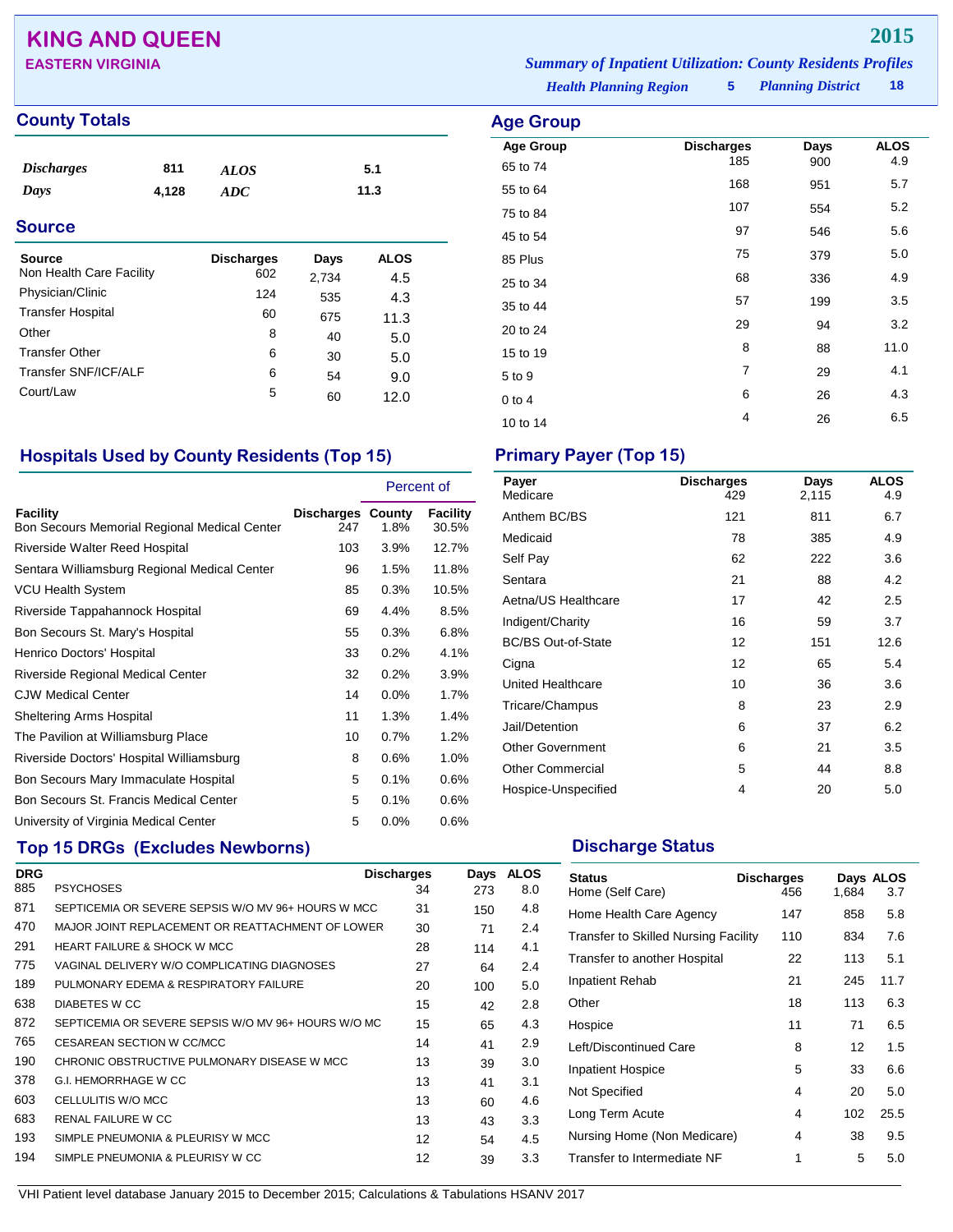# KING AND QUEEN

**EASTERN VIRGINIA**

**2015**

*Summary of Inpatient Utilization: County Residents Profiles*

*Health Planning Region* **5** *Planning District* **18**

## County Totals

| | | | |
|---|---|---|---|
| *Discharges* | 811 | *ALOS* | 5.1 |
| *Days* | 4,128 | *ADC* | 11.3 |

## Source

| Source | Discharges | Days | ALOS |
|---|---|---|---|
| Non Health Care Facility | 602 | 2,734 | 4.5 |
| Physician/Clinic | 124 | 535 | 4.3 |
| Transfer Hospital | 60 | 675 | 11.3 |
| Other | 8 | 40 | 5.0 |
| Transfer Other | 6 | 30 | 5.0 |
| Transfer SNF/ICF/ALF | 6 | 54 | 9.0 |
| Court/Law | 5 | 60 | 12.0 |

## Age Group

| Age Group | Discharges | Days | ALOS |
|---|---|---|---|
| 65 to 74 | 185 | 900 | 4.9 |
| 55 to 64 | 168 | 951 | 5.7 |
| 75 to 84 | 107 | 554 | 5.2 |
| 45 to 54 | 97 | 546 | 5.6 |
| 85 Plus | 75 | 379 | 5.0 |
| 25 to 34 | 68 | 336 | 4.9 |
| 35 to 44 | 57 | 199 | 3.5 |
| 20 to 24 | 29 | 94 | 3.2 |
| 15 to 19 | 8 | 88 | 11.0 |
| 5 to 9 | 7 | 29 | 4.1 |
| 0 to 4 | 6 | 26 | 4.3 |
| 10 to 14 | 4 | 26 | 6.5 |

## Hospitals Used by County Residents (Top 15)

| | | Percent of | |
|---|---|---|---|
| Facility | Discharges | County | Facility |
| Bon Secours Memorial Regional Medical Center | 247 | 1.8% | 30.5% |
| Riverside Walter Reed Hospital | 103 | 3.9% | 12.7% |
| Sentara Williamsburg Regional Medical Center | 96 | 1.5% | 11.8% |
| VCU Health System | 85 | 0.3% | 10.5% |
| Riverside Tappahannock Hospital | 69 | 4.4% | 8.5% |
| Bon Secours St. Mary's Hospital | 55 | 0.3% | 6.8% |
| Henrico Doctors' Hospital | 33 | 0.2% | 4.1% |
| Riverside Regional Medical Center | 32 | 0.2% | 3.9% |
| CJW Medical Center | 14 | 0.0% | 1.7% |
| Sheltering Arms Hospital | 11 | 1.3% | 1.4% |
| The Pavilion at Williamsburg Place | 10 | 0.7% | 1.2% |
| Riverside Doctors' Hospital Williamsburg | 8 | 0.6% | 1.0% |
| Bon Secours Mary Immaculate Hospital | 5 | 0.1% | 0.6% |
| Bon Secours St. Francis Medical Center | 5 | 0.1% | 0.6% |
| University of Virginia Medical Center | 5 | 0.0% | 0.6% |

## Primary Payer (Top 15)

| Payer | Discharges | Days | ALOS |
|---|---|---|---|
| Medicare | 429 | 2,115 | 4.9 |
| Anthem BC/BS | 121 | 811 | 6.7 |
| Medicaid | 78 | 385 | 4.9 |
| Self Pay | 62 | 222 | 3.6 |
| Sentara | 21 | 88 | 4.2 |
| Aetna/US Healthcare | 17 | 42 | 2.5 |
| Indigent/Charity | 16 | 59 | 3.7 |
| BC/BS Out-of-State | 12 | 151 | 12.6 |
| Cigna | 12 | 65 | 5.4 |
| United Healthcare | 10 | 36 | 3.6 |
| Tricare/Champus | 8 | 23 | 2.9 |
| Jail/Detention | 6 | 37 | 6.2 |
| Other Government | 6 | 21 | 3.5 |
| Other Commercial | 5 | 44 | 8.8 |
| Hospice-Unspecified | 4 | 20 | 5.0 |

## Top 15 DRGs (Excludes Newborns)

| DRG | | Discharges | Days | ALOS |
|---|---|---|---|---|
| 885 | PSYCHOSES | 34 | 273 | 8.0 |
| 871 | SEPTICEMIA OR SEVERE SEPSIS W/O MV 96+ HOURS W MCC | 31 | 150 | 4.8 |
| 470 | MAJOR JOINT REPLACEMENT OR REATTACHMENT OF LOWER | 30 | 71 | 2.4 |
| 291 | HEART FAILURE & SHOCK W MCC | 28 | 114 | 4.1 |
| 775 | VAGINAL DELIVERY W/O COMPLICATING DIAGNOSES | 27 | 64 | 2.4 |
| 189 | PULMONARY EDEMA & RESPIRATORY FAILURE | 20 | 100 | 5.0 |
| 638 | DIABETES W CC | 15 | 42 | 2.8 |
| 872 | SEPTICEMIA OR SEVERE SEPSIS W/O MV 96+ HOURS W/O MC | 15 | 65 | 4.3 |
| 765 | CESAREAN SECTION W CC/MCC | 14 | 41 | 2.9 |
| 190 | CHRONIC OBSTRUCTIVE PULMONARY DISEASE W MCC | 13 | 39 | 3.0 |
| 378 | G.I. HEMORRHAGE W CC | 13 | 41 | 3.1 |
| 603 | CELLULITIS W/O MCC | 13 | 60 | 4.6 |
| 683 | RENAL FAILURE W CC | 13 | 43 | 3.3 |
| 193 | SIMPLE PNEUMONIA & PLEURISY W MCC | 12 | 54 | 4.5 |
| 194 | SIMPLE PNEUMONIA & PLEURISY W CC | 12 | 39 | 3.3 |

## Discharge Status

| Status | Discharges | Days | ALOS |
|---|---|---|---|
| Home (Self Care) | 456 | 1,684 | 3.7 |
| Home Health Care Agency | 147 | 858 | 5.8 |
| Transfer to Skilled Nursing Facility | 110 | 834 | 7.6 |
| Transfer to another Hospital | 22 | 113 | 5.1 |
| Inpatient Rehab | 21 | 245 | 11.7 |
| Other | 18 | 113 | 6.3 |
| Hospice | 11 | 71 | 6.5 |
| Left/Discontinued Care | 8 | 12 | 1.5 |
| Inpatient Hospice | 5 | 33 | 6.6 |
| Not Specified | 4 | 20 | 5.0 |
| Long Term Acute | 4 | 102 | 25.5 |
| Nursing Home (Non Medicare) | 4 | 38 | 9.5 |
| Transfer to Intermediate NF | 1 | 5 | 5.0 |

VHI Patient level database January 2015 to December 2015; Calculations & Tabulations HSANV 2017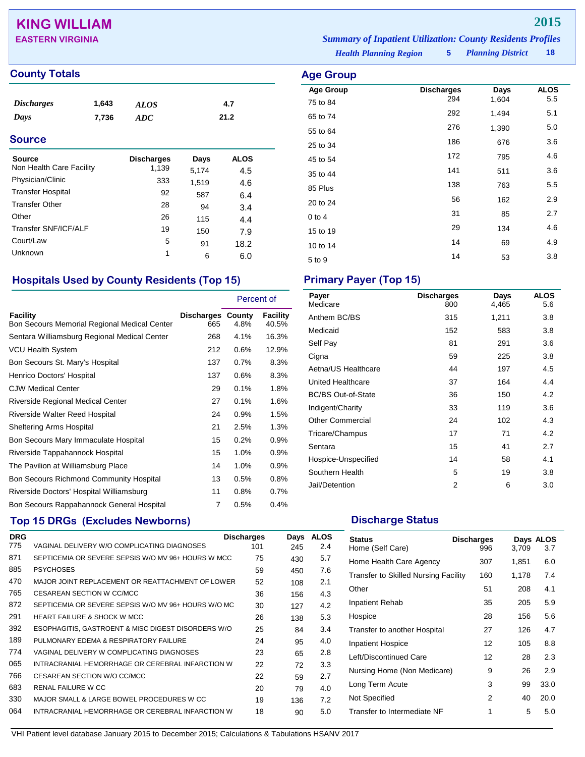# KING WILLIAM

**EASTERN VIRGINIA**

**2015**

*Summary of Inpatient Utilization: County Residents Profiles*

*Health Planning Region* **5** *Planning District* **18**

## County Totals

| | | | |
|---|---|---|---|
| *Discharges* | 1,643 | *ALOS* | 4.7 |
| *Days* | 7,736 | *ADC* | 21.2 |

## Source

| Source | Discharges | Days | ALOS |
|---|---|---|---|
| Non Health Care Facility | 1,139 | 5,174 | 4.5 |
| Physician/Clinic | 333 | 1,519 | 4.6 |
| Transfer Hospital | 92 | 587 | 6.4 |
| Transfer Other | 28 | 94 | 3.4 |
| Other | 26 | 115 | 4.4 |
| Transfer SNF/ICF/ALF | 19 | 150 | 7.9 |
| Court/Law | 5 | 91 | 18.2 |
| Unknown | 1 | 6 | 6.0 |

## Age Group

| Age Group | Discharges | Days | ALOS |
|---|---|---|---|
| 75 to 84 | 294 | 1,604 | 5.5 |
| 65 to 74 | 292 | 1,494 | 5.1 |
| 55 to 64 | 276 | 1,390 | 5.0 |
| 25 to 34 | 186 | 676 | 3.6 |
| 45 to 54 | 172 | 795 | 4.6 |
| 35 to 44 | 141 | 511 | 3.6 |
| 85 Plus | 138 | 763 | 5.5 |
| 20 to 24 | 56 | 162 | 2.9 |
| 0 to 4 | 31 | 85 | 2.7 |
| 15 to 19 | 29 | 134 | 4.6 |
| 10 to 14 | 14 | 69 | 4.9 |
| 5 to 9 | 14 | 53 | 3.8 |

## Hospitals Used by County Residents (Top 15)

| | | Percent of | |
|---|---|---|---|
| Facility | Discharges | County | Facility |
| Bon Secours Memorial Regional Medical Center | 665 | 4.8% | 40.5% |
| Sentara Williamsburg Regional Medical Center | 268 | 4.1% | 16.3% |
| VCU Health System | 212 | 0.6% | 12.9% |
| Bon Secours St. Mary's Hospital | 137 | 0.7% | 8.3% |
| Henrico Doctors' Hospital | 137 | 0.6% | 8.3% |
| CJW Medical Center | 29 | 0.1% | 1.8% |
| Riverside Regional Medical Center | 27 | 0.1% | 1.6% |
| Riverside Walter Reed Hospital | 24 | 0.9% | 1.5% |
| Sheltering Arms Hospital | 21 | 2.5% | 1.3% |
| Bon Secours Mary Immaculate Hospital | 15 | 0.2% | 0.9% |
| Riverside Tappahannock Hospital | 15 | 1.0% | 0.9% |
| The Pavilion at Williamsburg Place | 14 | 1.0% | 0.9% |
| Bon Secours Richmond Community Hospital | 13 | 0.5% | 0.8% |
| Riverside Doctors' Hospital Williamsburg | 11 | 0.8% | 0.7% |
| Bon Secours Rappahannock General Hospital | 7 | 0.5% | 0.4% |

## Primary Payer (Top 15)

| Payer | Discharges | Days | ALOS |
|---|---|---|---|
| Medicare | 800 | 4,465 | 5.6 |
| Anthem BC/BS | 315 | 1,211 | 3.8 |
| Medicaid | 152 | 583 | 3.8 |
| Self Pay | 81 | 291 | 3.6 |
| Cigna | 59 | 225 | 3.8 |
| Aetna/US Healthcare | 44 | 197 | 4.5 |
| United Healthcare | 37 | 164 | 4.4 |
| BC/BS Out-of-State | 36 | 150 | 4.2 |
| Indigent/Charity | 33 | 119 | 3.6 |
| Other Commercial | 24 | 102 | 4.3 |
| Tricare/Champus | 17 | 71 | 4.2 |
| Sentara | 15 | 41 | 2.7 |
| Hospice-Unspecified | 14 | 58 | 4.1 |
| Southern Health | 5 | 19 | 3.8 |
| Jail/Detention | 2 | 6 | 3.0 |

## Top 15 DRGs (Excludes Newborns)

| DRG | | Discharges | Days | ALOS |
|---|---|---|---|---|
| 775 | VAGINAL DELIVERY W/O COMPLICATING DIAGNOSES | 101 | 245 | 2.4 |
| 871 | SEPTICEMIA OR SEVERE SEPSIS W/O MV 96+ HOURS W MCC | 75 | 430 | 5.7 |
| 885 | PSYCHOSES | 59 | 450 | 7.6 |
| 470 | MAJOR JOINT REPLACEMENT OR REATTACHMENT OF LOWER | 52 | 108 | 2.1 |
| 765 | CESAREAN SECTION W CC/MCC | 36 | 156 | 4.3 |
| 872 | SEPTICEMIA OR SEVERE SEPSIS W/O MV 96+ HOURS W/O MC | 30 | 127 | 4.2 |
| 291 | HEART FAILURE & SHOCK W MCC | 26 | 138 | 5.3 |
| 392 | ESOPHAGITIS, GASTROENT & MISC DIGEST DISORDERS W/O | 25 | 84 | 3.4 |
| 189 | PULMONARY EDEMA & RESPIRATORY FAILURE | 24 | 95 | 4.0 |
| 774 | VAGINAL DELIVERY W COMPLICATING DIAGNOSES | 23 | 65 | 2.8 |
| 065 | INTRACRANIAL HEMORRHAGE OR CEREBRAL INFARCTION W | 22 | 72 | 3.3 |
| 766 | CESAREAN SECTION W/O CC/MCC | 22 | 59 | 2.7 |
| 683 | RENAL FAILURE W CC | 20 | 79 | 4.0 |
| 330 | MAJOR SMALL & LARGE BOWEL PROCEDURES W CC | 19 | 136 | 7.2 |
| 064 | INTRACRANIAL HEMORRHAGE OR CEREBRAL INFARCTION W | 18 | 90 | 5.0 |

## Discharge Status

| Status | Discharges | Days | ALOS |
|---|---|---|---|
| Home (Self Care) | 996 | 3,709 | 3.7 |
| Home Health Care Agency | 307 | 1,851 | 6.0 |
| Transfer to Skilled Nursing Facility | 160 | 1,178 | 7.4 |
| Other | 51 | 208 | 4.1 |
| Inpatient Rehab | 35 | 205 | 5.9 |
| Hospice | 28 | 156 | 5.6 |
| Transfer to another Hospital | 27 | 126 | 4.7 |
| Inpatient Hospice | 12 | 105 | 8.8 |
| Left/Discontinued Care | 12 | 28 | 2.3 |
| Nursing Home (Non Medicare) | 9 | 26 | 2.9 |
| Long Term Acute | 3 | 99 | 33.0 |
| Not Specified | 2 | 40 | 20.0 |
| Transfer to Intermediate NF | 1 | 5 | 5.0 |

VHI Patient level database January 2015 to December 2015; Calculations & Tabulations HSANV 2017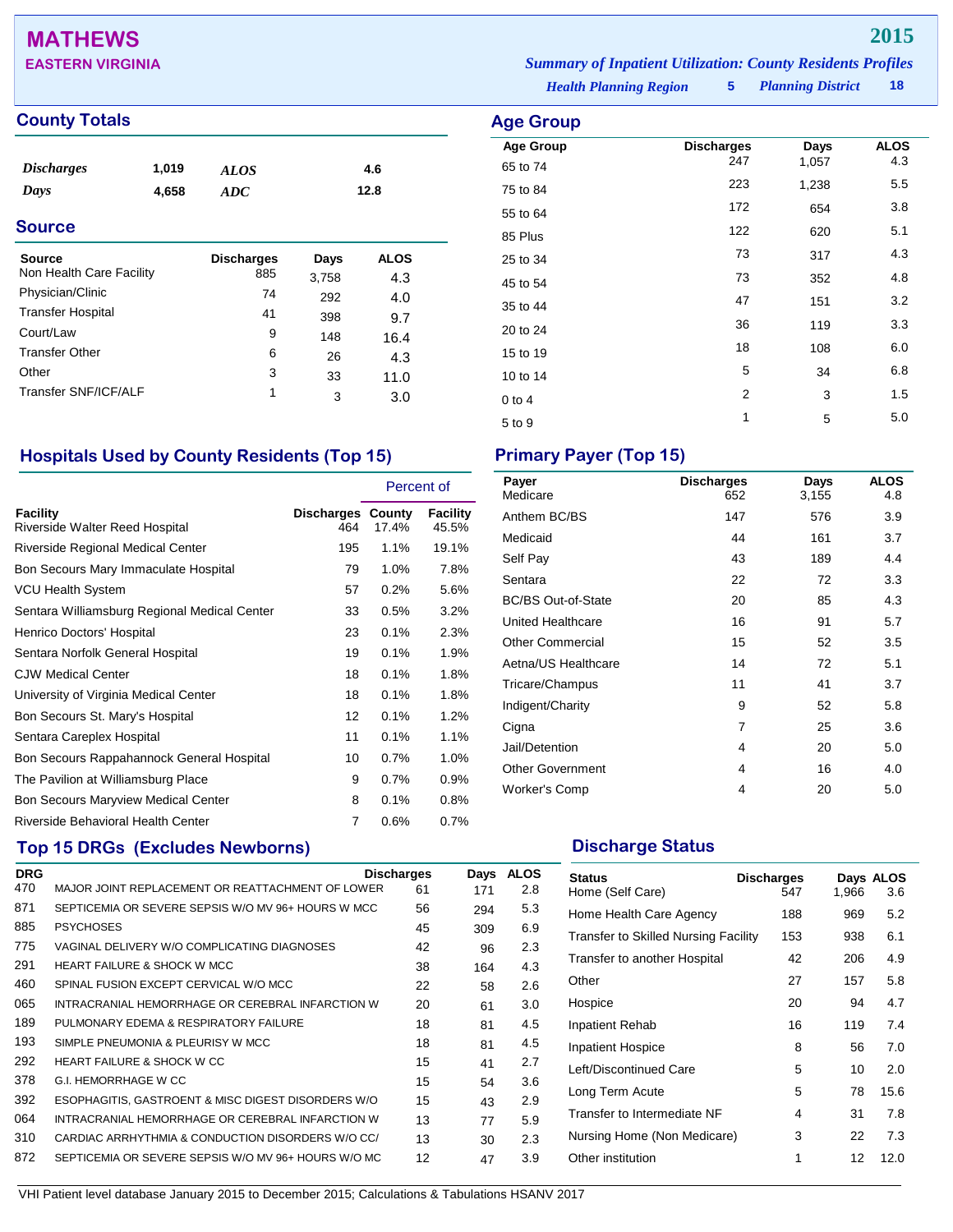# MATHEWS

**EASTERN VIRGINIA**

**2015**

*Summary of Inpatient Utilization: County Residents Profiles*

*Health Planning Region* **5** *Planning District* **18**

## County Totals

| | | | |
|---|---|---|---|
| *Discharges* | 1,019 | *ALOS* | 4.6 |
| *Days* | 4,658 | *ADC* | 12.8 |

## Source

| Source | Discharges | Days | ALOS |
|---|---|---|---|
| Non Health Care Facility | 885 | 3,758 | 4.3 |
| Physician/Clinic | 74 | 292 | 4.0 |
| Transfer Hospital | 41 | 398 | 9.7 |
| Court/Law | 9 | 148 | 16.4 |
| Transfer Other | 6 | 26 | 4.3 |
| Other | 3 | 33 | 11.0 |
| Transfer SNF/ICF/ALF | 1 | 3 | 3.0 |

## Age Group

| Age Group | Discharges | Days | ALOS |
|---|---|---|---|
| 65 to 74 | 247 | 1,057 | 4.3 |
| 75 to 84 | 223 | 1,238 | 5.5 |
| 55 to 64 | 172 | 654 | 3.8 |
| 85 Plus | 122 | 620 | 5.1 |
| 25 to 34 | 73 | 317 | 4.3 |
| 45 to 54 | 73 | 352 | 4.8 |
| 35 to 44 | 47 | 151 | 3.2 |
| 20 to 24 | 36 | 119 | 3.3 |
| 15 to 19 | 18 | 108 | 6.0 |
| 10 to 14 | 5 | 34 | 6.8 |
| 0 to 4 | 2 | 3 | 1.5 |
| 5 to 9 | 1 | 5 | 5.0 |

## Hospitals Used by County Residents (Top 15)

| | | Percent of | |
|---|---|---|---|
| Facility | Discharges | County | Facility |
| Riverside Walter Reed Hospital | 464 | 17.4% | 45.5% |
| Riverside Regional Medical Center | 195 | 1.1% | 19.1% |
| Bon Secours Mary Immaculate Hospital | 79 | 1.0% | 7.8% |
| VCU Health System | 57 | 0.2% | 5.6% |
| Sentara Williamsburg Regional Medical Center | 33 | 0.5% | 3.2% |
| Henrico Doctors' Hospital | 23 | 0.1% | 2.3% |
| Sentara Norfolk General Hospital | 19 | 0.1% | 1.9% |
| CJW Medical Center | 18 | 0.1% | 1.8% |
| University of Virginia Medical Center | 18 | 0.1% | 1.8% |
| Bon Secours St. Mary's Hospital | 12 | 0.1% | 1.2% |
| Sentara Careplex Hospital | 11 | 0.1% | 1.1% |
| Bon Secours Rappahannock General Hospital | 10 | 0.7% | 1.0% |
| The Pavilion at Williamsburg Place | 9 | 0.7% | 0.9% |
| Bon Secours Maryview Medical Center | 8 | 0.1% | 0.8% |
| Riverside Behavioral Health Center | 7 | 0.6% | 0.7% |

## Primary Payer (Top 15)

| Payer | Discharges | Days | ALOS |
|---|---|---|---|
| Medicare | 652 | 3,155 | 4.8 |
| Anthem BC/BS | 147 | 576 | 3.9 |
| Medicaid | 44 | 161 | 3.7 |
| Self Pay | 43 | 189 | 4.4 |
| Sentara | 22 | 72 | 3.3 |
| BC/BS Out-of-State | 20 | 85 | 4.3 |
| United Healthcare | 16 | 91 | 5.7 |
| Other Commercial | 15 | 52 | 3.5 |
| Aetna/US Healthcare | 14 | 72 | 5.1 |
| Tricare/Champus | 11 | 41 | 3.7 |
| Indigent/Charity | 9 | 52 | 5.8 |
| Cigna | 7 | 25 | 3.6 |
| Jail/Detention | 4 | 20 | 5.0 |
| Other Government | 4 | 16 | 4.0 |
| Worker's Comp | 4 | 20 | 5.0 |

## Top 15 DRGs (Excludes Newborns)

| DRG | | Discharges | Days | ALOS |
|---|---|---|---|---|
| 470 | MAJOR JOINT REPLACEMENT OR REATTACHMENT OF LOWER | 61 | 171 | 2.8 |
| 871 | SEPTICEMIA OR SEVERE SEPSIS W/O MV 96+ HOURS W MCC | 56 | 294 | 5.3 |
| 885 | PSYCHOSES | 45 | 309 | 6.9 |
| 775 | VAGINAL DELIVERY W/O COMPLICATING DIAGNOSES | 42 | 96 | 2.3 |
| 291 | HEART FAILURE & SHOCK W MCC | 38 | 164 | 4.3 |
| 460 | SPINAL FUSION EXCEPT CERVICAL W/O MCC | 22 | 58 | 2.6 |
| 065 | INTRACRANIAL HEMORRHAGE OR CEREBRAL INFARCTION W | 20 | 61 | 3.0 |
| 189 | PULMONARY EDEMA & RESPIRATORY FAILURE | 18 | 81 | 4.5 |
| 193 | SIMPLE PNEUMONIA & PLEURISY W MCC | 18 | 81 | 4.5 |
| 292 | HEART FAILURE & SHOCK W CC | 15 | 41 | 2.7 |
| 378 | G.I. HEMORRHAGE W CC | 15 | 54 | 3.6 |
| 392 | ESOPHAGITIS, GASTROENT & MISC DIGEST DISORDERS W/O | 15 | 43 | 2.9 |
| 064 | INTRACRANIAL HEMORRHAGE OR CEREBRAL INFARCTION W | 13 | 77 | 5.9 |
| 310 | CARDIAC ARRHYTHMIA & CONDUCTION DISORDERS W/O CC/ | 13 | 30 | 2.3 |
| 872 | SEPTICEMIA OR SEVERE SEPSIS W/O MV 96+ HOURS W/O MC | 12 | 47 | 3.9 |

## Discharge Status

| Status | Discharges | Days | ALOS |
|---|---|---|---|
| Home (Self Care) | 547 | 1,966 | 3.6 |
| Home Health Care Agency | 188 | 969 | 5.2 |
| Transfer to Skilled Nursing Facility | 153 | 938 | 6.1 |
| Transfer to another Hospital | 42 | 206 | 4.9 |
| Other | 27 | 157 | 5.8 |
| Hospice | 20 | 94 | 4.7 |
| Inpatient Rehab | 16 | 119 | 7.4 |
| Inpatient Hospice | 8 | 56 | 7.0 |
| Left/Discontinued Care | 5 | 10 | 2.0 |
| Long Term Acute | 5 | 78 | 15.6 |
| Transfer to Intermediate NF | 4 | 31 | 7.8 |
| Nursing Home (Non Medicare) | 3 | 22 | 7.3 |
| Other institution | 1 | 12 | 12.0 |

VHI Patient level database January 2015 to December 2015; Calculations & Tabulations HSANV 2017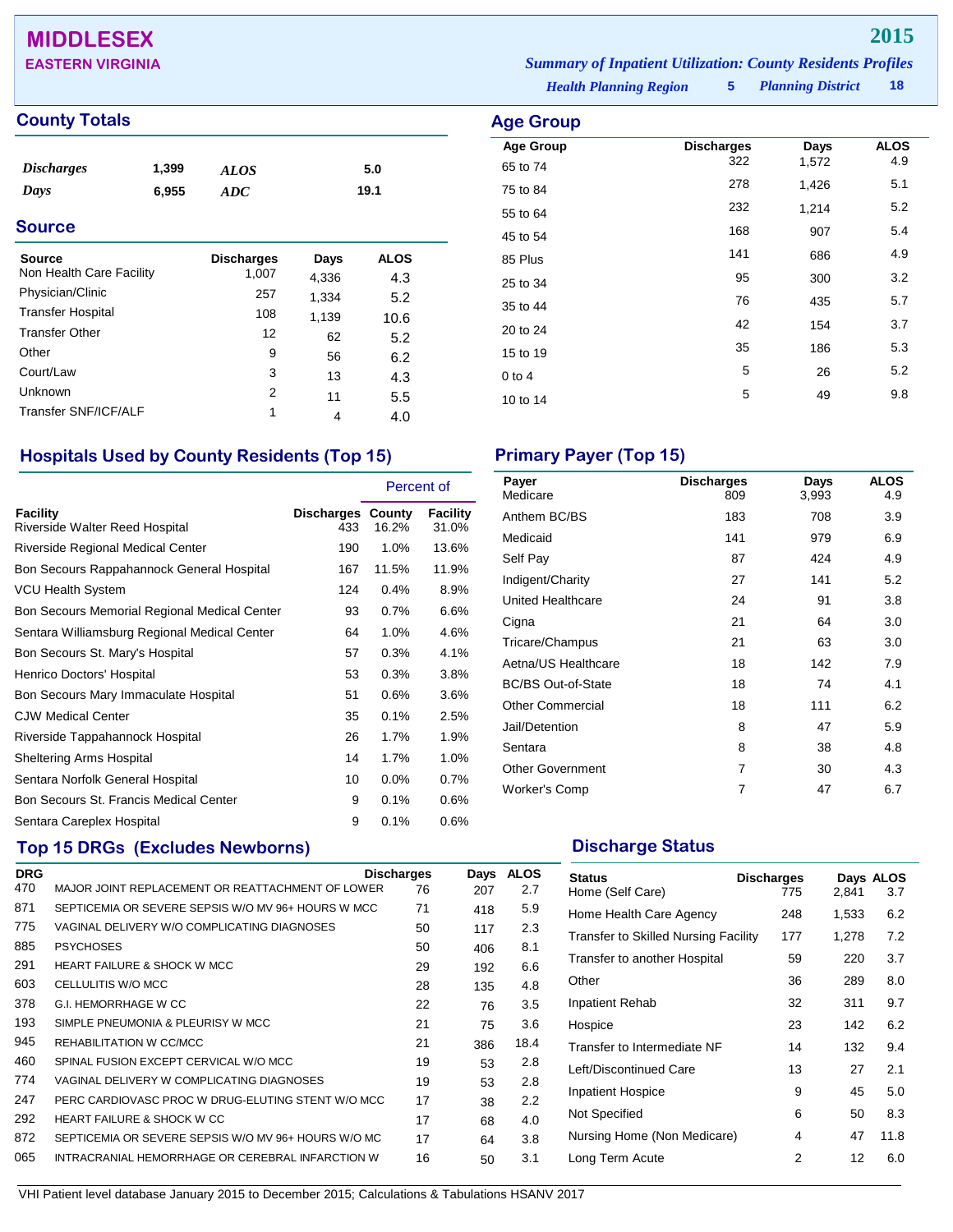# MIDDLESEX

**EASTERN VIRGINIA**

**2015**

*Summary of Inpatient Utilization: County Residents Profiles*

*Health Planning Region* **5** *Planning District* **18**

## County Totals

| | | | |
|---|---|---|---|
| *Discharges* | 1,399 | *ALOS* | 5.0 |
| *Days* | 6,955 | *ADC* | 19.1 |

## Source

| Source | Discharges | Days | ALOS |
|---|---|---|---|
| Non Health Care Facility | 1,007 | 4,336 | 4.3 |
| Physician/Clinic | 257 | 1,334 | 5.2 |
| Transfer Hospital | 108 | 1,139 | 10.6 |
| Transfer Other | 12 | 62 | 5.2 |
| Other | 9 | 56 | 6.2 |
| Court/Law | 3 | 13 | 4.3 |
| Unknown | 2 | 11 | 5.5 |
| Transfer SNF/ICF/ALF | 1 | 4 | 4.0 |

## Age Group

| Age Group | Discharges | Days | ALOS |
|---|---|---|---|
| 65 to 74 | 322 | 1,572 | 4.9 |
| 75 to 84 | 278 | 1,426 | 5.1 |
| 55 to 64 | 232 | 1,214 | 5.2 |
| 45 to 54 | 168 | 907 | 5.4 |
| 85 Plus | 141 | 686 | 4.9 |
| 25 to 34 | 95 | 300 | 3.2 |
| 35 to 44 | 76 | 435 | 5.7 |
| 20 to 24 | 42 | 154 | 3.7 |
| 15 to 19 | 35 | 186 | 5.3 |
| 0 to 4 | 5 | 26 | 5.2 |
| 10 to 14 | 5 | 49 | 9.8 |

## Hospitals Used by County Residents (Top 15)

| Facility | Discharges | Percent of County | Percent of Facility |
|---|---|---|---|
| Riverside Walter Reed Hospital | 433 | 16.2% | 31.0% |
| Riverside Regional Medical Center | 190 | 1.0% | 13.6% |
| Bon Secours Rappahannock General Hospital | 167 | 11.5% | 11.9% |
| VCU Health System | 124 | 0.4% | 8.9% |
| Bon Secours Memorial Regional Medical Center | 93 | 0.7% | 6.6% |
| Sentara Williamsburg Regional Medical Center | 64 | 1.0% | 4.6% |
| Bon Secours St. Mary's Hospital | 57 | 0.3% | 4.1% |
| Henrico Doctors' Hospital | 53 | 0.3% | 3.8% |
| Bon Secours Mary Immaculate Hospital | 51 | 0.6% | 3.6% |
| CJW Medical Center | 35 | 0.1% | 2.5% |
| Riverside Tappahannock Hospital | 26 | 1.7% | 1.9% |
| Sheltering Arms Hospital | 14 | 1.7% | 1.0% |
| Sentara Norfolk General Hospital | 10 | 0.0% | 0.7% |
| Bon Secours St. Francis Medical Center | 9 | 0.1% | 0.6% |
| Sentara Careplex Hospital | 9 | 0.1% | 0.6% |

## Primary Payer (Top 15)

| Payer | Discharges | Days | ALOS |
|---|---|---|---|
| Medicare | 809 | 3,993 | 4.9 |
| Anthem BC/BS | 183 | 708 | 3.9 |
| Medicaid | 141 | 979 | 6.9 |
| Self Pay | 87 | 424 | 4.9 |
| Indigent/Charity | 27 | 141 | 5.2 |
| United Healthcare | 24 | 91 | 3.8 |
| Cigna | 21 | 64 | 3.0 |
| Tricare/Champus | 21 | 63 | 3.0 |
| Aetna/US Healthcare | 18 | 142 | 7.9 |
| BC/BS Out-of-State | 18 | 74 | 4.1 |
| Other Commercial | 18 | 111 | 6.2 |
| Jail/Detention | 8 | 47 | 5.9 |
| Sentara | 8 | 38 | 4.8 |
| Other Government | 7 | 30 | 4.3 |
| Worker's Comp | 7 | 47 | 6.7 |

## Top 15 DRGs (Excludes Newborns)

| DRG | | Discharges | Days | ALOS |
|---|---|---|---|---|
| 470 | MAJOR JOINT REPLACEMENT OR REATTACHMENT OF LOWER | 76 | 207 | 2.7 |
| 871 | SEPTICEMIA OR SEVERE SEPSIS W/O MV 96+ HOURS W MCC | 71 | 418 | 5.9 |
| 775 | VAGINAL DELIVERY W/O COMPLICATING DIAGNOSES | 50 | 117 | 2.3 |
| 885 | PSYCHOSES | 50 | 406 | 8.1 |
| 291 | HEART FAILURE & SHOCK W MCC | 29 | 192 | 6.6 |
| 603 | CELLULITIS W/O MCC | 28 | 135 | 4.8 |
| 378 | G.I. HEMORRHAGE W CC | 22 | 76 | 3.5 |
| 193 | SIMPLE PNEUMONIA & PLEURISY W MCC | 21 | 75 | 3.6 |
| 945 | REHABILITATION W CC/MCC | 21 | 386 | 18.4 |
| 460 | SPINAL FUSION EXCEPT CERVICAL W/O MCC | 19 | 53 | 2.8 |
| 774 | VAGINAL DELIVERY W COMPLICATING DIAGNOSES | 19 | 53 | 2.8 |
| 247 | PERC CARDIOVASC PROC W DRUG-ELUTING STENT W/O MCC | 17 | 38 | 2.2 |
| 292 | HEART FAILURE & SHOCK W CC | 17 | 68 | 4.0 |
| 872 | SEPTICEMIA OR SEVERE SEPSIS W/O MV 96+ HOURS W/O MC | 17 | 64 | 3.8 |
| 065 | INTRACRANIAL HEMORRHAGE OR CEREBRAL INFARCTION W | 16 | 50 | 3.1 |

## Discharge Status

| Status | Discharges | Days | ALOS |
|---|---|---|---|
| Home (Self Care) | 775 | 2,841 | 3.7 |
| Home Health Care Agency | 248 | 1,533 | 6.2 |
| Transfer to Skilled Nursing Facility | 177 | 1,278 | 7.2 |
| Transfer to another Hospital | 59 | 220 | 3.7 |
| Other | 36 | 289 | 8.0 |
| Inpatient Rehab | 32 | 311 | 9.7 |
| Hospice | 23 | 142 | 6.2 |
| Transfer to Intermediate NF | 14 | 132 | 9.4 |
| Left/Discontinued Care | 13 | 27 | 2.1 |
| Inpatient Hospice | 9 | 45 | 5.0 |
| Not Specified | 6 | 50 | 8.3 |
| Nursing Home (Non Medicare) | 4 | 47 | 11.8 |
| Long Term Acute | 2 | 12 | 6.0 |

VHI Patient level database January 2015 to December 2015; Calculations & Tabulations HSANV 2017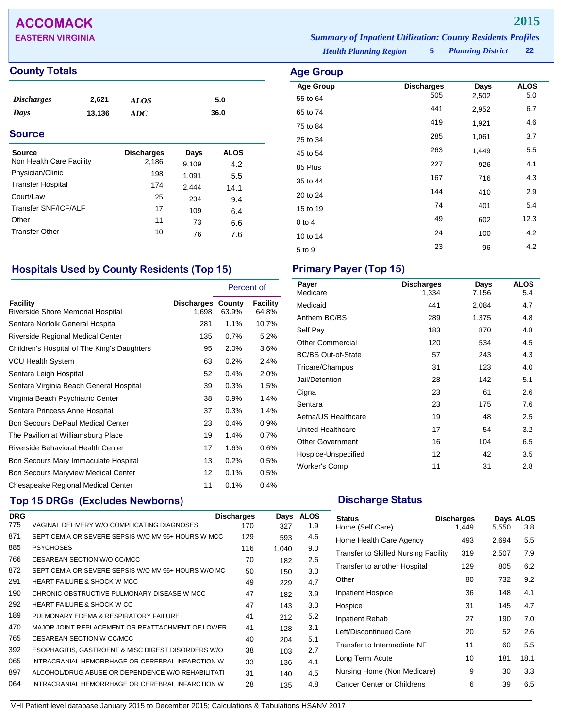# ACCOMACK

**EASTERN VIRGINIA**

**2015**

*Summary of Inpatient Utilization: County Residents Profiles*

*Health Planning Region* **5** *Planning District* **22**

## County Totals

| | | | |
|---|---|---|---|
| *Discharges* | 2,621 | *ALOS* | 5.0 |
| *Days* | 13,136 | *ADC* | 36.0 |

## Source

| Source | Discharges | Days | ALOS |
|---|---|---|---|
| Non Health Care Facility | 2,186 | 9,109 | 4.2 |
| Physician/Clinic | 198 | 1,091 | 5.5 |
| Transfer Hospital | 174 | 2,444 | 14.1 |
| Court/Law | 25 | 234 | 9.4 |
| Transfer SNF/ICF/ALF | 17 | 109 | 6.4 |
| Other | 11 | 73 | 6.6 |
| Transfer Other | 10 | 76 | 7.6 |

## Age Group

| Age Group | Discharges | Days | ALOS |
|---|---|---|---|
| 55 to 64 | 505 | 2,502 | 5.0 |
| 65 to 74 | 441 | 2,952 | 6.7 |
| 75 to 84 | 419 | 1,921 | 4.6 |
| 25 to 34 | 285 | 1,061 | 3.7 |
| 45 to 54 | 263 | 1,449 | 5.5 |
| 85 Plus | 227 | 926 | 4.1 |
| 35 to 44 | 167 | 716 | 4.3 |
| 20 to 24 | 144 | 410 | 2.9 |
| 15 to 19 | 74 | 401 | 5.4 |
| 0 to 4 | 49 | 602 | 12.3 |
| 10 to 14 | 24 | 100 | 4.2 |
| 5 to 9 | 23 | 96 | 4.2 |

## Hospitals Used by County Residents (Top 15)

| | | Percent of | |
|---|---|---|---|
| Facility | Discharges | County | Facility |
| Riverside Shore Memorial Hospital | 1,698 | 63.9% | 64.8% |
| Sentara Norfolk General Hospital | 281 | 1.1% | 10.7% |
| Riverside Regional Medical Center | 135 | 0.7% | 5.2% |
| Children's Hospital of The King's Daughters | 95 | 2.0% | 3.6% |
| VCU Health System | 63 | 0.2% | 2.4% |
| Sentara Leigh Hospital | 52 | 0.4% | 2.0% |
| Sentara Virginia Beach General Hospital | 39 | 0.3% | 1.5% |
| Virginia Beach Psychiatric Center | 38 | 0.9% | 1.4% |
| Sentara Princess Anne Hospital | 37 | 0.3% | 1.4% |
| Bon Secours DePaul Medical Center | 23 | 0.4% | 0.9% |
| The Pavilion at Williamsburg Place | 19 | 1.4% | 0.7% |
| Riverside Behavioral Health Center | 17 | 1.6% | 0.6% |
| Bon Secours Mary Immaculate Hospital | 13 | 0.2% | 0.5% |
| Bon Secours Maryview Medical Center | 12 | 0.1% | 0.5% |
| Chesapeake Regional Medical Center | 11 | 0.1% | 0.4% |

## Primary Payer (Top 15)

| Payer | Discharges | Days | ALOS |
|---|---|---|---|
| Medicare | 1,334 | 7,156 | 5.4 |
| Medicaid | 441 | 2,084 | 4.7 |
| Anthem BC/BS | 289 | 1,375 | 4.8 |
| Self Pay | 183 | 870 | 4.8 |
| Other Commercial | 120 | 534 | 4.5 |
| BC/BS Out-of-State | 57 | 243 | 4.3 |
| Tricare/Champus | 31 | 123 | 4.0 |
| Jail/Detention | 28 | 142 | 5.1 |
| Cigna | 23 | 61 | 2.6 |
| Sentara | 23 | 175 | 7.6 |
| Aetna/US Healthcare | 19 | 48 | 2.5 |
| United Healthcare | 17 | 54 | 3.2 |
| Other Government | 16 | 104 | 6.5 |
| Hospice-Unspecified | 12 | 42 | 3.5 |
| Worker's Comp | 11 | 31 | 2.8 |

## Top 15 DRGs (Excludes Newborns)

| DRG | | Discharges | Days | ALOS |
|---|---|---|---|---|
| 775 | VAGINAL DELIVERY W/O COMPLICATING DIAGNOSES | 170 | 327 | 1.9 |
| 871 | SEPTICEMIA OR SEVERE SEPSIS W/O MV 96+ HOURS W MCC | 129 | 593 | 4.6 |
| 885 | PSYCHOSES | 116 | 1,040 | 9.0 |
| 766 | CESAREAN SECTION W/O CC/MCC | 70 | 182 | 2.6 |
| 872 | SEPTICEMIA OR SEVERE SEPSIS W/O MV 96+ HOURS W/O MC | 50 | 150 | 3.0 |
| 291 | HEART FAILURE & SHOCK W MCC | 49 | 229 | 4.7 |
| 190 | CHRONIC OBSTRUCTIVE PULMONARY DISEASE W MCC | 47 | 182 | 3.9 |
| 292 | HEART FAILURE & SHOCK W CC | 47 | 143 | 3.0 |
| 189 | PULMONARY EDEMA & RESPIRATORY FAILURE | 41 | 212 | 5.2 |
| 470 | MAJOR JOINT REPLACEMENT OR REATTACHMENT OF LOWER | 41 | 128 | 3.1 |
| 765 | CESAREAN SECTION W CC/MCC | 40 | 204 | 5.1 |
| 392 | ESOPHAGITIS, GASTROENT & MISC DIGEST DISORDERS W/O | 38 | 103 | 2.7 |
| 065 | INTRACRANIAL HEMORRHAGE OR CEREBRAL INFARCTION W | 33 | 136 | 4.1 |
| 897 | ALCOHOL/DRUG ABUSE OR DEPENDENCE W/O REHABILITATI | 31 | 140 | 4.5 |
| 064 | INTRACRANIAL HEMORRHAGE OR CEREBRAL INFARCTION W | 28 | 135 | 4.8 |

## Discharge Status

| Status | Discharges | Days | ALOS |
|---|---|---|---|
| Home (Self Care) | 1,449 | 5,550 | 3.8 |
| Home Health Care Agency | 493 | 2,694 | 5.5 |
| Transfer to Skilled Nursing Facility | 319 | 2,507 | 7.9 |
| Transfer to another Hospital | 129 | 805 | 6.2 |
| Other | 80 | 732 | 9.2 |
| Inpatient Hospice | 36 | 148 | 4.1 |
| Hospice | 31 | 145 | 4.7 |
| Inpatient Rehab | 27 | 190 | 7.0 |
| Left/Discontinued Care | 20 | 52 | 2.6 |
| Transfer to Intermediate NF | 11 | 60 | 5.5 |
| Long Term Acute | 10 | 181 | 18.1 |
| Nursing Home (Non Medicare) | 9 | 30 | 3.3 |
| Cancer Center or Childrens | 6 | 39 | 6.5 |

VHI Patient level database January 2015 to December 2015; Calculations & Tabulations HSANV 2017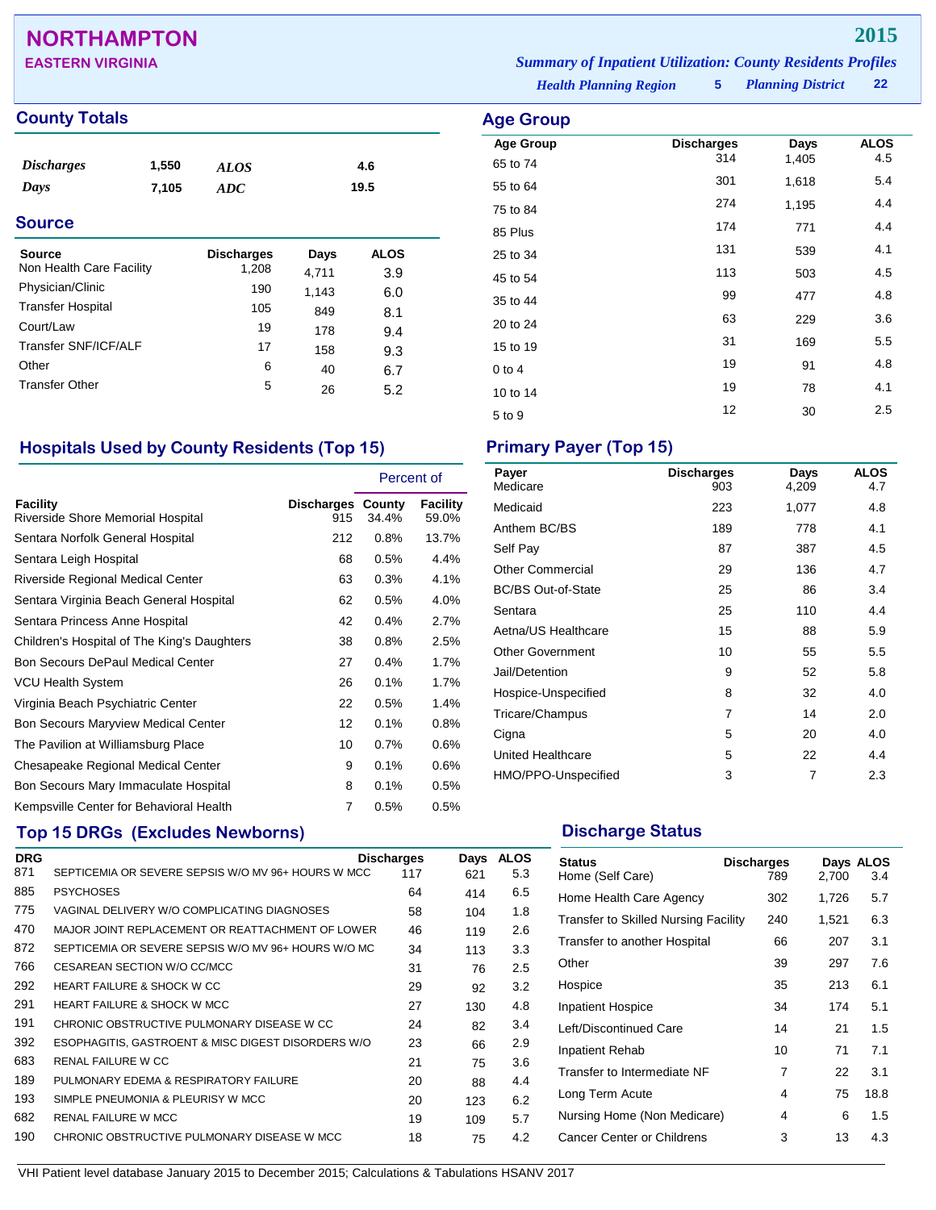# NORTHAMPTON

**EASTERN VIRGINIA**

**2015**

*Summary of Inpatient Utilization: County Residents Profiles*

*Health Planning Region* **5** *Planning District* **22**

## County Totals

| | | | |
|---|---|---|---|
| *Discharges* | 1,550 | *ALOS* | 4.6 |
| *Days* | 7,105 | *ADC* | 19.5 |

## Source

| Source | Discharges | Days | ALOS |
|---|---|---|---|
| Non Health Care Facility | 1,208 | 4,711 | 3.9 |
| Physician/Clinic | 190 | 1,143 | 6.0 |
| Transfer Hospital | 105 | 849 | 8.1 |
| Court/Law | 19 | 178 | 9.4 |
| Transfer SNF/ICF/ALF | 17 | 158 | 9.3 |
| Other | 6 | 40 | 6.7 |
| Transfer Other | 5 | 26 | 5.2 |

## Age Group

| Age Group | Discharges | Days | ALOS |
|---|---|---|---|
| 65 to 74 | 314 | 1,405 | 4.5 |
| 55 to 64 | 301 | 1,618 | 5.4 |
| 75 to 84 | 274 | 1,195 | 4.4 |
| 85 Plus | 174 | 771 | 4.4 |
| 25 to 34 | 131 | 539 | 4.1 |
| 45 to 54 | 113 | 503 | 4.5 |
| 35 to 44 | 99 | 477 | 4.8 |
| 20 to 24 | 63 | 229 | 3.6 |
| 15 to 19 | 31 | 169 | 5.5 |
| 0 to 4 | 19 | 91 | 4.8 |
| 10 to 14 | 19 | 78 | 4.1 |
| 5 to 9 | 12 | 30 | 2.5 |

## Hospitals Used by County Residents (Top 15)

| | | Percent of | |
|---|---|---|---|
| Facility | Discharges | County | Facility |
| Riverside Shore Memorial Hospital | 915 | 34.4% | 59.0% |
| Sentara Norfolk General Hospital | 212 | 0.8% | 13.7% |
| Sentara Leigh Hospital | 68 | 0.5% | 4.4% |
| Riverside Regional Medical Center | 63 | 0.3% | 4.1% |
| Sentara Virginia Beach General Hospital | 62 | 0.5% | 4.0% |
| Sentara Princess Anne Hospital | 42 | 0.4% | 2.7% |
| Children's Hospital of The King's Daughters | 38 | 0.8% | 2.5% |
| Bon Secours DePaul Medical Center | 27 | 0.4% | 1.7% |
| VCU Health System | 26 | 0.1% | 1.7% |
| Virginia Beach Psychiatric Center | 22 | 0.5% | 1.4% |
| Bon Secours Maryview Medical Center | 12 | 0.1% | 0.8% |
| The Pavilion at Williamsburg Place | 10 | 0.7% | 0.6% |
| Chesapeake Regional Medical Center | 9 | 0.1% | 0.6% |
| Bon Secours Mary Immaculate Hospital | 8 | 0.1% | 0.5% |
| Kempsville Center for Behavioral Health | 7 | 0.5% | 0.5% |

## Primary Payer (Top 15)

| Payer | Discharges | Days | ALOS |
|---|---|---|---|
| Medicare | 903 | 4,209 | 4.7 |
| Medicaid | 223 | 1,077 | 4.8 |
| Anthem BC/BS | 189 | 778 | 4.1 |
| Self Pay | 87 | 387 | 4.5 |
| Other Commercial | 29 | 136 | 4.7 |
| BC/BS Out-of-State | 25 | 86 | 3.4 |
| Sentara | 25 | 110 | 4.4 |
| Aetna/US Healthcare | 15 | 88 | 5.9 |
| Other Government | 10 | 55 | 5.5 |
| Jail/Detention | 9 | 52 | 5.8 |
| Hospice-Unspecified | 8 | 32 | 4.0 |
| Tricare/Champus | 7 | 14 | 2.0 |
| Cigna | 5 | 20 | 4.0 |
| United Healthcare | 5 | 22 | 4.4 |
| HMO/PPO-Unspecified | 3 | 7 | 2.3 |

## Top 15 DRGs (Excludes Newborns)

| DRG | | Discharges | Days | ALOS |
|---|---|---|---|---|
| 871 | SEPTICEMIA OR SEVERE SEPSIS W/O MV 96+ HOURS W MCC | 117 | 621 | 5.3 |
| 885 | PSYCHOSES | 64 | 414 | 6.5 |
| 775 | VAGINAL DELIVERY W/O COMPLICATING DIAGNOSES | 58 | 104 | 1.8 |
| 470 | MAJOR JOINT REPLACEMENT OR REATTACHMENT OF LOWER | 46 | 119 | 2.6 |
| 872 | SEPTICEMIA OR SEVERE SEPSIS W/O MV 96+ HOURS W/O MC | 34 | 113 | 3.3 |
| 766 | CESAREAN SECTION W/O CC/MCC | 31 | 76 | 2.5 |
| 292 | HEART FAILURE & SHOCK W CC | 29 | 92 | 3.2 |
| 291 | HEART FAILURE & SHOCK W MCC | 27 | 130 | 4.8 |
| 191 | CHRONIC OBSTRUCTIVE PULMONARY DISEASE W CC | 24 | 82 | 3.4 |
| 392 | ESOPHAGITIS, GASTROENT & MISC DIGEST DISORDERS W/O | 23 | 66 | 2.9 |
| 683 | RENAL FAILURE W CC | 21 | 75 | 3.6 |
| 189 | PULMONARY EDEMA & RESPIRATORY FAILURE | 20 | 88 | 4.4 |
| 193 | SIMPLE PNEUMONIA & PLEURISY W MCC | 20 | 123 | 6.2 |
| 682 | RENAL FAILURE W MCC | 19 | 109 | 5.7 |
| 190 | CHRONIC OBSTRUCTIVE PULMONARY DISEASE W MCC | 18 | 75 | 4.2 |

## Discharge Status

| Status | Discharges | Days | ALOS |
|---|---|---|---|
| Home (Self Care) | 789 | 2,700 | 3.4 |
| Home Health Care Agency | 302 | 1,726 | 5.7 |
| Transfer to Skilled Nursing Facility | 240 | 1,521 | 6.3 |
| Transfer to another Hospital | 66 | 207 | 3.1 |
| Other | 39 | 297 | 7.6 |
| Hospice | 35 | 213 | 6.1 |
| Inpatient Hospice | 34 | 174 | 5.1 |
| Left/Discontinued Care | 14 | 21 | 1.5 |
| Inpatient Rehab | 10 | 71 | 7.1 |
| Transfer to Intermediate NF | 7 | 22 | 3.1 |
| Long Term Acute | 4 | 75 | 18.8 |
| Nursing Home (Non Medicare) | 4 | 6 | 1.5 |
| Cancer Center or Childrens | 3 | 13 | 4.3 |

VHI Patient level database January 2015 to December 2015; Calculations & Tabulations HSANV 2017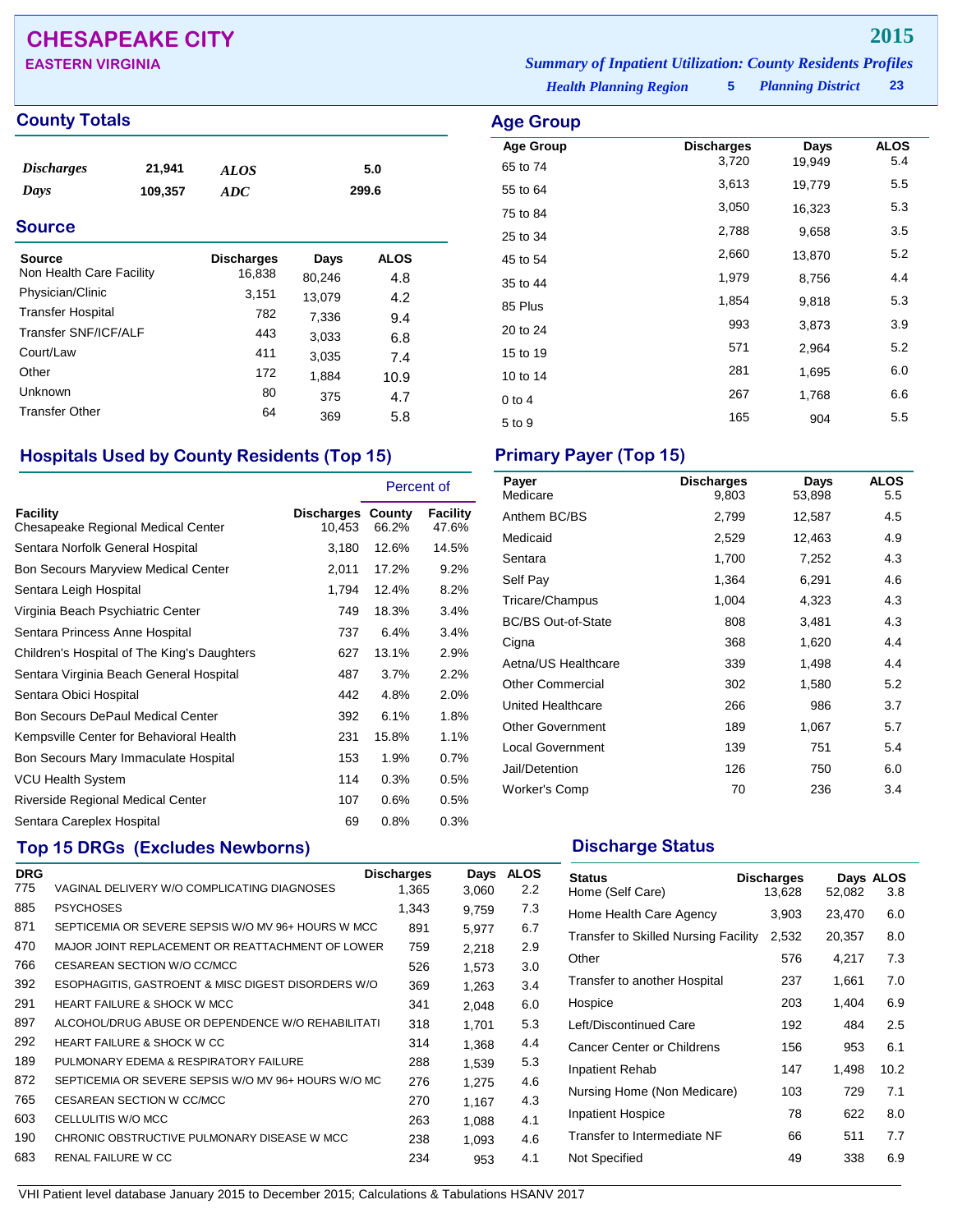# CHESAPEAKE CITY

**EASTERN VIRGINIA**

**2015**

*Summary of Inpatient Utilization: County Residents Profiles*

*Health Planning Region* **5** *Planning District* **23**

## County Totals

| | | | |
|---|---|---|---|
| *Discharges* | 21,941 | *ALOS* | 5.0 |
| *Days* | 109,357 | *ADC* | 299.6 |

## Source

| Source | Discharges | Days | ALOS |
|---|---|---|---|
| Non Health Care Facility | 16,838 | 80,246 | 4.8 |
| Physician/Clinic | 3,151 | 13,079 | 4.2 |
| Transfer Hospital | 782 | 7,336 | 9.4 |
| Transfer SNF/ICF/ALF | 443 | 3,033 | 6.8 |
| Court/Law | 411 | 3,035 | 7.4 |
| Other | 172 | 1,884 | 10.9 |
| Unknown | 80 | 375 | 4.7 |
| Transfer Other | 64 | 369 | 5.8 |

## Age Group

| Age Group | Discharges | Days | ALOS |
|---|---|---|---|
| 65 to 74 | 3,720 | 19,949 | 5.4 |
| 55 to 64 | 3,613 | 19,779 | 5.5 |
| 75 to 84 | 3,050 | 16,323 | 5.3 |
| 25 to 34 | 2,788 | 9,658 | 3.5 |
| 45 to 54 | 2,660 | 13,870 | 5.2 |
| 35 to 44 | 1,979 | 8,756 | 4.4 |
| 85 Plus | 1,854 | 9,818 | 5.3 |
| 20 to 24 | 993 | 3,873 | 3.9 |
| 15 to 19 | 571 | 2,964 | 5.2 |
| 10 to 14 | 281 | 1,695 | 6.0 |
| 0 to 4 | 267 | 1,768 | 6.6 |
| 5 to 9 | 165 | 904 | 5.5 |

## Hospitals Used by County Residents (Top 15)

| | | Percent of | |
|---|---|---|---|
| Facility | Discharges | County | Facility |
| Chesapeake Regional Medical Center | 10,453 | 66.2% | 47.6% |
| Sentara Norfolk General Hospital | 3,180 | 12.6% | 14.5% |
| Bon Secours Maryview Medical Center | 2,011 | 17.2% | 9.2% |
| Sentara Leigh Hospital | 1,794 | 12.4% | 8.2% |
| Virginia Beach Psychiatric Center | 749 | 18.3% | 3.4% |
| Sentara Princess Anne Hospital | 737 | 6.4% | 3.4% |
| Children's Hospital of The King's Daughters | 627 | 13.1% | 2.9% |
| Sentara Virginia Beach General Hospital | 487 | 3.7% | 2.2% |
| Sentara Obici Hospital | 442 | 4.8% | 2.0% |
| Bon Secours DePaul Medical Center | 392 | 6.1% | 1.8% |
| Kempsville Center for Behavioral Health | 231 | 15.8% | 1.1% |
| Bon Secours Mary Immaculate Hospital | 153 | 1.9% | 0.7% |
| VCU Health System | 114 | 0.3% | 0.5% |
| Riverside Regional Medical Center | 107 | 0.6% | 0.5% |
| Sentara Careplex Hospital | 69 | 0.8% | 0.3% |

## Primary Payer (Top 15)

| Payer | Discharges | Days | ALOS |
|---|---|---|---|
| Medicare | 9,803 | 53,898 | 5.5 |
| Anthem BC/BS | 2,799 | 12,587 | 4.5 |
| Medicaid | 2,529 | 12,463 | 4.9 |
| Sentara | 1,700 | 7,252 | 4.3 |
| Self Pay | 1,364 | 6,291 | 4.6 |
| Tricare/Champus | 1,004 | 4,323 | 4.3 |
| BC/BS Out-of-State | 808 | 3,481 | 4.3 |
| Cigna | 368 | 1,620 | 4.4 |
| Aetna/US Healthcare | 339 | 1,498 | 4.4 |
| Other Commercial | 302 | 1,580 | 5.2 |
| United Healthcare | 266 | 986 | 3.7 |
| Other Government | 189 | 1,067 | 5.7 |
| Local Government | 139 | 751 | 5.4 |
| Jail/Detention | 126 | 750 | 6.0 |
| Worker's Comp | 70 | 236 | 3.4 |

## Top 15 DRGs (Excludes Newborns)

| DRG | | Discharges | Days | ALOS |
|---|---|---|---|---|
| 775 | VAGINAL DELIVERY W/O COMPLICATING DIAGNOSES | 1,365 | 3,060 | 2.2 |
| 885 | PSYCHOSES | 1,343 | 9,759 | 7.3 |
| 871 | SEPTICEMIA OR SEVERE SEPSIS W/O MV 96+ HOURS W MCC | 891 | 5,977 | 6.7 |
| 470 | MAJOR JOINT REPLACEMENT OR REATTACHMENT OF LOWER | 759 | 2,218 | 2.9 |
| 766 | CESAREAN SECTION W/O CC/MCC | 526 | 1,573 | 3.0 |
| 392 | ESOPHAGITIS, GASTROENT & MISC DIGEST DISORDERS W/O | 369 | 1,263 | 3.4 |
| 291 | HEART FAILURE & SHOCK W MCC | 341 | 2,048 | 6.0 |
| 897 | ALCOHOL/DRUG ABUSE OR DEPENDENCE W/O REHABILITATI | 318 | 1,701 | 5.3 |
| 292 | HEART FAILURE & SHOCK W CC | 314 | 1,368 | 4.4 |
| 189 | PULMONARY EDEMA & RESPIRATORY FAILURE | 288 | 1,539 | 5.3 |
| 872 | SEPTICEMIA OR SEVERE SEPSIS W/O MV 96+ HOURS W/O MC | 276 | 1,275 | 4.6 |
| 765 | CESAREAN SECTION W CC/MCC | 270 | 1,167 | 4.3 |
| 603 | CELLULITIS W/O MCC | 263 | 1,088 | 4.1 |
| 190 | CHRONIC OBSTRUCTIVE PULMONARY DISEASE W MCC | 238 | 1,093 | 4.6 |
| 683 | RENAL FAILURE W CC | 234 | 953 | 4.1 |

## Discharge Status

| Status | Discharges | Days | ALOS |
|---|---|---|---|
| Home (Self Care) | 13,628 | 52,082 | 3.8 |
| Home Health Care Agency | 3,903 | 23,470 | 6.0 |
| Transfer to Skilled Nursing Facility | 2,532 | 20,357 | 8.0 |
| Other | 576 | 4,217 | 7.3 |
| Transfer to another Hospital | 237 | 1,661 | 7.0 |
| Hospice | 203 | 1,404 | 6.9 |
| Left/Discontinued Care | 192 | 484 | 2.5 |
| Cancer Center or Childrens | 156 | 953 | 6.1 |
| Inpatient Rehab | 147 | 1,498 | 10.2 |
| Nursing Home (Non Medicare) | 103 | 729 | 7.1 |
| Inpatient Hospice | 78 | 622 | 8.0 |
| Transfer to Intermediate NF | 66 | 511 | 7.7 |
| Not Specified | 49 | 338 | 6.9 |

VHI Patient level database January 2015 to December 2015; Calculations & Tabulations HSANV 2017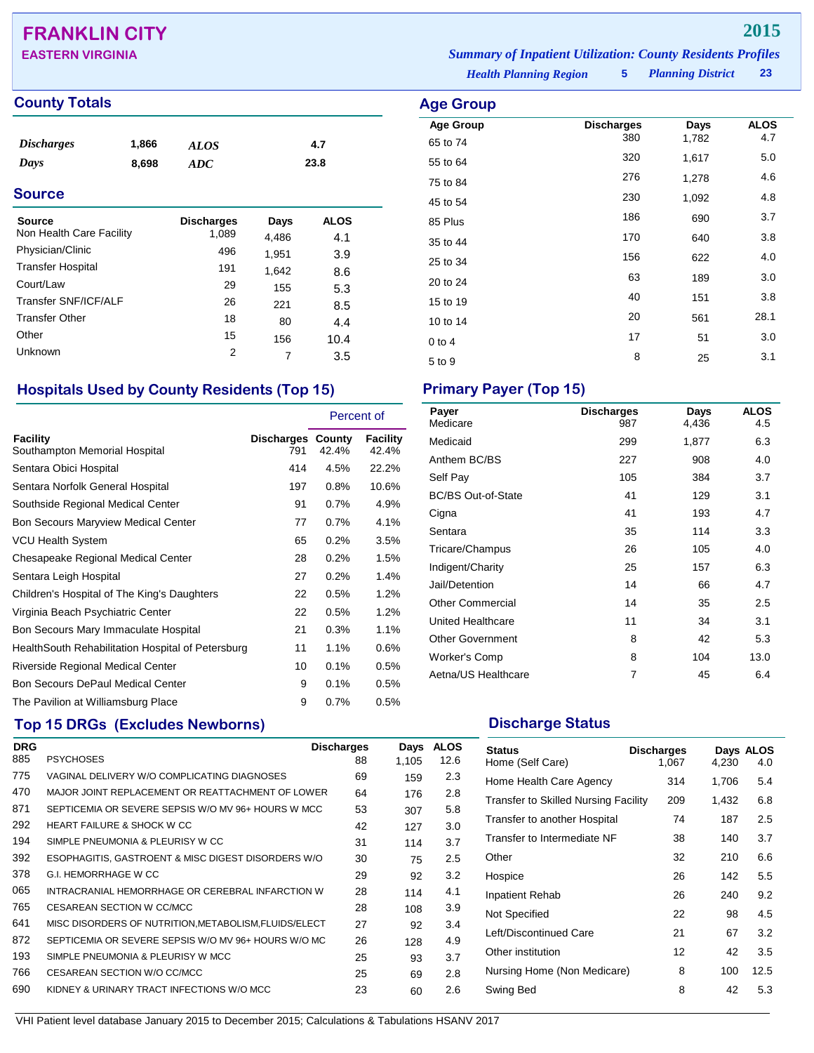# FRANKLIN CITY

**EASTERN VIRGINIA**

**2015**

*Summary of Inpatient Utilization: County Residents Profiles*

*Health Planning Region* **5** *Planning District* **23**

## County Totals

| | | | |
|---|---|---|---|
| *Discharges* | 1,866 | *ALOS* | 4.7 |
| *Days* | 8,698 | *ADC* | 23.8 |

## Source

| Source | Discharges | Days | ALOS |
|---|---|---|---|
| Non Health Care Facility | 1,089 | 4,486 | 4.1 |
| Physician/Clinic | 496 | 1,951 | 3.9 |
| Transfer Hospital | 191 | 1,642 | 8.6 |
| Court/Law | 29 | 155 | 5.3 |
| Transfer SNF/ICF/ALF | 26 | 221 | 8.5 |
| Transfer Other | 18 | 80 | 4.4 |
| Other | 15 | 156 | 10.4 |
| Unknown | 2 | 7 | 3.5 |

## Age Group

| Age Group | Discharges | Days | ALOS |
|---|---|---|---|
| 65 to 74 | 380 | 1,782 | 4.7 |
| 55 to 64 | 320 | 1,617 | 5.0 |
| 75 to 84 | 276 | 1,278 | 4.6 |
| 45 to 54 | 230 | 1,092 | 4.8 |
| 85 Plus | 186 | 690 | 3.7 |
| 35 to 44 | 170 | 640 | 3.8 |
| 25 to 34 | 156 | 622 | 4.0 |
| 20 to 24 | 63 | 189 | 3.0 |
| 15 to 19 | 40 | 151 | 3.8 |
| 10 to 14 | 20 | 561 | 28.1 |
| 0 to 4 | 17 | 51 | 3.0 |
| 5 to 9 | 8 | 25 | 3.1 |

## Hospitals Used by County Residents (Top 15)

| | | Percent of | |
|---|---|---|---|
| Facility | Discharges | County | Facility |
| Southampton Memorial Hospital | 791 | 42.4% | 42.4% |
| Sentara Obici Hospital | 414 | 4.5% | 22.2% |
| Sentara Norfolk General Hospital | 197 | 0.8% | 10.6% |
| Southside Regional Medical Center | 91 | 0.7% | 4.9% |
| Bon Secours Maryview Medical Center | 77 | 0.7% | 4.1% |
| VCU Health System | 65 | 0.2% | 3.5% |
| Chesapeake Regional Medical Center | 28 | 0.2% | 1.5% |
| Sentara Leigh Hospital | 27 | 0.2% | 1.4% |
| Children's Hospital of The King's Daughters | 22 | 0.5% | 1.2% |
| Virginia Beach Psychiatric Center | 22 | 0.5% | 1.2% |
| Bon Secours Mary Immaculate Hospital | 21 | 0.3% | 1.1% |
| HealthSouth Rehabilitation Hospital of Petersburg | 11 | 1.1% | 0.6% |
| Riverside Regional Medical Center | 10 | 0.1% | 0.5% |
| Bon Secours DePaul Medical Center | 9 | 0.1% | 0.5% |
| The Pavilion at Williamsburg Place | 9 | 0.7% | 0.5% |

## Primary Payer (Top 15)

| Payer | Discharges | Days | ALOS |
|---|---|---|---|
| Medicare | 987 | 4,436 | 4.5 |
| Medicaid | 299 | 1,877 | 6.3 |
| Anthem BC/BS | 227 | 908 | 4.0 |
| Self Pay | 105 | 384 | 3.7 |
| BC/BS Out-of-State | 41 | 129 | 3.1 |
| Cigna | 41 | 193 | 4.7 |
| Sentara | 35 | 114 | 3.3 |
| Tricare/Champus | 26 | 105 | 4.0 |
| Indigent/Charity | 25 | 157 | 6.3 |
| Jail/Detention | 14 | 66 | 4.7 |
| Other Commercial | 14 | 35 | 2.5 |
| United Healthcare | 11 | 34 | 3.1 |
| Other Government | 8 | 42 | 5.3 |
| Worker's Comp | 8 | 104 | 13.0 |
| Aetna/US Healthcare | 7 | 45 | 6.4 |

## Top 15 DRGs (Excludes Newborns)

| DRG | | Discharges | Days | ALOS |
|---|---|---|---|---|
| 885 | PSYCHOSES | 88 | 1,105 | 12.6 |
| 775 | VAGINAL DELIVERY W/O COMPLICATING DIAGNOSES | 69 | 159 | 2.3 |
| 470 | MAJOR JOINT REPLACEMENT OR REATTACHMENT OF LOWER | 64 | 176 | 2.8 |
| 871 | SEPTICEMIA OR SEVERE SEPSIS W/O MV 96+ HOURS W MCC | 53 | 307 | 5.8 |
| 292 | HEART FAILURE & SHOCK W CC | 42 | 127 | 3.0 |
| 194 | SIMPLE PNEUMONIA & PLEURISY W CC | 31 | 114 | 3.7 |
| 392 | ESOPHAGITIS, GASTROENT & MISC DIGEST DISORDERS W/O | 30 | 75 | 2.5 |
| 378 | G.I. HEMORRHAGE W CC | 29 | 92 | 3.2 |
| 065 | INTRACRANIAL HEMORRHAGE OR CEREBRAL INFARCTION W | 28 | 114 | 4.1 |
| 765 | CESAREAN SECTION W CC/MCC | 28 | 108 | 3.9 |
| 641 | MISC DISORDERS OF NUTRITION,METABOLISM,FLUIDS/ELECT | 27 | 92 | 3.4 |
| 872 | SEPTICEMIA OR SEVERE SEPSIS W/O MV 96+ HOURS W/O MC | 26 | 128 | 4.9 |
| 193 | SIMPLE PNEUMONIA & PLEURISY W MCC | 25 | 93 | 3.7 |
| 766 | CESAREAN SECTION W/O CC/MCC | 25 | 69 | 2.8 |
| 690 | KIDNEY & URINARY TRACT INFECTIONS W/O MCC | 23 | 60 | 2.6 |

## Discharge Status

| Status | Discharges | Days | ALOS |
|---|---|---|---|
| Home (Self Care) | 1,067 | 4,230 | 4.0 |
| Home Health Care Agency | 314 | 1,706 | 5.4 |
| Transfer to Skilled Nursing Facility | 209 | 1,432 | 6.8 |
| Transfer to another Hospital | 74 | 187 | 2.5 |
| Transfer to Intermediate NF | 38 | 140 | 3.7 |
| Other | 32 | 210 | 6.6 |
| Hospice | 26 | 142 | 5.5 |
| Inpatient Rehab | 26 | 240 | 9.2 |
| Not Specified | 22 | 98 | 4.5 |
| Left/Discontinued Care | 21 | 67 | 3.2 |
| Other institution | 12 | 42 | 3.5 |
| Nursing Home (Non Medicare) | 8 | 100 | 12.5 |
| Swing Bed | 8 | 42 | 5.3 |

VHI Patient level database January 2015 to December 2015; Calculations & Tabulations HSANV 2017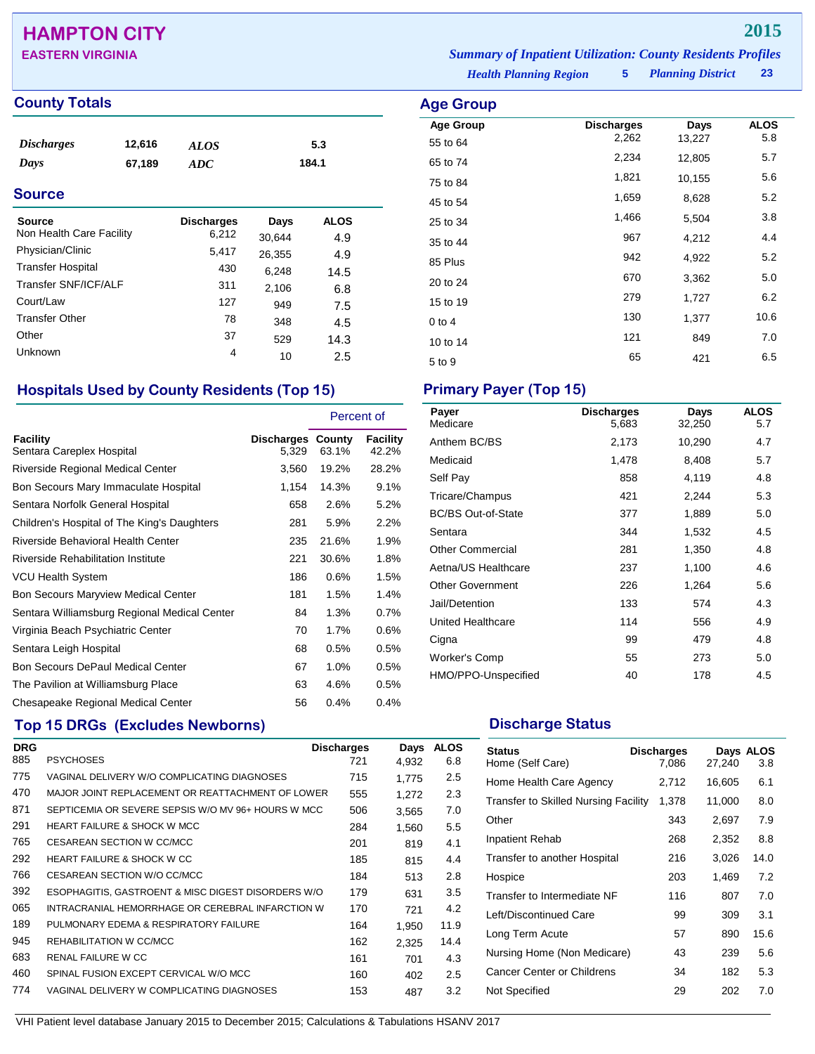# HAMPTON CITY

**EASTERN VIRGINIA**

**2015**

*Summary of Inpatient Utilization: County Residents Profiles*

*Health Planning Region* **5** *Planning District* **23**

## County Totals

| | | | |
|---|---|---|---|
| *Discharges* | 12,616 | *ALOS* | 5.3 |
| *Days* | 67,189 | *ADC* | 184.1 |

## Source

| Source | Discharges | Days | ALOS |
|---|---|---|---|
| Non Health Care Facility | 6,212 | 30,644 | 4.9 |
| Physician/Clinic | 5,417 | 26,355 | 4.9 |
| Transfer Hospital | 430 | 6,248 | 14.5 |
| Transfer SNF/ICF/ALF | 311 | 2,106 | 6.8 |
| Court/Law | 127 | 949 | 7.5 |
| Transfer Other | 78 | 348 | 4.5 |
| Other | 37 | 529 | 14.3 |
| Unknown | 4 | 10 | 2.5 |

## Age Group

| Age Group | Discharges | Days | ALOS |
|---|---|---|---|
| 55 to 64 | 2,262 | 13,227 | 5.8 |
| 65 to 74 | 2,234 | 12,805 | 5.7 |
| 75 to 84 | 1,821 | 10,155 | 5.6 |
| 45 to 54 | 1,659 | 8,628 | 5.2 |
| 25 to 34 | 1,466 | 5,504 | 3.8 |
| 35 to 44 | 967 | 4,212 | 4.4 |
| 85 Plus | 942 | 4,922 | 5.2 |
| 20 to 24 | 670 | 3,362 | 5.0 |
| 15 to 19 | 279 | 1,727 | 6.2 |
| 0 to 4 | 130 | 1,377 | 10.6 |
| 10 to 14 | 121 | 849 | 7.0 |
| 5 to 9 | 65 | 421 | 6.5 |

## Hospitals Used by County Residents (Top 15)

| | | Percent of | |
|---|---|---|---|
| Facility | Discharges | County | Facility |
| Sentara Careplex Hospital | 5,329 | 63.1% | 42.2% |
| Riverside Regional Medical Center | 3,560 | 19.2% | 28.2% |
| Bon Secours Mary Immaculate Hospital | 1,154 | 14.3% | 9.1% |
| Sentara Norfolk General Hospital | 658 | 2.6% | 5.2% |
| Children's Hospital of The King's Daughters | 281 | 5.9% | 2.2% |
| Riverside Behavioral Health Center | 235 | 21.6% | 1.9% |
| Riverside Rehabilitation Institute | 221 | 30.6% | 1.8% |
| VCU Health System | 186 | 0.6% | 1.5% |
| Bon Secours Maryview Medical Center | 181 | 1.5% | 1.4% |
| Sentara Williamsburg Regional Medical Center | 84 | 1.3% | 0.7% |
| Virginia Beach Psychiatric Center | 70 | 1.7% | 0.6% |
| Sentara Leigh Hospital | 68 | 0.5% | 0.5% |
| Bon Secours DePaul Medical Center | 67 | 1.0% | 0.5% |
| The Pavilion at Williamsburg Place | 63 | 4.6% | 0.5% |
| Chesapeake Regional Medical Center | 56 | 0.4% | 0.4% |

## Primary Payer (Top 15)

| Payer | Discharges | Days | ALOS |
|---|---|---|---|
| Medicare | 5,683 | 32,250 | 5.7 |
| Anthem BC/BS | 2,173 | 10,290 | 4.7 |
| Medicaid | 1,478 | 8,408 | 5.7 |
| Self Pay | 858 | 4,119 | 4.8 |
| Tricare/Champus | 421 | 2,244 | 5.3 |
| BC/BS Out-of-State | 377 | 1,889 | 5.0 |
| Sentara | 344 | 1,532 | 4.5 |
| Other Commercial | 281 | 1,350 | 4.8 |
| Aetna/US Healthcare | 237 | 1,100 | 4.6 |
| Other Government | 226 | 1,264 | 5.6 |
| Jail/Detention | 133 | 574 | 4.3 |
| United Healthcare | 114 | 556 | 4.9 |
| Cigna | 99 | 479 | 4.8 |
| Worker's Comp | 55 | 273 | 5.0 |
| HMO/PPO-Unspecified | 40 | 178 | 4.5 |

## Top 15 DRGs (Excludes Newborns)

| DRG | | Discharges | Days | ALOS |
|---|---|---|---|---|
| 885 | PSYCHOSES | 721 | 4,932 | 6.8 |
| 775 | VAGINAL DELIVERY W/O COMPLICATING DIAGNOSES | 715 | 1,775 | 2.5 |
| 470 | MAJOR JOINT REPLACEMENT OR REATTACHMENT OF LOWER | 555 | 1,272 | 2.3 |
| 871 | SEPTICEMIA OR SEVERE SEPSIS W/O MV 96+ HOURS W MCC | 506 | 3,565 | 7.0 |
| 291 | HEART FAILURE & SHOCK W MCC | 284 | 1,560 | 5.5 |
| 765 | CESAREAN SECTION W CC/MCC | 201 | 819 | 4.1 |
| 292 | HEART FAILURE & SHOCK W CC | 185 | 815 | 4.4 |
| 766 | CESAREAN SECTION W/O CC/MCC | 184 | 513 | 2.8 |
| 392 | ESOPHAGITIS, GASTROENT & MISC DIGEST DISORDERS W/O | 179 | 631 | 3.5 |
| 065 | INTRACRANIAL HEMORRHAGE OR CEREBRAL INFARCTION W | 170 | 721 | 4.2 |
| 189 | PULMONARY EDEMA & RESPIRATORY FAILURE | 164 | 1,950 | 11.9 |
| 945 | REHABILITATION W CC/MCC | 162 | 2,325 | 14.4 |
| 683 | RENAL FAILURE W CC | 161 | 701 | 4.3 |
| 460 | SPINAL FUSION EXCEPT CERVICAL W/O MCC | 160 | 402 | 2.5 |
| 774 | VAGINAL DELIVERY W COMPLICATING DIAGNOSES | 153 | 487 | 3.2 |

## Discharge Status

| Status | Discharges | Days | ALOS |
|---|---|---|---|
| Home (Self Care) | 7,086 | 27,240 | 3.8 |
| Home Health Care Agency | 2,712 | 16,605 | 6.1 |
| Transfer to Skilled Nursing Facility | 1,378 | 11,000 | 8.0 |
| Other | 343 | 2,697 | 7.9 |
| Inpatient Rehab | 268 | 2,352 | 8.8 |
| Transfer to another Hospital | 216 | 3,026 | 14.0 |
| Hospice | 203 | 1,469 | 7.2 |
| Transfer to Intermediate NF | 116 | 807 | 7.0 |
| Left/Discontinued Care | 99 | 309 | 3.1 |
| Long Term Acute | 57 | 890 | 15.6 |
| Nursing Home (Non Medicare) | 43 | 239 | 5.6 |
| Cancer Center or Childrens | 34 | 182 | 5.3 |
| Not Specified | 29 | 202 | 7.0 |

VHI Patient level database January 2015 to December 2015; Calculations & Tabulations HSANV 2017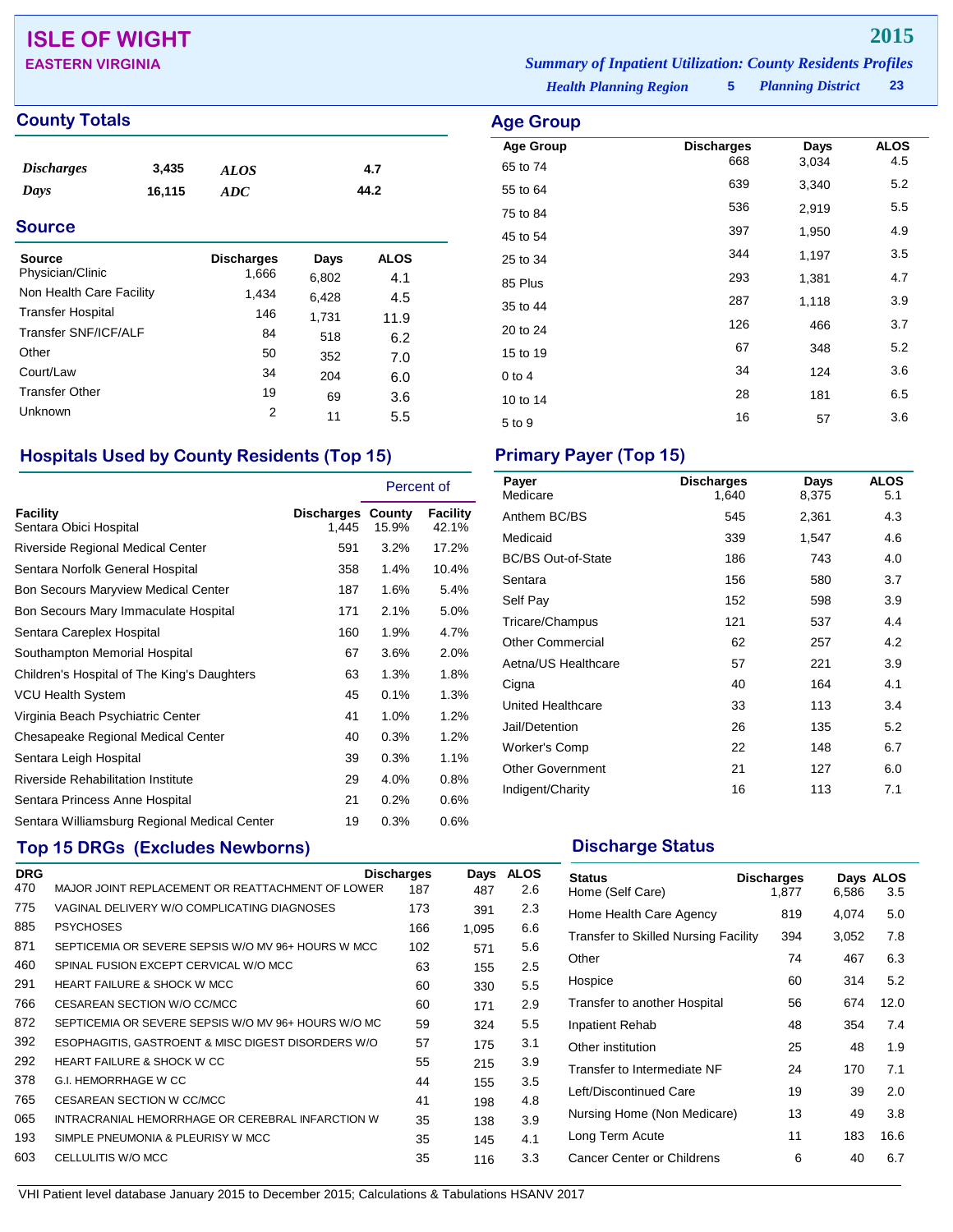# ISLE OF WIGHT

## EASTERN VIRGINIA

**2015**

*Summary of Inpatient Utilization: County Residents Profiles*

*Health Planning Region* **5** *Planning District* **23**

## County Totals

| | | | |
|---|---|---|---|
| *Discharges* | 3,435 | *ALOS* | 4.7 |
| *Days* | 16,115 | *ADC* | 44.2 |

## Source

| Source | Discharges | Days | ALOS |
|---|---|---|---|
| Physician/Clinic | 1,666 | 6,802 | 4.1 |
| Non Health Care Facility | 1,434 | 6,428 | 4.5 |
| Transfer Hospital | 146 | 1,731 | 11.9 |
| Transfer SNF/ICF/ALF | 84 | 518 | 6.2 |
| Other | 50 | 352 | 7.0 |
| Court/Law | 34 | 204 | 6.0 |
| Transfer Other | 19 | 69 | 3.6 |
| Unknown | 2 | 11 | 5.5 |

## Age Group

| Age Group | Discharges | Days | ALOS |
|---|---|---|---|
| 65 to 74 | 668 | 3,034 | 4.5 |
| 55 to 64 | 639 | 3,340 | 5.2 |
| 75 to 84 | 536 | 2,919 | 5.5 |
| 45 to 54 | 397 | 1,950 | 4.9 |
| 25 to 34 | 344 | 1,197 | 3.5 |
| 85 Plus | 293 | 1,381 | 4.7 |
| 35 to 44 | 287 | 1,118 | 3.9 |
| 20 to 24 | 126 | 466 | 3.7 |
| 15 to 19 | 67 | 348 | 5.2 |
| 0 to 4 | 34 | 124 | 3.6 |
| 10 to 14 | 28 | 181 | 6.5 |
| 5 to 9 | 16 | 57 | 3.6 |

## Hospitals Used by County Residents (Top 15)

| Facility | Discharges | Percent of County | Percent of Facility |
|---|---|---|---|
| Sentara Obici Hospital | 1,445 | 15.9% | 42.1% |
| Riverside Regional Medical Center | 591 | 3.2% | 17.2% |
| Sentara Norfolk General Hospital | 358 | 1.4% | 10.4% |
| Bon Secours Maryview Medical Center | 187 | 1.6% | 5.4% |
| Bon Secours Mary Immaculate Hospital | 171 | 2.1% | 5.0% |
| Sentara Careplex Hospital | 160 | 1.9% | 4.7% |
| Southampton Memorial Hospital | 67 | 3.6% | 2.0% |
| Children's Hospital of The King's Daughters | 63 | 1.3% | 1.8% |
| VCU Health System | 45 | 0.1% | 1.3% |
| Virginia Beach Psychiatric Center | 41 | 1.0% | 1.2% |
| Chesapeake Regional Medical Center | 40 | 0.3% | 1.2% |
| Sentara Leigh Hospital | 39 | 0.3% | 1.1% |
| Riverside Rehabilitation Institute | 29 | 4.0% | 0.8% |
| Sentara Princess Anne Hospital | 21 | 0.2% | 0.6% |
| Sentara Williamsburg Regional Medical Center | 19 | 0.3% | 0.6% |

## Primary Payer (Top 15)

| Payer | Discharges | Days | ALOS |
|---|---|---|---|
| Medicare | 1,640 | 8,375 | 5.1 |
| Anthem BC/BS | 545 | 2,361 | 4.3 |
| Medicaid | 339 | 1,547 | 4.6 |
| BC/BS Out-of-State | 186 | 743 | 4.0 |
| Sentara | 156 | 580 | 3.7 |
| Self Pay | 152 | 598 | 3.9 |
| Tricare/Champus | 121 | 537 | 4.4 |
| Other Commercial | 62 | 257 | 4.2 |
| Aetna/US Healthcare | 57 | 221 | 3.9 |
| Cigna | 40 | 164 | 4.1 |
| United Healthcare | 33 | 113 | 3.4 |
| Jail/Detention | 26 | 135 | 5.2 |
| Worker's Comp | 22 | 148 | 6.7 |
| Other Government | 21 | 127 | 6.0 |
| Indigent/Charity | 16 | 113 | 7.1 |

## Top 15 DRGs (Excludes Newborns)

| DRG | | Discharges | Days | ALOS |
|---|---|---|---|---|
| 470 | MAJOR JOINT REPLACEMENT OR REATTACHMENT OF LOWER | 187 | 487 | 2.6 |
| 775 | VAGINAL DELIVERY W/O COMPLICATING DIAGNOSES | 173 | 391 | 2.3 |
| 885 | PSYCHOSES | 166 | 1,095 | 6.6 |
| 871 | SEPTICEMIA OR SEVERE SEPSIS W/O MV 96+ HOURS W MCC | 102 | 571 | 5.6 |
| 460 | SPINAL FUSION EXCEPT CERVICAL W/O MCC | 63 | 155 | 2.5 |
| 291 | HEART FAILURE & SHOCK W MCC | 60 | 330 | 5.5 |
| 766 | CESAREAN SECTION W/O CC/MCC | 60 | 171 | 2.9 |
| 872 | SEPTICEMIA OR SEVERE SEPSIS W/O MV 96+ HOURS W/O MC | 59 | 324 | 5.5 |
| 392 | ESOPHAGITIS, GASTROENT & MISC DIGEST DISORDERS W/O | 57 | 175 | 3.1 |
| 292 | HEART FAILURE & SHOCK W CC | 55 | 215 | 3.9 |
| 378 | G.I. HEMORRHAGE W CC | 44 | 155 | 3.5 |
| 765 | CESAREAN SECTION W CC/MCC | 41 | 198 | 4.8 |
| 065 | INTRACRANIAL HEMORRHAGE OR CEREBRAL INFARCTION W | 35 | 138 | 3.9 |
| 193 | SIMPLE PNEUMONIA & PLEURISY W MCC | 35 | 145 | 4.1 |
| 603 | CELLULITIS W/O MCC | 35 | 116 | 3.3 |

## Discharge Status

| Status | Discharges | Days | ALOS |
|---|---|---|---|
| Home (Self Care) | 1,877 | 6,586 | 3.5 |
| Home Health Care Agency | 819 | 4,074 | 5.0 |
| Transfer to Skilled Nursing Facility | 394 | 3,052 | 7.8 |
| Other | 74 | 467 | 6.3 |
| Hospice | 60 | 314 | 5.2 |
| Transfer to another Hospital | 56 | 674 | 12.0 |
| Inpatient Rehab | 48 | 354 | 7.4 |
| Other institution | 25 | 48 | 1.9 |
| Transfer to Intermediate NF | 24 | 170 | 7.1 |
| Left/Discontinued Care | 19 | 39 | 2.0 |
| Nursing Home (Non Medicare) | 13 | 49 | 3.8 |
| Long Term Acute | 11 | 183 | 16.6 |
| Cancer Center or Childrens | 6 | 40 | 6.7 |

VHI Patient level database January 2015 to December 2015; Calculations & Tabulations HSANV 2017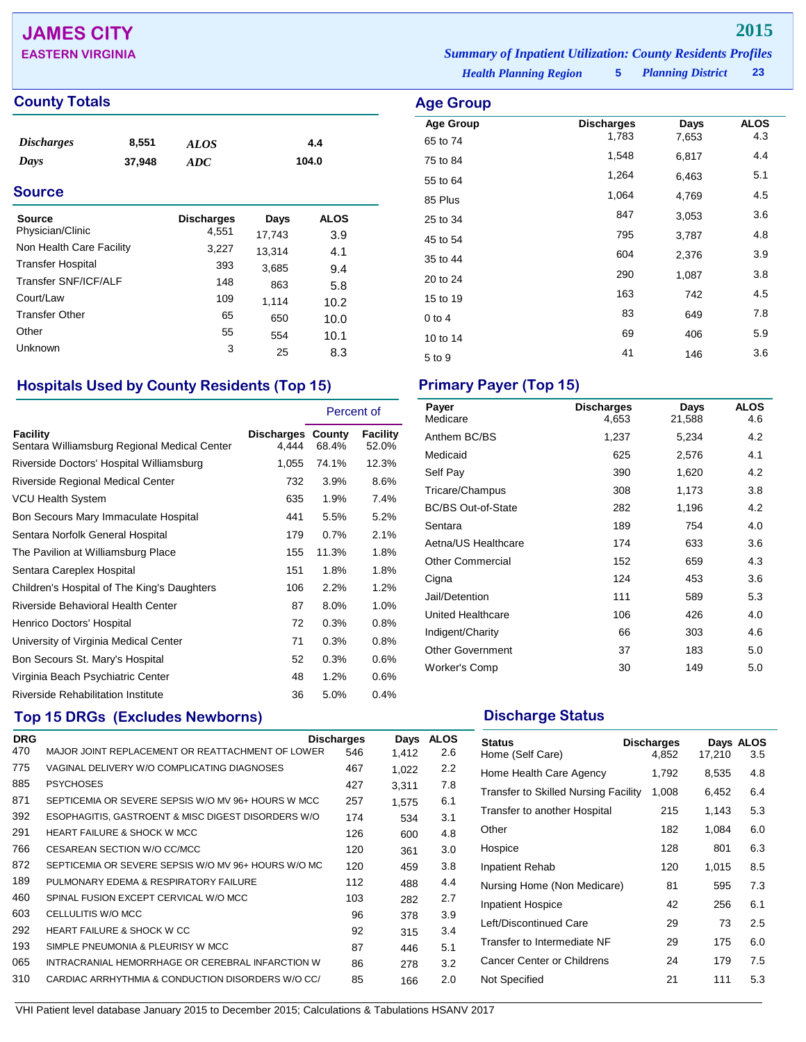# JAMES CITY

**EASTERN VIRGINIA**

**2015**

*Summary of Inpatient Utilization: County Residents Profiles*

*Health Planning Region* **5** *Planning District* **23**

## County Totals

| | | | |
|---|---|---|---|
| *Discharges* | 8,551 | *ALOS* | 4.4 |
| *Days* | 37,948 | *ADC* | 104.0 |

## Source

| Source | Discharges | Days | ALOS |
|---|---|---|---|
| Physician/Clinic | 4,551 | 17,743 | 3.9 |
| Non Health Care Facility | 3,227 | 13,314 | 4.1 |
| Transfer Hospital | 393 | 3,685 | 9.4 |
| Transfer SNF/ICF/ALF | 148 | 863 | 5.8 |
| Court/Law | 109 | 1,114 | 10.2 |
| Transfer Other | 65 | 650 | 10.0 |
| Other | 55 | 554 | 10.1 |
| Unknown | 3 | 25 | 8.3 |

## Age Group

| Age Group | Discharges | Days | ALOS |
|---|---|---|---|
| 65 to 74 | 1,783 | 7,653 | 4.3 |
| 75 to 84 | 1,548 | 6,817 | 4.4 |
| 55 to 64 | 1,264 | 6,463 | 5.1 |
| 85 Plus | 1,064 | 4,769 | 4.5 |
| 25 to 34 | 847 | 3,053 | 3.6 |
| 45 to 54 | 795 | 3,787 | 4.8 |
| 35 to 44 | 604 | 2,376 | 3.9 |
| 20 to 24 | 290 | 1,087 | 3.8 |
| 15 to 19 | 163 | 742 | 4.5 |
| 0 to 4 | 83 | 649 | 7.8 |
| 10 to 14 | 69 | 406 | 5.9 |
| 5 to 9 | 41 | 146 | 3.6 |

## Hospitals Used by County Residents (Top 15)

| | | Percent of | |
|---|---|---|---|
| Facility | Discharges | County | Facility |
| Sentara Williamsburg Regional Medical Center | 4,444 | 68.4% | 52.0% |
| Riverside Doctors' Hospital Williamsburg | 1,055 | 74.1% | 12.3% |
| Riverside Regional Medical Center | 732 | 3.9% | 8.6% |
| VCU Health System | 635 | 1.9% | 7.4% |
| Bon Secours Mary Immaculate Hospital | 441 | 5.5% | 5.2% |
| Sentara Norfolk General Hospital | 179 | 0.7% | 2.1% |
| The Pavilion at Williamsburg Place | 155 | 11.3% | 1.8% |
| Sentara Careplex Hospital | 151 | 1.8% | 1.8% |
| Children's Hospital of The King's Daughters | 106 | 2.2% | 1.2% |
| Riverside Behavioral Health Center | 87 | 8.0% | 1.0% |
| Henrico Doctors' Hospital | 72 | 0.3% | 0.8% |
| University of Virginia Medical Center | 71 | 0.3% | 0.8% |
| Bon Secours St. Mary's Hospital | 52 | 0.3% | 0.6% |
| Virginia Beach Psychiatric Center | 48 | 1.2% | 0.6% |
| Riverside Rehabilitation Institute | 36 | 5.0% | 0.4% |

## Primary Payer (Top 15)

| Payer | Discharges | Days | ALOS |
|---|---|---|---|
| Medicare | 4,653 | 21,588 | 4.6 |
| Anthem BC/BS | 1,237 | 5,234 | 4.2 |
| Medicaid | 625 | 2,576 | 4.1 |
| Self Pay | 390 | 1,620 | 4.2 |
| Tricare/Champus | 308 | 1,173 | 3.8 |
| BC/BS Out-of-State | 282 | 1,196 | 4.2 |
| Sentara | 189 | 754 | 4.0 |
| Aetna/US Healthcare | 174 | 633 | 3.6 |
| Other Commercial | 152 | 659 | 4.3 |
| Cigna | 124 | 453 | 3.6 |
| Jail/Detention | 111 | 589 | 5.3 |
| United Healthcare | 106 | 426 | 4.0 |
| Indigent/Charity | 66 | 303 | 4.6 |
| Other Government | 37 | 183 | 5.0 |
| Worker's Comp | 30 | 149 | 5.0 |

## Top 15 DRGs (Excludes Newborns)

| DRG | | Discharges | Days | ALOS |
|---|---|---|---|---|
| 470 | MAJOR JOINT REPLACEMENT OR REATTACHMENT OF LOWER | 546 | 1,412 | 2.6 |
| 775 | VAGINAL DELIVERY W/O COMPLICATING DIAGNOSES | 467 | 1,022 | 2.2 |
| 885 | PSYCHOSES | 427 | 3,311 | 7.8 |
| 871 | SEPTICEMIA OR SEVERE SEPSIS W/O MV 96+ HOURS W MCC | 257 | 1,575 | 6.1 |
| 392 | ESOPHAGITIS, GASTROENT & MISC DIGEST DISORDERS W/O | 174 | 534 | 3.1 |
| 291 | HEART FAILURE & SHOCK W MCC | 126 | 600 | 4.8 |
| 766 | CESAREAN SECTION W/O CC/MCC | 120 | 361 | 3.0 |
| 872 | SEPTICEMIA OR SEVERE SEPSIS W/O MV 96+ HOURS W/O MC | 120 | 459 | 3.8 |
| 189 | PULMONARY EDEMA & RESPIRATORY FAILURE | 112 | 488 | 4.4 |
| 460 | SPINAL FUSION EXCEPT CERVICAL W/O MCC | 103 | 282 | 2.7 |
| 603 | CELLULITIS W/O MCC | 96 | 378 | 3.9 |
| 292 | HEART FAILURE & SHOCK W CC | 92 | 315 | 3.4 |
| 193 | SIMPLE PNEUMONIA & PLEURISY W MCC | 87 | 446 | 5.1 |
| 065 | INTRACRANIAL HEMORRHAGE OR CEREBRAL INFARCTION W | 86 | 278 | 3.2 |
| 310 | CARDIAC ARRHYTHMIA & CONDUCTION DISORDERS W/O CC/ | 85 | 166 | 2.0 |

## Discharge Status

| Status | Discharges | Days | ALOS |
|---|---|---|---|
| Home (Self Care) | 4,852 | 17,210 | 3.5 |
| Home Health Care Agency | 1,792 | 8,535 | 4.8 |
| Transfer to Skilled Nursing Facility | 1,008 | 6,452 | 6.4 |
| Transfer to another Hospital | 215 | 1,143 | 5.3 |
| Other | 182 | 1,084 | 6.0 |
| Hospice | 128 | 801 | 6.3 |
| Inpatient Rehab | 120 | 1,015 | 8.5 |
| Nursing Home (Non Medicare) | 81 | 595 | 7.3 |
| Inpatient Hospice | 42 | 256 | 6.1 |
| Left/Discontinued Care | 29 | 73 | 2.5 |
| Transfer to Intermediate NF | 29 | 175 | 6.0 |
| Cancer Center or Childrens | 24 | 179 | 7.5 |
| Not Specified | 21 | 111 | 5.3 |

VHI Patient level database January 2015 to December 2015; Calculations & Tabulations HSANV 2017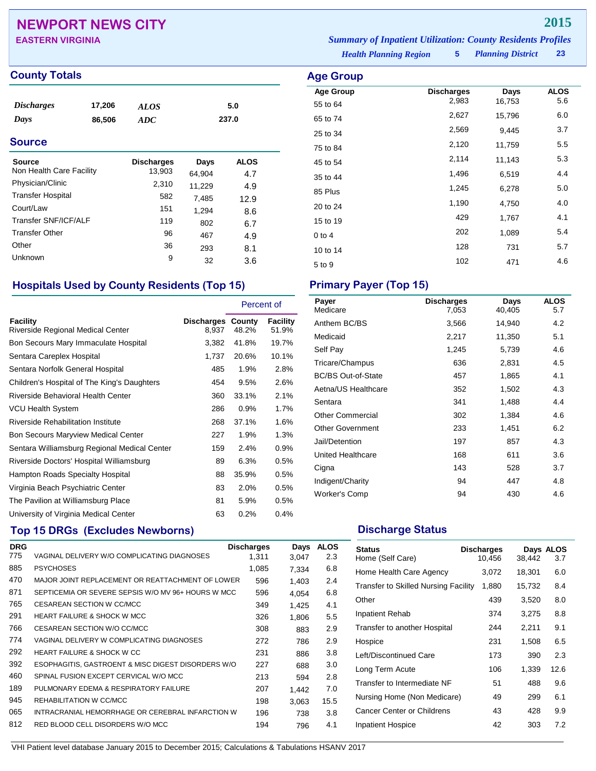# NEWPORT NEWS CITY

**EASTERN VIRGINIA**

**2015**

*Summary of Inpatient Utilization: County Residents Profiles*

*Health Planning Region* **5** *Planning District* **23**

## County Totals

| | | | |
|---|---|---|---|
| *Discharges* | 17,206 | *ALOS* | 5.0 |
| *Days* | 86,506 | *ADC* | 237.0 |

## Source

| Source | Discharges | Days | ALOS |
|---|---|---|---|
| Non Health Care Facility | 13,903 | 64,904 | 4.7 |
| Physician/Clinic | 2,310 | 11,229 | 4.9 |
| Transfer Hospital | 582 | 7,485 | 12.9 |
| Court/Law | 151 | 1,294 | 8.6 |
| Transfer SNF/ICF/ALF | 119 | 802 | 6.7 |
| Transfer Other | 96 | 467 | 4.9 |
| Other | 36 | 293 | 8.1 |
| Unknown | 9 | 32 | 3.6 |

## Age Group

| Age Group | Discharges | Days | ALOS |
|---|---|---|---|
| 55 to 64 | 2,983 | 16,753 | 5.6 |
| 65 to 74 | 2,627 | 15,796 | 6.0 |
| 25 to 34 | 2,569 | 9,445 | 3.7 |
| 75 to 84 | 2,120 | 11,759 | 5.5 |
| 45 to 54 | 2,114 | 11,143 | 5.3 |
| 35 to 44 | 1,496 | 6,519 | 4.4 |
| 85 Plus | 1,245 | 6,278 | 5.0 |
| 20 to 24 | 1,190 | 4,750 | 4.0 |
| 15 to 19 | 429 | 1,767 | 4.1 |
| 0 to 4 | 202 | 1,089 | 5.4 |
| 10 to 14 | 128 | 731 | 5.7 |
| 5 to 9 | 102 | 471 | 4.6 |

## Hospitals Used by County Residents (Top 15)

| | | Percent of | |
|---|---|---|---|
| Facility | Discharges | County | Facility |
| Riverside Regional Medical Center | 8,937 | 48.2% | 51.9% |
| Bon Secours Mary Immaculate Hospital | 3,382 | 41.8% | 19.7% |
| Sentara Careplex Hospital | 1,737 | 20.6% | 10.1% |
| Sentara Norfolk General Hospital | 485 | 1.9% | 2.8% |
| Children's Hospital of The King's Daughters | 454 | 9.5% | 2.6% |
| Riverside Behavioral Health Center | 360 | 33.1% | 2.1% |
| VCU Health System | 286 | 0.9% | 1.7% |
| Riverside Rehabilitation Institute | 268 | 37.1% | 1.6% |
| Bon Secours Maryview Medical Center | 227 | 1.9% | 1.3% |
| Sentara Williamsburg Regional Medical Center | 159 | 2.4% | 0.9% |
| Riverside Doctors' Hospital Williamsburg | 89 | 6.3% | 0.5% |
| Hampton Roads Specialty Hospital | 88 | 35.9% | 0.5% |
| Virginia Beach Psychiatric Center | 83 | 2.0% | 0.5% |
| The Pavilion at Williamsburg Place | 81 | 5.9% | 0.5% |
| University of Virginia Medical Center | 63 | 0.2% | 0.4% |

## Primary Payer (Top 15)

| Payer | Discharges | Days | ALOS |
|---|---|---|---|
| Medicare | 7,053 | 40,405 | 5.7 |
| Anthem BC/BS | 3,566 | 14,940 | 4.2 |
| Medicaid | 2,217 | 11,350 | 5.1 |
| Self Pay | 1,245 | 5,739 | 4.6 |
| Tricare/Champus | 636 | 2,831 | 4.5 |
| BC/BS Out-of-State | 457 | 1,865 | 4.1 |
| Aetna/US Healthcare | 352 | 1,502 | 4.3 |
| Sentara | 341 | 1,488 | 4.4 |
| Other Commercial | 302 | 1,384 | 4.6 |
| Other Government | 233 | 1,451 | 6.2 |
| Jail/Detention | 197 | 857 | 4.3 |
| United Healthcare | 168 | 611 | 3.6 |
| Cigna | 143 | 528 | 3.7 |
| Indigent/Charity | 94 | 447 | 4.8 |
| Worker's Comp | 94 | 430 | 4.6 |

## Top 15 DRGs (Excludes Newborns)

| DRG | | Discharges | Days | ALOS |
|---|---|---|---|---|
| 775 | VAGINAL DELIVERY W/O COMPLICATING DIAGNOSES | 1,311 | 3,047 | 2.3 |
| 885 | PSYCHOSES | 1,085 | 7,334 | 6.8 |
| 470 | MAJOR JOINT REPLACEMENT OR REATTACHMENT OF LOWER | 596 | 1,403 | 2.4 |
| 871 | SEPTICEMIA OR SEVERE SEPSIS W/O MV 96+ HOURS W MCC | 596 | 4,054 | 6.8 |
| 765 | CESAREAN SECTION W CC/MCC | 349 | 1,425 | 4.1 |
| 291 | HEART FAILURE & SHOCK W MCC | 326 | 1,806 | 5.5 |
| 766 | CESAREAN SECTION W/O CC/MCC | 308 | 883 | 2.9 |
| 774 | VAGINAL DELIVERY W COMPLICATING DIAGNOSES | 272 | 786 | 2.9 |
| 292 | HEART FAILURE & SHOCK W CC | 231 | 886 | 3.8 |
| 392 | ESOPHAGITIS, GASTROENT & MISC DIGEST DISORDERS W/O | 227 | 688 | 3.0 |
| 460 | SPINAL FUSION EXCEPT CERVICAL W/O MCC | 213 | 594 | 2.8 |
| 189 | PULMONARY EDEMA & RESPIRATORY FAILURE | 207 | 1,442 | 7.0 |
| 945 | REHABILITATION W CC/MCC | 198 | 3,063 | 15.5 |
| 065 | INTRACRANIAL HEMORRHAGE OR CEREBRAL INFARCTION W | 196 | 738 | 3.8 |
| 812 | RED BLOOD CELL DISORDERS W/O MCC | 194 | 796 | 4.1 |

## Discharge Status

| Status | Discharges | Days | ALOS |
|---|---|---|---|
| Home (Self Care) | 10,456 | 38,442 | 3.7 |
| Home Health Care Agency | 3,072 | 18,301 | 6.0 |
| Transfer to Skilled Nursing Facility | 1,880 | 15,732 | 8.4 |
| Other | 439 | 3,520 | 8.0 |
| Inpatient Rehab | 374 | 3,275 | 8.8 |
| Transfer to another Hospital | 244 | 2,211 | 9.1 |
| Hospice | 231 | 1,508 | 6.5 |
| Left/Discontinued Care | 173 | 390 | 2.3 |
| Long Term Acute | 106 | 1,339 | 12.6 |
| Transfer to Intermediate NF | 51 | 488 | 9.6 |
| Nursing Home (Non Medicare) | 49 | 299 | 6.1 |
| Cancer Center or Childrens | 43 | 428 | 9.9 |
| Inpatient Hospice | 42 | 303 | 7.2 |

VHI Patient level database January 2015 to December 2015; Calculations & Tabulations HSANV 2017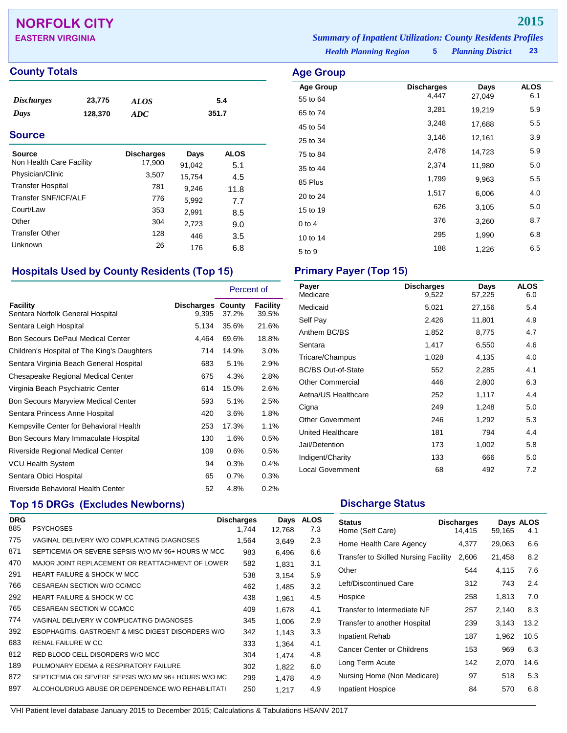# NORFOLK CITY

**EASTERN VIRGINIA**

**2015**

***Summary of Inpatient Utilization: County Residents Profiles***

***Health Planning Region*** **5** ***Planning District*** **23**

## County Totals

| | | | |
|---|---|---|---|
| *Discharges* | 23,775 | *ALOS* | 5.4 |
| *Days* | 128,370 | *ADC* | 351.7 |

## Source

| Source | Discharges | Days | ALOS |
|---|---|---|---|
| Non Health Care Facility | 17,900 | 91,042 | 5.1 |
| Physician/Clinic | 3,507 | 15,754 | 4.5 |
| Transfer Hospital | 781 | 9,246 | 11.8 |
| Transfer SNF/ICF/ALF | 776 | 5,992 | 7.7 |
| Court/Law | 353 | 2,991 | 8.5 |
| Other | 304 | 2,723 | 9.0 |
| Transfer Other | 128 | 446 | 3.5 |
| Unknown | 26 | 176 | 6.8 |

## Age Group

| Age Group | Discharges | Days | ALOS |
|---|---|---|---|
| 55 to 64 | 4,447 | 27,049 | 6.1 |
| 65 to 74 | 3,281 | 19,219 | 5.9 |
| 45 to 54 | 3,248 | 17,688 | 5.5 |
| 25 to 34 | 3,146 | 12,161 | 3.9 |
| 75 to 84 | 2,478 | 14,723 | 5.9 |
| 35 to 44 | 2,374 | 11,980 | 5.0 |
| 85 Plus | 1,799 | 9,963 | 5.5 |
| 20 to 24 | 1,517 | 6,006 | 4.0 |
| 15 to 19 | 626 | 3,105 | 5.0 |
| 0 to 4 | 376 | 3,260 | 8.7 |
| 10 to 14 | 295 | 1,990 | 6.8 |
| 5 to 9 | 188 | 1,226 | 6.5 |

## Hospitals Used by County Residents (Top 15)

| | | Percent of | |
|---|---|---|---|
| Facility | Discharges | County | Facility |
| Sentara Norfolk General Hospital | 9,395 | 37.2% | 39.5% |
| Sentara Leigh Hospital | 5,134 | 35.6% | 21.6% |
| Bon Secours DePaul Medical Center | 4,464 | 69.6% | 18.8% |
| Children's Hospital of The King's Daughters | 714 | 14.9% | 3.0% |
| Sentara Virginia Beach General Hospital | 683 | 5.1% | 2.9% |
| Chesapeake Regional Medical Center | 675 | 4.3% | 2.8% |
| Virginia Beach Psychiatric Center | 614 | 15.0% | 2.6% |
| Bon Secours Maryview Medical Center | 593 | 5.1% | 2.5% |
| Sentara Princess Anne Hospital | 420 | 3.6% | 1.8% |
| Kempsville Center for Behavioral Health | 253 | 17.3% | 1.1% |
| Bon Secours Mary Immaculate Hospital | 130 | 1.6% | 0.5% |
| Riverside Regional Medical Center | 109 | 0.6% | 0.5% |
| VCU Health System | 94 | 0.3% | 0.4% |
| Sentara Obici Hospital | 65 | 0.7% | 0.3% |
| Riverside Behavioral Health Center | 52 | 4.8% | 0.2% |

## Primary Payer (Top 15)

| Payer | Discharges | Days | ALOS |
|---|---|---|---|
| Medicare | 9,522 | 57,225 | 6.0 |
| Medicaid | 5,021 | 27,156 | 5.4 |
| Self Pay | 2,426 | 11,801 | 4.9 |
| Anthem BC/BS | 1,852 | 8,775 | 4.7 |
| Sentara | 1,417 | 6,550 | 4.6 |
| Tricare/Champus | 1,028 | 4,135 | 4.0 |
| BC/BS Out-of-State | 552 | 2,285 | 4.1 |
| Other Commercial | 446 | 2,800 | 6.3 |
| Aetna/US Healthcare | 252 | 1,117 | 4.4 |
| Cigna | 249 | 1,248 | 5.0 |
| Other Government | 246 | 1,292 | 5.3 |
| United Healthcare | 181 | 794 | 4.4 |
| Jail/Detention | 173 | 1,002 | 5.8 |
| Indigent/Charity | 133 | 666 | 5.0 |
| Local Government | 68 | 492 | 7.2 |

## Top 15 DRGs (Excludes Newborns)

| DRG | | Discharges | Days | ALOS |
|---|---|---|---|---|
| 885 | PSYCHOSES | 1,744 | 12,768 | 7.3 |
| 775 | VAGINAL DELIVERY W/O COMPLICATING DIAGNOSES | 1,564 | 3,649 | 2.3 |
| 871 | SEPTICEMIA OR SEVERE SEPSIS W/O MV 96+ HOURS W MCC | 983 | 6,496 | 6.6 |
| 470 | MAJOR JOINT REPLACEMENT OR REATTACHMENT OF LOWER | 582 | 1,831 | 3.1 |
| 291 | HEART FAILURE & SHOCK W MCC | 538 | 3,154 | 5.9 |
| 766 | CESAREAN SECTION W/O CC/MCC | 462 | 1,485 | 3.2 |
| 292 | HEART FAILURE & SHOCK W CC | 438 | 1,961 | 4.5 |
| 765 | CESAREAN SECTION W CC/MCC | 409 | 1,678 | 4.1 |
| 774 | VAGINAL DELIVERY W COMPLICATING DIAGNOSES | 345 | 1,006 | 2.9 |
| 392 | ESOPHAGITIS, GASTROENT & MISC DIGEST DISORDERS W/O | 342 | 1,143 | 3.3 |
| 683 | RENAL FAILURE W CC | 333 | 1,364 | 4.1 |
| 812 | RED BLOOD CELL DISORDERS W/O MCC | 304 | 1,474 | 4.8 |
| 189 | PULMONARY EDEMA & RESPIRATORY FAILURE | 302 | 1,822 | 6.0 |
| 872 | SEPTICEMIA OR SEVERE SEPSIS W/O MV 96+ HOURS W/O MC | 299 | 1,478 | 4.9 |
| 897 | ALCOHOL/DRUG ABUSE OR DEPENDENCE W/O REHABILITATI | 250 | 1,217 | 4.9 |

## Discharge Status

| Status | Discharges | Days | ALOS |
|---|---|---|---|
| Home (Self Care) | 14,415 | 59,165 | 4.1 |
| Home Health Care Agency | 4,377 | 29,063 | 6.6 |
| Transfer to Skilled Nursing Facility | 2,606 | 21,458 | 8.2 |
| Other | 544 | 4,115 | 7.6 |
| Left/Discontinued Care | 312 | 743 | 2.4 |
| Hospice | 258 | 1,813 | 7.0 |
| Transfer to Intermediate NF | 257 | 2,140 | 8.3 |
| Transfer to another Hospital | 239 | 3,143 | 13.2 |
| Inpatient Rehab | 187 | 1,962 | 10.5 |
| Cancer Center or Childrens | 153 | 969 | 6.3 |
| Long Term Acute | 142 | 2,070 | 14.6 |
| Nursing Home (Non Medicare) | 97 | 518 | 5.3 |
| Inpatient Hospice | 84 | 570 | 6.8 |

VHI Patient level database January 2015 to December 2015; Calculations & Tabulations HSANV 2017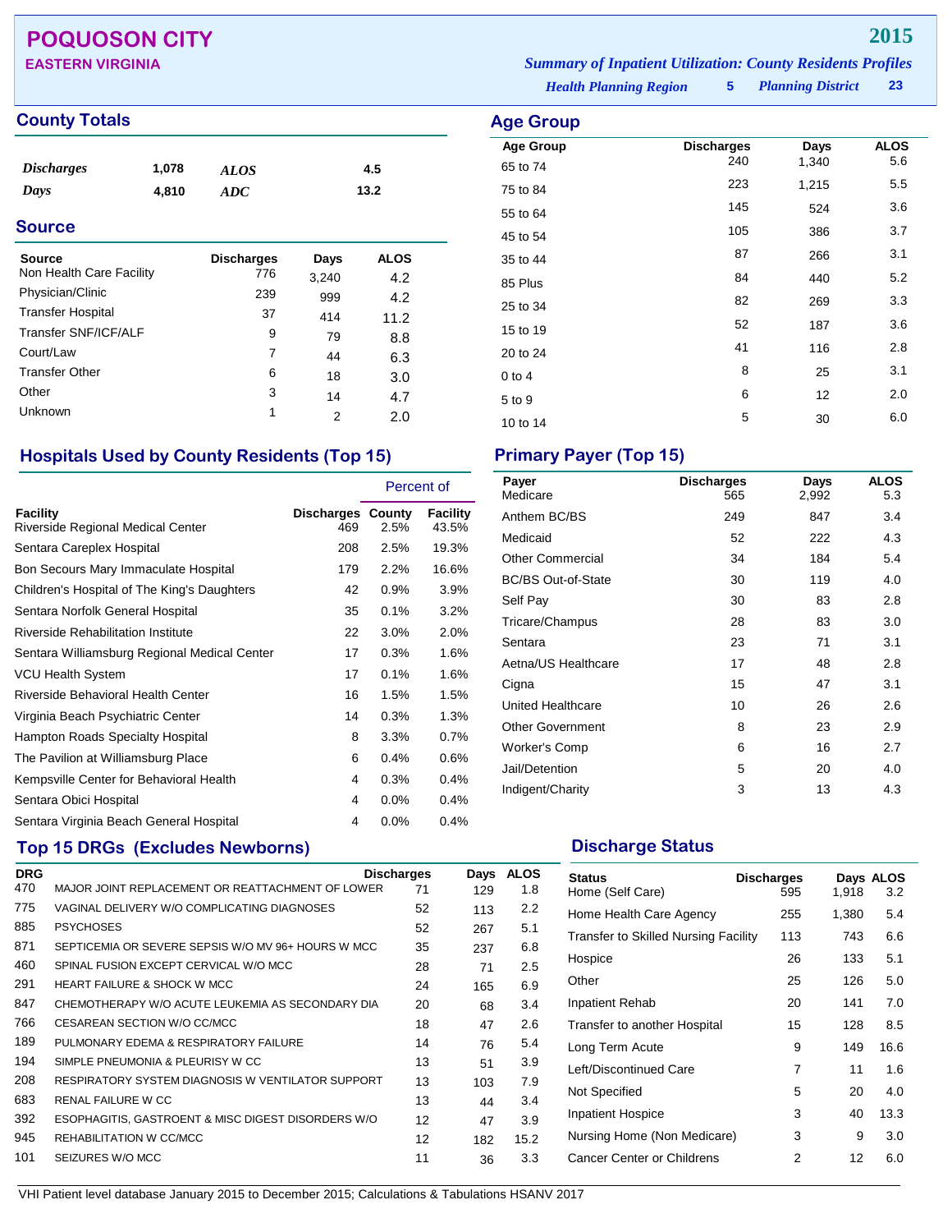# POQUOSON CITY

**EASTERN VIRGINIA**

**2015**

*Summary of Inpatient Utilization: County Residents Profiles*

*Health Planning Region* **5** *Planning District* **23**

## County Totals

| | | | |
|---|---|---|---|
| *Discharges* | 1,078 | *ALOS* | 4.5 |
| *Days* | 4,810 | *ADC* | 13.2 |

## Source

| Source | Discharges | Days | ALOS |
|---|---|---|---|
| Non Health Care Facility | 776 | 3,240 | 4.2 |
| Physician/Clinic | 239 | 999 | 4.2 |
| Transfer Hospital | 37 | 414 | 11.2 |
| Transfer SNF/ICF/ALF | 9 | 79 | 8.8 |
| Court/Law | 7 | 44 | 6.3 |
| Transfer Other | 6 | 18 | 3.0 |
| Other | 3 | 14 | 4.7 |
| Unknown | 1 | 2 | 2.0 |

## Age Group

| Age Group | Discharges | Days | ALOS |
|---|---|---|---|
| 65 to 74 | 240 | 1,340 | 5.6 |
| 75 to 84 | 223 | 1,215 | 5.5 |
| 55 to 64 | 145 | 524 | 3.6 |
| 45 to 54 | 105 | 386 | 3.7 |
| 35 to 44 | 87 | 266 | 3.1 |
| 85 Plus | 84 | 440 | 5.2 |
| 25 to 34 | 82 | 269 | 3.3 |
| 15 to 19 | 52 | 187 | 3.6 |
| 20 to 24 | 41 | 116 | 2.8 |
| 0 to 4 | 8 | 25 | 3.1 |
| 5 to 9 | 6 | 12 | 2.0 |
| 10 to 14 | 5 | 30 | 6.0 |

## Hospitals Used by County Residents (Top 15)

| | | Percent of | |
|---|---|---|---|
| Facility | Discharges | County | Facility |
| Riverside Regional Medical Center | 469 | 2.5% | 43.5% |
| Sentara Careplex Hospital | 208 | 2.5% | 19.3% |
| Bon Secours Mary Immaculate Hospital | 179 | 2.2% | 16.6% |
| Children's Hospital of The King's Daughters | 42 | 0.9% | 3.9% |
| Sentara Norfolk General Hospital | 35 | 0.1% | 3.2% |
| Riverside Rehabilitation Institute | 22 | 3.0% | 2.0% |
| Sentara Williamsburg Regional Medical Center | 17 | 0.3% | 1.6% |
| VCU Health System | 17 | 0.1% | 1.6% |
| Riverside Behavioral Health Center | 16 | 1.5% | 1.5% |
| Virginia Beach Psychiatric Center | 14 | 0.3% | 1.3% |
| Hampton Roads Specialty Hospital | 8 | 3.3% | 0.7% |
| The Pavilion at Williamsburg Place | 6 | 0.4% | 0.6% |
| Kempsville Center for Behavioral Health | 4 | 0.3% | 0.4% |
| Sentara Obici Hospital | 4 | 0.0% | 0.4% |
| Sentara Virginia Beach General Hospital | 4 | 0.0% | 0.4% |

## Primary Payer (Top 15)

| Payer | Discharges | Days | ALOS |
|---|---|---|---|
| Medicare | 565 | 2,992 | 5.3 |
| Anthem BC/BS | 249 | 847 | 3.4 |
| Medicaid | 52 | 222 | 4.3 |
| Other Commercial | 34 | 184 | 5.4 |
| BC/BS Out-of-State | 30 | 119 | 4.0 |
| Self Pay | 30 | 83 | 2.8 |
| Tricare/Champus | 28 | 83 | 3.0 |
| Sentara | 23 | 71 | 3.1 |
| Aetna/US Healthcare | 17 | 48 | 2.8 |
| Cigna | 15 | 47 | 3.1 |
| United Healthcare | 10 | 26 | 2.6 |
| Other Government | 8 | 23 | 2.9 |
| Worker's Comp | 6 | 16 | 2.7 |
| Jail/Detention | 5 | 20 | 4.0 |
| Indigent/Charity | 3 | 13 | 4.3 |

## Top 15 DRGs (Excludes Newborns)

| DRG | | Discharges | Days | ALOS |
|---|---|---|---|---|
| 470 | MAJOR JOINT REPLACEMENT OR REATTACHMENT OF LOWER | 71 | 129 | 1.8 |
| 775 | VAGINAL DELIVERY W/O COMPLICATING DIAGNOSES | 52 | 113 | 2.2 |
| 885 | PSYCHOSES | 52 | 267 | 5.1 |
| 871 | SEPTICEMIA OR SEVERE SEPSIS W/O MV 96+ HOURS W MCC | 35 | 237 | 6.8 |
| 460 | SPINAL FUSION EXCEPT CERVICAL W/O MCC | 28 | 71 | 2.5 |
| 291 | HEART FAILURE & SHOCK W MCC | 24 | 165 | 6.9 |
| 847 | CHEMOTHERAPY W/O ACUTE LEUKEMIA AS SECONDARY DIA | 20 | 68 | 3.4 |
| 766 | CESAREAN SECTION W/O CC/MCC | 18 | 47 | 2.6 |
| 189 | PULMONARY EDEMA & RESPIRATORY FAILURE | 14 | 76 | 5.4 |
| 194 | SIMPLE PNEUMONIA & PLEURISY W CC | 13 | 51 | 3.9 |
| 208 | RESPIRATORY SYSTEM DIAGNOSIS W VENTILATOR SUPPORT | 13 | 103 | 7.9 |
| 683 | RENAL FAILURE W CC | 13 | 44 | 3.4 |
| 392 | ESOPHAGITIS, GASTROENT & MISC DIGEST DISORDERS W/O | 12 | 47 | 3.9 |
| 945 | REHABILITATION W CC/MCC | 12 | 182 | 15.2 |
| 101 | SEIZURES W/O MCC | 11 | 36 | 3.3 |

## Discharge Status

| Status | Discharges | Days | ALOS |
|---|---|---|---|
| Home (Self Care) | 595 | 1,918 | 3.2 |
| Home Health Care Agency | 255 | 1,380 | 5.4 |
| Transfer to Skilled Nursing Facility | 113 | 743 | 6.6 |
| Hospice | 26 | 133 | 5.1 |
| Other | 25 | 126 | 5.0 |
| Inpatient Rehab | 20 | 141 | 7.0 |
| Transfer to another Hospital | 15 | 128 | 8.5 |
| Long Term Acute | 9 | 149 | 16.6 |
| Left/Discontinued Care | 7 | 11 | 1.6 |
| Not Specified | 5 | 20 | 4.0 |
| Inpatient Hospice | 3 | 40 | 13.3 |
| Nursing Home (Non Medicare) | 3 | 9 | 3.0 |
| Cancer Center or Childrens | 2 | 12 | 6.0 |

VHI Patient level database January 2015 to December 2015; Calculations & Tabulations HSANV 2017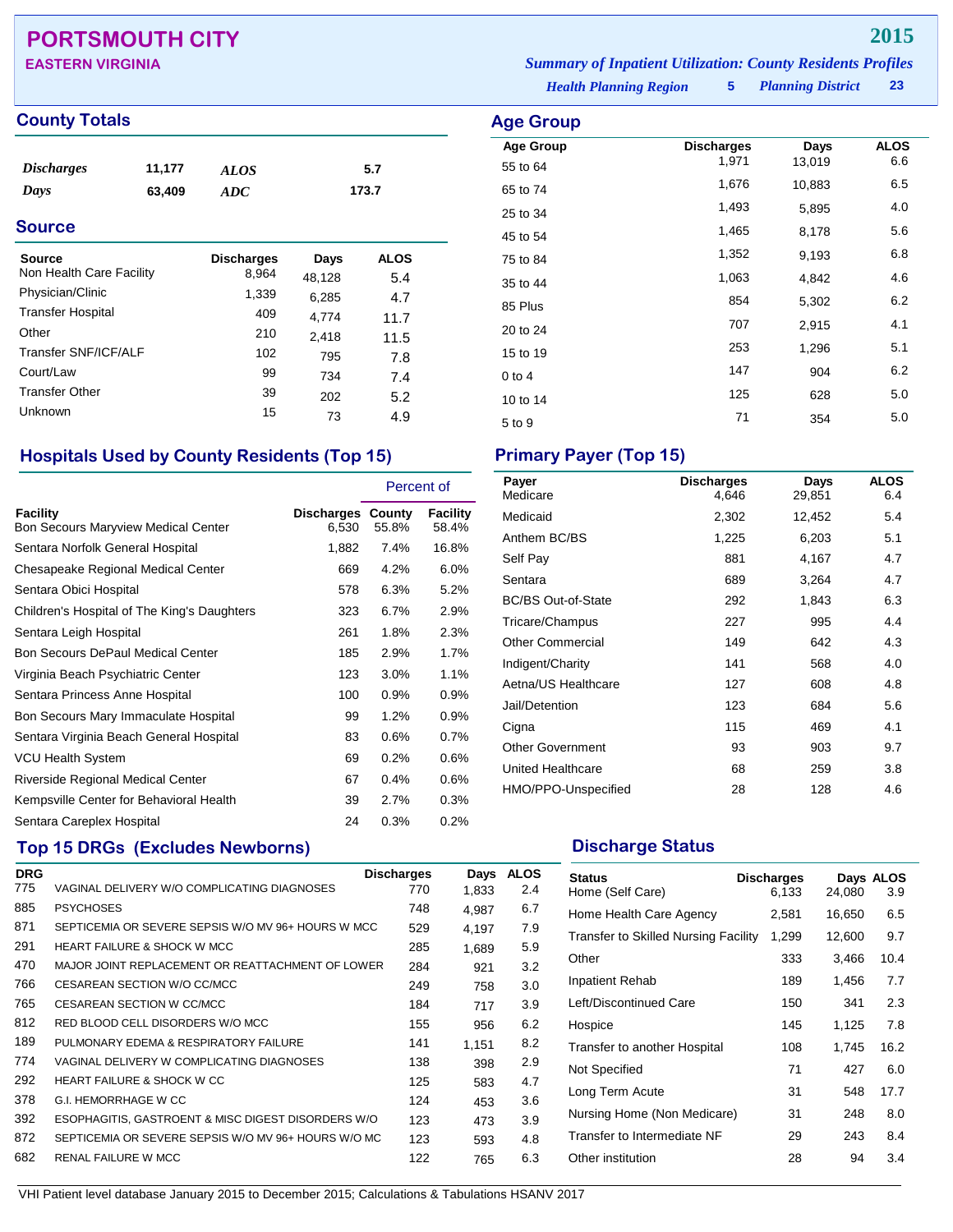# PORTSMOUTH CITY

**EASTERN VIRGINIA**

**2015**

*Summary of Inpatient Utilization: County Residents Profiles*

*Health Planning Region* **5** *Planning District* **23**

## County Totals

| | | | |
|---|---|---|---|
| *Discharges* | 11,177 | *ALOS* | 5.7 |
| *Days* | 63,409 | *ADC* | 173.7 |

## Source

| Source | Discharges | Days | ALOS |
|---|---|---|---|
| Non Health Care Facility | 8,964 | 48,128 | 5.4 |
| Physician/Clinic | 1,339 | 6,285 | 4.7 |
| Transfer Hospital | 409 | 4,774 | 11.7 |
| Other | 210 | 2,418 | 11.5 |
| Transfer SNF/ICF/ALF | 102 | 795 | 7.8 |
| Court/Law | 99 | 734 | 7.4 |
| Transfer Other | 39 | 202 | 5.2 |
| Unknown | 15 | 73 | 4.9 |

## Age Group

| Age Group | Discharges | Days | ALOS |
|---|---|---|---|
| 55 to 64 | 1,971 | 13,019 | 6.6 |
| 65 to 74 | 1,676 | 10,883 | 6.5 |
| 25 to 34 | 1,493 | 5,895 | 4.0 |
| 45 to 54 | 1,465 | 8,178 | 5.6 |
| 75 to 84 | 1,352 | 9,193 | 6.8 |
| 35 to 44 | 1,063 | 4,842 | 4.6 |
| 85 Plus | 854 | 5,302 | 6.2 |
| 20 to 24 | 707 | 2,915 | 4.1 |
| 15 to 19 | 253 | 1,296 | 5.1 |
| 0 to 4 | 147 | 904 | 6.2 |
| 10 to 14 | 125 | 628 | 5.0 |
| 5 to 9 | 71 | 354 | 5.0 |

## Hospitals Used by County Residents (Top 15)

| | | Percent of | |
|---|---|---|---|
| Facility | Discharges | County | Facility |
| Bon Secours Maryview Medical Center | 6,530 | 55.8% | 58.4% |
| Sentara Norfolk General Hospital | 1,882 | 7.4% | 16.8% |
| Chesapeake Regional Medical Center | 669 | 4.2% | 6.0% |
| Sentara Obici Hospital | 578 | 6.3% | 5.2% |
| Children's Hospital of The King's Daughters | 323 | 6.7% | 2.9% |
| Sentara Leigh Hospital | 261 | 1.8% | 2.3% |
| Bon Secours DePaul Medical Center | 185 | 2.9% | 1.7% |
| Virginia Beach Psychiatric Center | 123 | 3.0% | 1.1% |
| Sentara Princess Anne Hospital | 100 | 0.9% | 0.9% |
| Bon Secours Mary Immaculate Hospital | 99 | 1.2% | 0.9% |
| Sentara Virginia Beach General Hospital | 83 | 0.6% | 0.7% |
| VCU Health System | 69 | 0.2% | 0.6% |
| Riverside Regional Medical Center | 67 | 0.4% | 0.6% |
| Kempsville Center for Behavioral Health | 39 | 2.7% | 0.3% |
| Sentara Careplex Hospital | 24 | 0.3% | 0.2% |

## Primary Payer (Top 15)

| Payer | Discharges | Days | ALOS |
|---|---|---|---|
| Medicare | 4,646 | 29,851 | 6.4 |
| Medicaid | 2,302 | 12,452 | 5.4 |
| Anthem BC/BS | 1,225 | 6,203 | 5.1 |
| Self Pay | 881 | 4,167 | 4.7 |
| Sentara | 689 | 3,264 | 4.7 |
| BC/BS Out-of-State | 292 | 1,843 | 6.3 |
| Tricare/Champus | 227 | 995 | 4.4 |
| Other Commercial | 149 | 642 | 4.3 |
| Indigent/Charity | 141 | 568 | 4.0 |
| Aetna/US Healthcare | 127 | 608 | 4.8 |
| Jail/Detention | 123 | 684 | 5.6 |
| Cigna | 115 | 469 | 4.1 |
| Other Government | 93 | 903 | 9.7 |
| United Healthcare | 68 | 259 | 3.8 |
| HMO/PPO-Unspecified | 28 | 128 | 4.6 |

## Top 15 DRGs (Excludes Newborns)

| DRG | | Discharges | Days | ALOS |
|---|---|---|---|---|
| 775 | VAGINAL DELIVERY W/O COMPLICATING DIAGNOSES | 770 | 1,833 | 2.4 |
| 885 | PSYCHOSES | 748 | 4,987 | 6.7 |
| 871 | SEPTICEMIA OR SEVERE SEPSIS W/O MV 96+ HOURS W MCC | 529 | 4,197 | 7.9 |
| 291 | HEART FAILURE & SHOCK W MCC | 285 | 1,689 | 5.9 |
| 470 | MAJOR JOINT REPLACEMENT OR REATTACHMENT OF LOWER | 284 | 921 | 3.2 |
| 766 | CESAREAN SECTION W/O CC/MCC | 249 | 758 | 3.0 |
| 765 | CESAREAN SECTION W CC/MCC | 184 | 717 | 3.9 |
| 812 | RED BLOOD CELL DISORDERS W/O MCC | 155 | 956 | 6.2 |
| 189 | PULMONARY EDEMA & RESPIRATORY FAILURE | 141 | 1,151 | 8.2 |
| 774 | VAGINAL DELIVERY W COMPLICATING DIAGNOSES | 138 | 398 | 2.9 |
| 292 | HEART FAILURE & SHOCK W CC | 125 | 583 | 4.7 |
| 378 | G.I. HEMORRHAGE W CC | 124 | 453 | 3.6 |
| 392 | ESOPHAGITIS, GASTROENT & MISC DIGEST DISORDERS W/O | 123 | 473 | 3.9 |
| 872 | SEPTICEMIA OR SEVERE SEPSIS W/O MV 96+ HOURS W/O MC | 123 | 593 | 4.8 |
| 682 | RENAL FAILURE W MCC | 122 | 765 | 6.3 |

## Discharge Status

| Status | Discharges | Days | ALOS |
|---|---|---|---|
| Home (Self Care) | 6,133 | 24,080 | 3.9 |
| Home Health Care Agency | 2,581 | 16,650 | 6.5 |
| Transfer to Skilled Nursing Facility | 1,299 | 12,600 | 9.7 |
| Other | 333 | 3,466 | 10.4 |
| Inpatient Rehab | 189 | 1,456 | 7.7 |
| Left/Discontinued Care | 150 | 341 | 2.3 |
| Hospice | 145 | 1,125 | 7.8 |
| Transfer to another Hospital | 108 | 1,745 | 16.2 |
| Not Specified | 71 | 427 | 6.0 |
| Long Term Acute | 31 | 548 | 17.7 |
| Nursing Home (Non Medicare) | 31 | 248 | 8.0 |
| Transfer to Intermediate NF | 29 | 243 | 8.4 |
| Other institution | 28 | 94 | 3.4 |

VHI Patient level database January 2015 to December 2015; Calculations & Tabulations HSANV 2017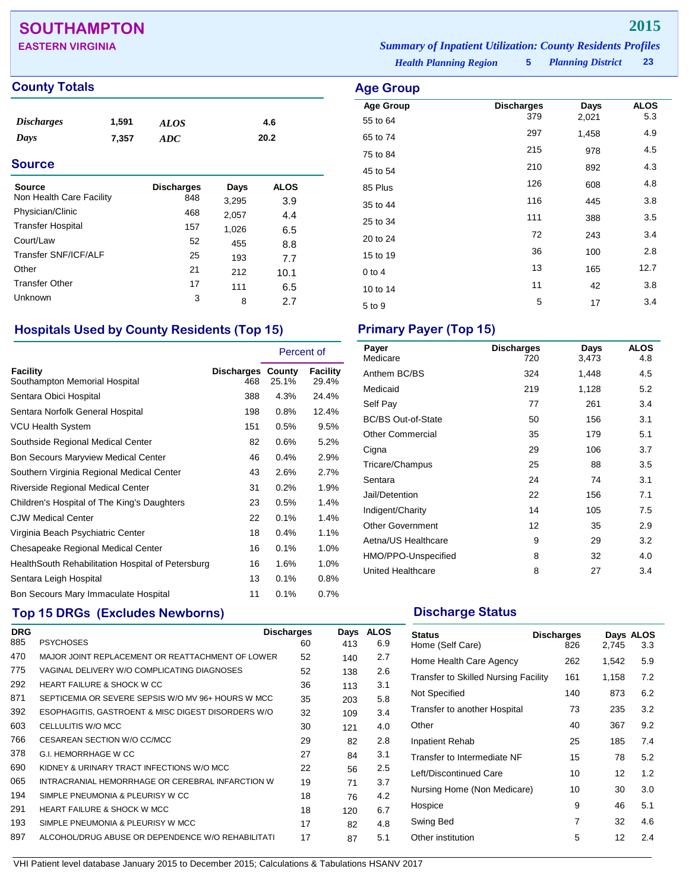# SOUTHAMPTON

**EASTERN VIRGINIA**

**2015**

***Summary of Inpatient Utilization: County Residents Profiles***

***Health Planning Region*** **5** ***Planning District*** **23**

## County Totals

| | | | |
|---|---|---|---|
| ***Discharges*** | **1,591** | ***ALOS*** | **4.6** |
| ***Days*** | **7,357** | ***ADC*** | **20.2** |

## Source

| Source | Discharges | Days | ALOS |
|---|---|---|---|
| Non Health Care Facility | 848 | 3,295 | 3.9 |
| Physician/Clinic | 468 | 2,057 | 4.4 |
| Transfer Hospital | 157 | 1,026 | 6.5 |
| Court/Law | 52 | 455 | 8.8 |
| Transfer SNF/ICF/ALF | 25 | 193 | 7.7 |
| Other | 21 | 212 | 10.1 |
| Transfer Other | 17 | 111 | 6.5 |
| Unknown | 3 | 8 | 2.7 |

## Age Group

| Age Group | Discharges | Days | ALOS |
|---|---|---|---|
| 55 to 64 | 379 | 2,021 | 5.3 |
| 65 to 74 | 297 | 1,458 | 4.9 |
| 75 to 84 | 215 | 978 | 4.5 |
| 45 to 54 | 210 | 892 | 4.3 |
| 85 Plus | 126 | 608 | 4.8 |
| 35 to 44 | 116 | 445 | 3.8 |
| 25 to 34 | 111 | 388 | 3.5 |
| 20 to 24 | 72 | 243 | 3.4 |
| 15 to 19 | 36 | 100 | 2.8 |
| 0 to 4 | 13 | 165 | 12.7 |
| 10 to 14 | 11 | 42 | 3.8 |
| 5 to 9 | 5 | 17 | 3.4 |

## Hospitals Used by County Residents (Top 15)

| | | Percent of | |
|---|---|---|---|
| Facility | Discharges | County | Facility |
| Southampton Memorial Hospital | 468 | 25.1% | 29.4% |
| Sentara Obici Hospital | 388 | 4.3% | 24.4% |
| Sentara Norfolk General Hospital | 198 | 0.8% | 12.4% |
| VCU Health System | 151 | 0.5% | 9.5% |
| Southside Regional Medical Center | 82 | 0.6% | 5.2% |
| Bon Secours Maryview Medical Center | 46 | 0.4% | 2.9% |
| Southern Virginia Regional Medical Center | 43 | 2.6% | 2.7% |
| Riverside Regional Medical Center | 31 | 0.2% | 1.9% |
| Children's Hospital of The King's Daughters | 23 | 0.5% | 1.4% |
| CJW Medical Center | 22 | 0.1% | 1.4% |
| Virginia Beach Psychiatric Center | 18 | 0.4% | 1.1% |
| Chesapeake Regional Medical Center | 16 | 0.1% | 1.0% |
| HealthSouth Rehabilitation Hospital of Petersburg | 16 | 1.6% | 1.0% |
| Sentara Leigh Hospital | 13 | 0.1% | 0.8% |
| Bon Secours Mary Immaculate Hospital | 11 | 0.1% | 0.7% |

## Primary Payer (Top 15)

| Payer | Discharges | Days | ALOS |
|---|---|---|---|
| Medicare | 720 | 3,473 | 4.8 |
| Anthem BC/BS | 324 | 1,448 | 4.5 |
| Medicaid | 219 | 1,128 | 5.2 |
| Self Pay | 77 | 261 | 3.4 |
| BC/BS Out-of-State | 50 | 156 | 3.1 |
| Other Commercial | 35 | 179 | 5.1 |
| Cigna | 29 | 106 | 3.7 |
| Tricare/Champus | 25 | 88 | 3.5 |
| Sentara | 24 | 74 | 3.1 |
| Jail/Detention | 22 | 156 | 7.1 |
| Indigent/Charity | 14 | 105 | 7.5 |
| Other Government | 12 | 35 | 2.9 |
| Aetna/US Healthcare | 9 | 29 | 3.2 |
| HMO/PPO-Unspecified | 8 | 32 | 4.0 |
| United Healthcare | 8 | 27 | 3.4 |

## Top 15 DRGs (Excludes Newborns)

| DRG | | Discharges | Days | ALOS |
|---|---|---|---|---|
| 885 | PSYCHOSES | 60 | 413 | 6.9 |
| 470 | MAJOR JOINT REPLACEMENT OR REATTACHMENT OF LOWER | 52 | 140 | 2.7 |
| 775 | VAGINAL DELIVERY W/O COMPLICATING DIAGNOSES | 52 | 138 | 2.6 |
| 292 | HEART FAILURE & SHOCK W CC | 36 | 113 | 3.1 |
| 871 | SEPTICEMIA OR SEVERE SEPSIS W/O MV 96+ HOURS W MCC | 35 | 203 | 5.8 |
| 392 | ESOPHAGITIS, GASTROENT & MISC DIGEST DISORDERS W/O | 32 | 109 | 3.4 |
| 603 | CELLULITIS W/O MCC | 30 | 121 | 4.0 |
| 766 | CESAREAN SECTION W/O CC/MCC | 29 | 82 | 2.8 |
| 378 | G.I. HEMORRHAGE W CC | 27 | 84 | 3.1 |
| 690 | KIDNEY & URINARY TRACT INFECTIONS W/O MCC | 22 | 56 | 2.5 |
| 065 | INTRACRANIAL HEMORRHAGE OR CEREBRAL INFARCTION W | 19 | 71 | 3.7 |
| 194 | SIMPLE PNEUMONIA & PLEURISY W CC | 18 | 76 | 4.2 |
| 291 | HEART FAILURE & SHOCK W MCC | 18 | 120 | 6.7 |
| 193 | SIMPLE PNEUMONIA & PLEURISY W MCC | 17 | 82 | 4.8 |
| 897 | ALCOHOL/DRUG ABUSE OR DEPENDENCE W/O REHABILITATI | 17 | 87 | 5.1 |

## Discharge Status

| Status | Discharges | Days | ALOS |
|---|---|---|---|
| Home (Self Care) | 826 | 2,745 | 3.3 |
| Home Health Care Agency | 262 | 1,542 | 5.9 |
| Transfer to Skilled Nursing Facility | 161 | 1,158 | 7.2 |
| Not Specified | 140 | 873 | 6.2 |
| Transfer to another Hospital | 73 | 235 | 3.2 |
| Other | 40 | 367 | 9.2 |
| Inpatient Rehab | 25 | 185 | 7.4 |
| Transfer to Intermediate NF | 15 | 78 | 5.2 |
| Left/Discontinued Care | 10 | 12 | 1.2 |
| Nursing Home (Non Medicare) | 10 | 30 | 3.0 |
| Hospice | 9 | 46 | 5.1 |
| Swing Bed | 7 | 32 | 4.6 |
| Other institution | 5 | 12 | 2.4 |

VHI Patient level database January 2015 to December 2015; Calculations & Tabulations HSANV 2017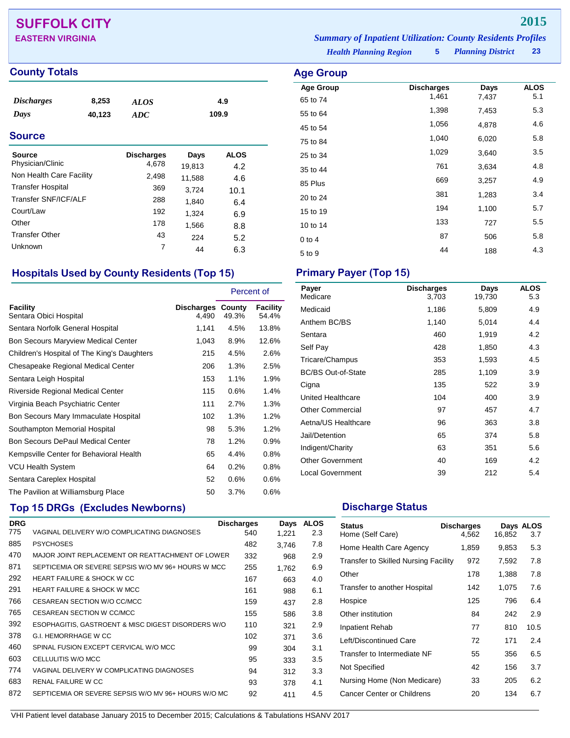# SUFFOLK CITY

## EASTERN VIRGINIA

**2015**

*Summary of Inpatient Utilization: County Residents Profiles*

*Health Planning Region* **5** *Planning District* **23**

## County Totals

| | | | |
|---|---|---|---|
| *Discharges* | 8,253 | *ALOS* | 4.9 |
| *Days* | 40,123 | *ADC* | 109.9 |

## Source

| Source | Discharges | Days | ALOS |
|---|---|---|---|
| Physician/Clinic | 4,678 | 19,813 | 4.2 |
| Non Health Care Facility | 2,498 | 11,588 | 4.6 |
| Transfer Hospital | 369 | 3,724 | 10.1 |
| Transfer SNF/ICF/ALF | 288 | 1,840 | 6.4 |
| Court/Law | 192 | 1,324 | 6.9 |
| Other | 178 | 1,566 | 8.8 |
| Transfer Other | 43 | 224 | 5.2 |
| Unknown | 7 | 44 | 6.3 |

## Age Group

| Age Group | Discharges | Days | ALOS |
|---|---|---|---|
| 65 to 74 | 1,461 | 7,437 | 5.1 |
| 55 to 64 | 1,398 | 7,453 | 5.3 |
| 45 to 54 | 1,056 | 4,878 | 4.6 |
| 75 to 84 | 1,040 | 6,020 | 5.8 |
| 25 to 34 | 1,029 | 3,640 | 3.5 |
| 35 to 44 | 761 | 3,634 | 4.8 |
| 85 Plus | 669 | 3,257 | 4.9 |
| 20 to 24 | 381 | 1,283 | 3.4 |
| 15 to 19 | 194 | 1,100 | 5.7 |
| 10 to 14 | 133 | 727 | 5.5 |
| 0 to 4 | 87 | 506 | 5.8 |
| 5 to 9 | 44 | 188 | 4.3 |

## Hospitals Used by County Residents (Top 15)

| | | Percent of | |
|---|---|---|---|
| Facility | Discharges | County | Facility |
| Sentara Obici Hospital | 4,490 | 49.3% | 54.4% |
| Sentara Norfolk General Hospital | 1,141 | 4.5% | 13.8% |
| Bon Secours Maryview Medical Center | 1,043 | 8.9% | 12.6% |
| Children's Hospital of The King's Daughters | 215 | 4.5% | 2.6% |
| Chesapeake Regional Medical Center | 206 | 1.3% | 2.5% |
| Sentara Leigh Hospital | 153 | 1.1% | 1.9% |
| Riverside Regional Medical Center | 115 | 0.6% | 1.4% |
| Virginia Beach Psychiatric Center | 111 | 2.7% | 1.3% |
| Bon Secours Mary Immaculate Hospital | 102 | 1.3% | 1.2% |
| Southampton Memorial Hospital | 98 | 5.3% | 1.2% |
| Bon Secours DePaul Medical Center | 78 | 1.2% | 0.9% |
| Kempsville Center for Behavioral Health | 65 | 4.4% | 0.8% |
| VCU Health System | 64 | 0.2% | 0.8% |
| Sentara Careplex Hospital | 52 | 0.6% | 0.6% |
| The Pavilion at Williamsburg Place | 50 | 3.7% | 0.6% |

## Primary Payer (Top 15)

| Payer | Discharges | Days | ALOS |
|---|---|---|---|
| Medicare | 3,703 | 19,730 | 5.3 |
| Medicaid | 1,186 | 5,809 | 4.9 |
| Anthem BC/BS | 1,140 | 5,014 | 4.4 |
| Sentara | 460 | 1,919 | 4.2 |
| Self Pay | 428 | 1,850 | 4.3 |
| Tricare/Champus | 353 | 1,593 | 4.5 |
| BC/BS Out-of-State | 285 | 1,109 | 3.9 |
| Cigna | 135 | 522 | 3.9 |
| United Healthcare | 104 | 400 | 3.9 |
| Other Commercial | 97 | 457 | 4.7 |
| Aetna/US Healthcare | 96 | 363 | 3.8 |
| Jail/Detention | 65 | 374 | 5.8 |
| Indigent/Charity | 63 | 351 | 5.6 |
| Other Government | 40 | 169 | 4.2 |
| Local Government | 39 | 212 | 5.4 |

## Top 15 DRGs (Excludes Newborns)

| DRG | | Discharges | Days | ALOS |
|---|---|---|---|---|
| 775 | VAGINAL DELIVERY W/O COMPLICATING DIAGNOSES | 540 | 1,221 | 2.3 |
| 885 | PSYCHOSES | 482 | 3,746 | 7.8 |
| 470 | MAJOR JOINT REPLACEMENT OR REATTACHMENT OF LOWER | 332 | 968 | 2.9 |
| 871 | SEPTICEMIA OR SEVERE SEPSIS W/O MV 96+ HOURS W MCC | 255 | 1,762 | 6.9 |
| 292 | HEART FAILURE & SHOCK W CC | 167 | 663 | 4.0 |
| 291 | HEART FAILURE & SHOCK W MCC | 161 | 988 | 6.1 |
| 766 | CESAREAN SECTION W/O CC/MCC | 159 | 437 | 2.8 |
| 765 | CESAREAN SECTION W CC/MCC | 155 | 586 | 3.8 |
| 392 | ESOPHAGITIS, GASTROENT & MISC DIGEST DISORDERS W/O | 110 | 321 | 2.9 |
| 378 | G.I. HEMORRHAGE W CC | 102 | 371 | 3.6 |
| 460 | SPINAL FUSION EXCEPT CERVICAL W/O MCC | 99 | 304 | 3.1 |
| 603 | CELLULITIS W/O MCC | 95 | 333 | 3.5 |
| 774 | VAGINAL DELIVERY W COMPLICATING DIAGNOSES | 94 | 312 | 3.3 |
| 683 | RENAL FAILURE W CC | 93 | 378 | 4.1 |
| 872 | SEPTICEMIA OR SEVERE SEPSIS W/O MV 96+ HOURS W/O MC | 92 | 411 | 4.5 |

## Discharge Status

| Status | Discharges | Days | ALOS |
|---|---|---|---|
| Home (Self Care) | 4,562 | 16,852 | 3.7 |
| Home Health Care Agency | 1,859 | 9,853 | 5.3 |
| Transfer to Skilled Nursing Facility | 972 | 7,592 | 7.8 |
| Other | 178 | 1,388 | 7.8 |
| Transfer to another Hospital | 142 | 1,075 | 7.6 |
| Hospice | 125 | 796 | 6.4 |
| Other institution | 84 | 242 | 2.9 |
| Inpatient Rehab | 77 | 810 | 10.5 |
| Left/Discontinued Care | 72 | 171 | 2.4 |
| Transfer to Intermediate NF | 55 | 356 | 6.5 |
| Not Specified | 42 | 156 | 3.7 |
| Nursing Home (Non Medicare) | 33 | 205 | 6.2 |
| Cancer Center or Childrens | 20 | 134 | 6.7 |

VHI Patient level database January 2015 to December 2015; Calculations & Tabulations HSANV 2017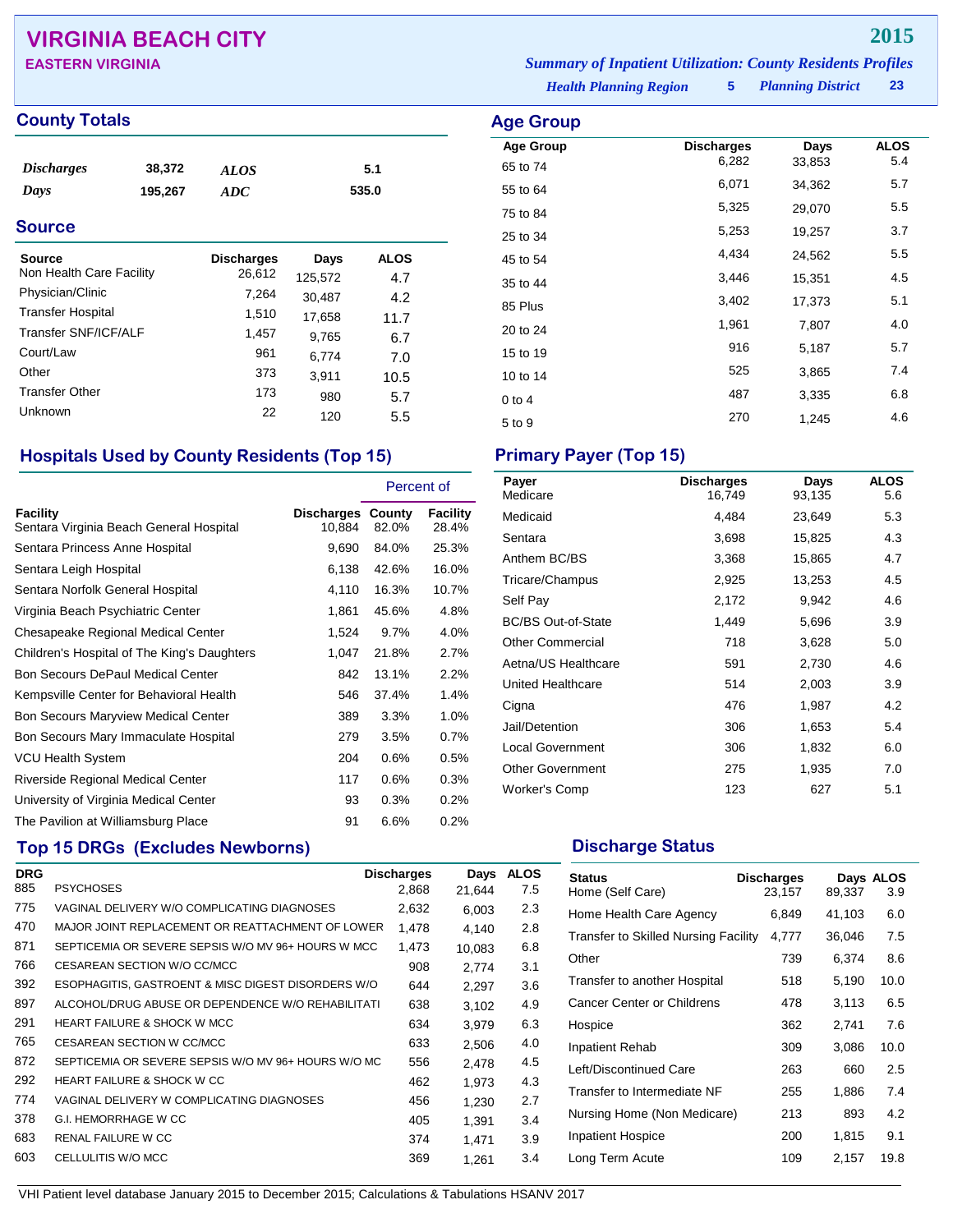# VIRGINIA BEACH CITY

**EASTERN VIRGINIA**

**2015**

***Summary of Inpatient Utilization: County Residents Profiles***

***Health Planning Region*** **5** ***Planning District*** **23**

## County Totals

| | | | |
|---|---|---|---|
| ***Discharges*** | **38,372** | ***ALOS*** | **5.1** |
| ***Days*** | **195,267** | ***ADC*** | **535.0** |

## Source

| Source | Discharges | Days | ALOS |
|---|---|---|---|
| Non Health Care Facility | 26,612 | 125,572 | 4.7 |
| Physician/Clinic | 7,264 | 30,487 | 4.2 |
| Transfer Hospital | 1,510 | 17,658 | 11.7 |
| Transfer SNF/ICF/ALF | 1,457 | 9,765 | 6.7 |
| Court/Law | 961 | 6,774 | 7.0 |
| Other | 373 | 3,911 | 10.5 |
| Transfer Other | 173 | 980 | 5.7 |
| Unknown | 22 | 120 | 5.5 |

## Age Group

| Age Group | Discharges | Days | ALOS |
|---|---|---|---|
| 65 to 74 | 6,282 | 33,853 | 5.4 |
| 55 to 64 | 6,071 | 34,362 | 5.7 |
| 75 to 84 | 5,325 | 29,070 | 5.5 |
| 25 to 34 | 5,253 | 19,257 | 3.7 |
| 45 to 54 | 4,434 | 24,562 | 5.5 |
| 35 to 44 | 3,446 | 15,351 | 4.5 |
| 85 Plus | 3,402 | 17,373 | 5.1 |
| 20 to 24 | 1,961 | 7,807 | 4.0 |
| 15 to 19 | 916 | 5,187 | 5.7 |
| 10 to 14 | 525 | 3,865 | 7.4 |
| 0 to 4 | 487 | 3,335 | 6.8 |
| 5 to 9 | 270 | 1,245 | 4.6 |

## Hospitals Used by County Residents (Top 15)

| | | Percent of | |
|---|---|---|---|
| Facility | Discharges | County | Facility |
| Sentara Virginia Beach General Hospital | 10,884 | 82.0% | 28.4% |
| Sentara Princess Anne Hospital | 9,690 | 84.0% | 25.3% |
| Sentara Leigh Hospital | 6,138 | 42.6% | 16.0% |
| Sentara Norfolk General Hospital | 4,110 | 16.3% | 10.7% |
| Virginia Beach Psychiatric Center | 1,861 | 45.6% | 4.8% |
| Chesapeake Regional Medical Center | 1,524 | 9.7% | 4.0% |
| Children's Hospital of The King's Daughters | 1,047 | 21.8% | 2.7% |
| Bon Secours DePaul Medical Center | 842 | 13.1% | 2.2% |
| Kempsville Center for Behavioral Health | 546 | 37.4% | 1.4% |
| Bon Secours Maryview Medical Center | 389 | 3.3% | 1.0% |
| Bon Secours Mary Immaculate Hospital | 279 | 3.5% | 0.7% |
| VCU Health System | 204 | 0.6% | 0.5% |
| Riverside Regional Medical Center | 117 | 0.6% | 0.3% |
| University of Virginia Medical Center | 93 | 0.3% | 0.2% |
| The Pavilion at Williamsburg Place | 91 | 6.6% | 0.2% |

## Primary Payer (Top 15)

| Payer | Discharges | Days | ALOS |
|---|---|---|---|
| Medicare | 16,749 | 93,135 | 5.6 |
| Medicaid | 4,484 | 23,649 | 5.3 |
| Sentara | 3,698 | 15,825 | 4.3 |
| Anthem BC/BS | 3,368 | 15,865 | 4.7 |
| Tricare/Champus | 2,925 | 13,253 | 4.5 |
| Self Pay | 2,172 | 9,942 | 4.6 |
| BC/BS Out-of-State | 1,449 | 5,696 | 3.9 |
| Other Commercial | 718 | 3,628 | 5.0 |
| Aetna/US Healthcare | 591 | 2,730 | 4.6 |
| United Healthcare | 514 | 2,003 | 3.9 |
| Cigna | 476 | 1,987 | 4.2 |
| Jail/Detention | 306 | 1,653 | 5.4 |
| Local Government | 306 | 1,832 | 6.0 |
| Other Government | 275 | 1,935 | 7.0 |
| Worker's Comp | 123 | 627 | 5.1 |

## Top 15 DRGs (Excludes Newborns)

| DRG | | Discharges | Days | ALOS |
|---|---|---|---|---|
| 885 | PSYCHOSES | 2,868 | 21,644 | 7.5 |
| 775 | VAGINAL DELIVERY W/O COMPLICATING DIAGNOSES | 2,632 | 6,003 | 2.3 |
| 470 | MAJOR JOINT REPLACEMENT OR REATTACHMENT OF LOWER | 1,478 | 4,140 | 2.8 |
| 871 | SEPTICEMIA OR SEVERE SEPSIS W/O MV 96+ HOURS W MCC | 1,473 | 10,083 | 6.8 |
| 766 | CESAREAN SECTION W/O CC/MCC | 908 | 2,774 | 3.1 |
| 392 | ESOPHAGITIS, GASTROENT & MISC DIGEST DISORDERS W/O | 644 | 2,297 | 3.6 |
| 897 | ALCOHOL/DRUG ABUSE OR DEPENDENCE W/O REHABILITATI | 638 | 3,102 | 4.9 |
| 291 | HEART FAILURE & SHOCK W MCC | 634 | 3,979 | 6.3 |
| 765 | CESAREAN SECTION W CC/MCC | 633 | 2,506 | 4.0 |
| 872 | SEPTICEMIA OR SEVERE SEPSIS W/O MV 96+ HOURS W/O MC | 556 | 2,478 | 4.5 |
| 292 | HEART FAILURE & SHOCK W CC | 462 | 1,973 | 4.3 |
| 774 | VAGINAL DELIVERY W COMPLICATING DIAGNOSES | 456 | 1,230 | 2.7 |
| 378 | G.I. HEMORRHAGE W CC | 405 | 1,391 | 3.4 |
| 683 | RENAL FAILURE W CC | 374 | 1,471 | 3.9 |
| 603 | CELLULITIS W/O MCC | 369 | 1,261 | 3.4 |

## Discharge Status

| Status | Discharges | Days | ALOS |
|---|---|---|---|
| Home (Self Care) | 23,157 | 89,337 | 3.9 |
| Home Health Care Agency | 6,849 | 41,103 | 6.0 |
| Transfer to Skilled Nursing Facility | 4,777 | 36,046 | 7.5 |
| Other | 739 | 6,374 | 8.6 |
| Transfer to another Hospital | 518 | 5,190 | 10.0 |
| Cancer Center or Childrens | 478 | 3,113 | 6.5 |
| Hospice | 362 | 2,741 | 7.6 |
| Inpatient Rehab | 309 | 3,086 | 10.0 |
| Left/Discontinued Care | 263 | 660 | 2.5 |
| Transfer to Intermediate NF | 255 | 1,886 | 7.4 |
| Nursing Home (Non Medicare) | 213 | 893 | 4.2 |
| Inpatient Hospice | 200 | 1,815 | 9.1 |
| Long Term Acute | 109 | 2,157 | 19.8 |

VHI Patient level database January 2015 to December 2015; Calculations & Tabulations HSANV 2017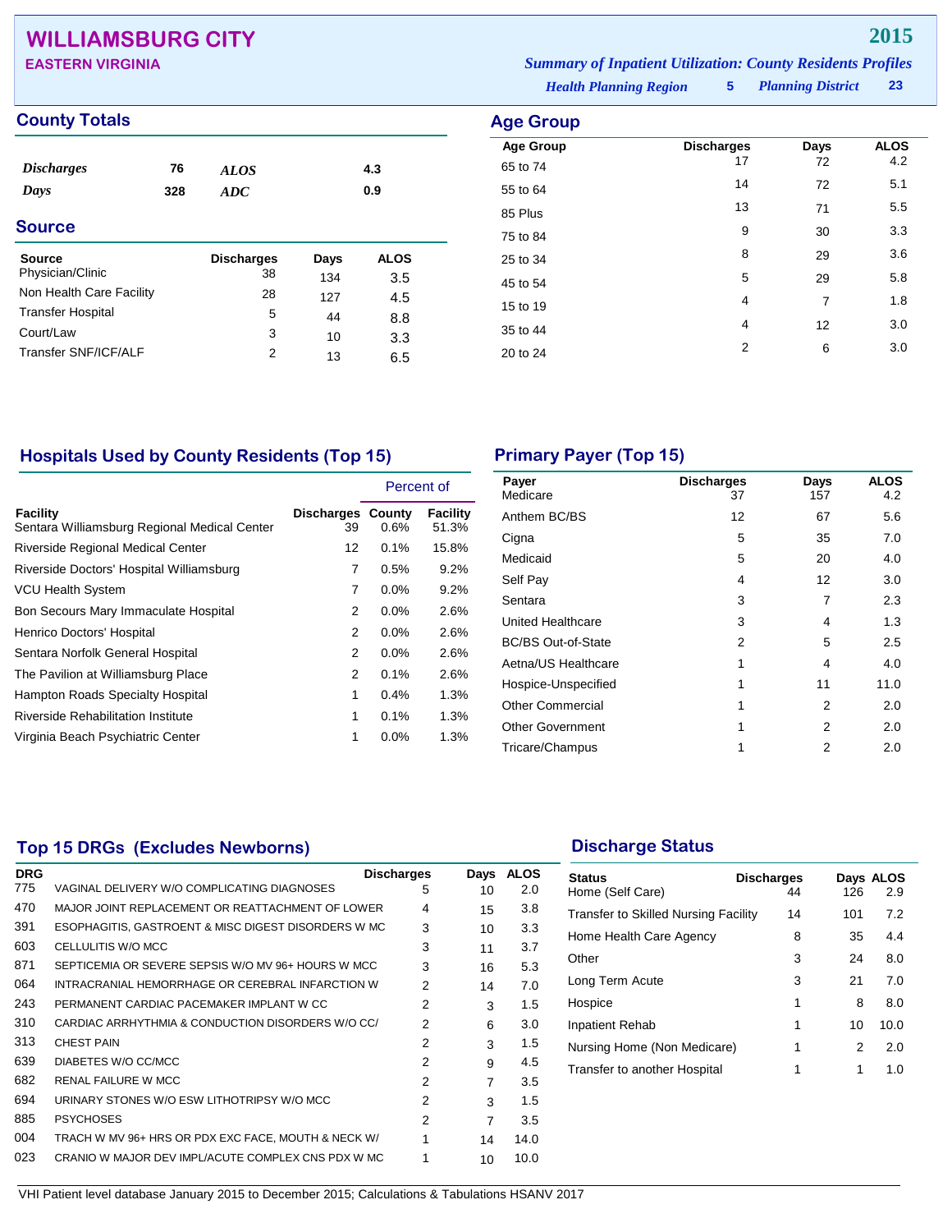# WILLIAMSBURG CITY

**EASTERN VIRGINIA**

**2015**

*Summary of Inpatient Utilization: County Residents Profiles*

*Health Planning Region* **5** *Planning District* **23**

## County Totals

| | | | |
|---|---|---|---|
| *Discharges* | 76 | *ALOS* | 4.3 |
| *Days* | 328 | *ADC* | 0.9 |

## Source

| Source | Discharges | Days | ALOS |
|---|---|---|---|
| Physician/Clinic | 38 | 134 | 3.5 |
| Non Health Care Facility | 28 | 127 | 4.5 |
| Transfer Hospital | 5 | 44 | 8.8 |
| Court/Law | 3 | 10 | 3.3 |
| Transfer SNF/ICF/ALF | 2 | 13 | 6.5 |

## Age Group

| Age Group | Discharges | Days | ALOS |
|---|---|---|---|
| 65 to 74 | 17 | 72 | 4.2 |
| 55 to 64 | 14 | 72 | 5.1 |
| 85 Plus | 13 | 71 | 5.5 |
| 75 to 84 | 9 | 30 | 3.3 |
| 25 to 34 | 8 | 29 | 3.6 |
| 45 to 54 | 5 | 29 | 5.8 |
| 15 to 19 | 4 | 7 | 1.8 |
| 35 to 44 | 4 | 12 | 3.0 |
| 20 to 24 | 2 | 6 | 3.0 |

## Hospitals Used by County Residents (Top 15)

| | | Percent of | |
|---|---|---|---|
| Facility | Discharges | County | Facility |
| Sentara Williamsburg Regional Medical Center | 39 | 0.6% | 51.3% |
| Riverside Regional Medical Center | 12 | 0.1% | 15.8% |
| Riverside Doctors' Hospital Williamsburg | 7 | 0.5% | 9.2% |
| VCU Health System | 7 | 0.0% | 9.2% |
| Bon Secours Mary Immaculate Hospital | 2 | 0.0% | 2.6% |
| Henrico Doctors' Hospital | 2 | 0.0% | 2.6% |
| Sentara Norfolk General Hospital | 2 | 0.0% | 2.6% |
| The Pavilion at Williamsburg Place | 2 | 0.1% | 2.6% |
| Hampton Roads Specialty Hospital | 1 | 0.4% | 1.3% |
| Riverside Rehabilitation Institute | 1 | 0.1% | 1.3% |
| Virginia Beach Psychiatric Center | 1 | 0.0% | 1.3% |

## Primary Payer (Top 15)

| Payer | Discharges | Days | ALOS |
|---|---|---|---|
| Medicare | 37 | 157 | 4.2 |
| Anthem BC/BS | 12 | 67 | 5.6 |
| Cigna | 5 | 35 | 7.0 |
| Medicaid | 5 | 20 | 4.0 |
| Self Pay | 4 | 12 | 3.0 |
| Sentara | 3 | 7 | 2.3 |
| United Healthcare | 3 | 4 | 1.3 |
| BC/BS Out-of-State | 2 | 5 | 2.5 |
| Aetna/US Healthcare | 1 | 4 | 4.0 |
| Hospice-Unspecified | 1 | 11 | 11.0 |
| Other Commercial | 1 | 2 | 2.0 |
| Other Government | 1 | 2 | 2.0 |
| Tricare/Champus | 1 | 2 | 2.0 |

## Top 15 DRGs (Excludes Newborns)

| DRG | | Discharges | Days | ALOS |
|---|---|---|---|---|
| 775 | VAGINAL DELIVERY W/O COMPLICATING DIAGNOSES | 5 | 10 | 2.0 |
| 470 | MAJOR JOINT REPLACEMENT OR REATTACHMENT OF LOWER | 4 | 15 | 3.8 |
| 391 | ESOPHAGITIS, GASTROENT & MISC DIGEST DISORDERS W MC | 3 | 10 | 3.3 |
| 603 | CELLULITIS W/O MCC | 3 | 11 | 3.7 |
| 871 | SEPTICEMIA OR SEVERE SEPSIS W/O MV 96+ HOURS W MCC | 3 | 16 | 5.3 |
| 064 | INTRACRANIAL HEMORRHAGE OR CEREBRAL INFARCTION W | 2 | 14 | 7.0 |
| 243 | PERMANENT CARDIAC PACEMAKER IMPLANT W CC | 2 | 3 | 1.5 |
| 310 | CARDIAC ARRHYTHMIA & CONDUCTION DISORDERS W/O CC/ | 2 | 6 | 3.0 |
| 313 | CHEST PAIN | 2 | 3 | 1.5 |
| 639 | DIABETES W/O CC/MCC | 2 | 9 | 4.5 |
| 682 | RENAL FAILURE W MCC | 2 | 7 | 3.5 |
| 694 | URINARY STONES W/O ESW LITHOTRIPSY W/O MCC | 2 | 3 | 1.5 |
| 885 | PSYCHOSES | 2 | 7 | 3.5 |
| 004 | TRACH W MV 96+ HRS OR PDX EXC FACE, MOUTH & NECK W/ | 1 | 14 | 14.0 |
| 023 | CRANIO W MAJOR DEV IMPL/ACUTE COMPLEX CNS PDX W MC | 1 | 10 | 10.0 |

## Discharge Status

| Status | Discharges | Days | ALOS |
|---|---|---|---|
| Home (Self Care) | 44 | 126 | 2.9 |
| Transfer to Skilled Nursing Facility | 14 | 101 | 7.2 |
| Home Health Care Agency | 8 | 35 | 4.4 |
| Other | 3 | 24 | 8.0 |
| Long Term Acute | 3 | 21 | 7.0 |
| Hospice | 1 | 8 | 8.0 |
| Inpatient Rehab | 1 | 10 | 10.0 |
| Nursing Home (Non Medicare) | 1 | 2 | 2.0 |
| Transfer to another Hospital | 1 | 1 | 1.0 |

VHI Patient level database January 2015 to December 2015; Calculations & Tabulations HSANV 2017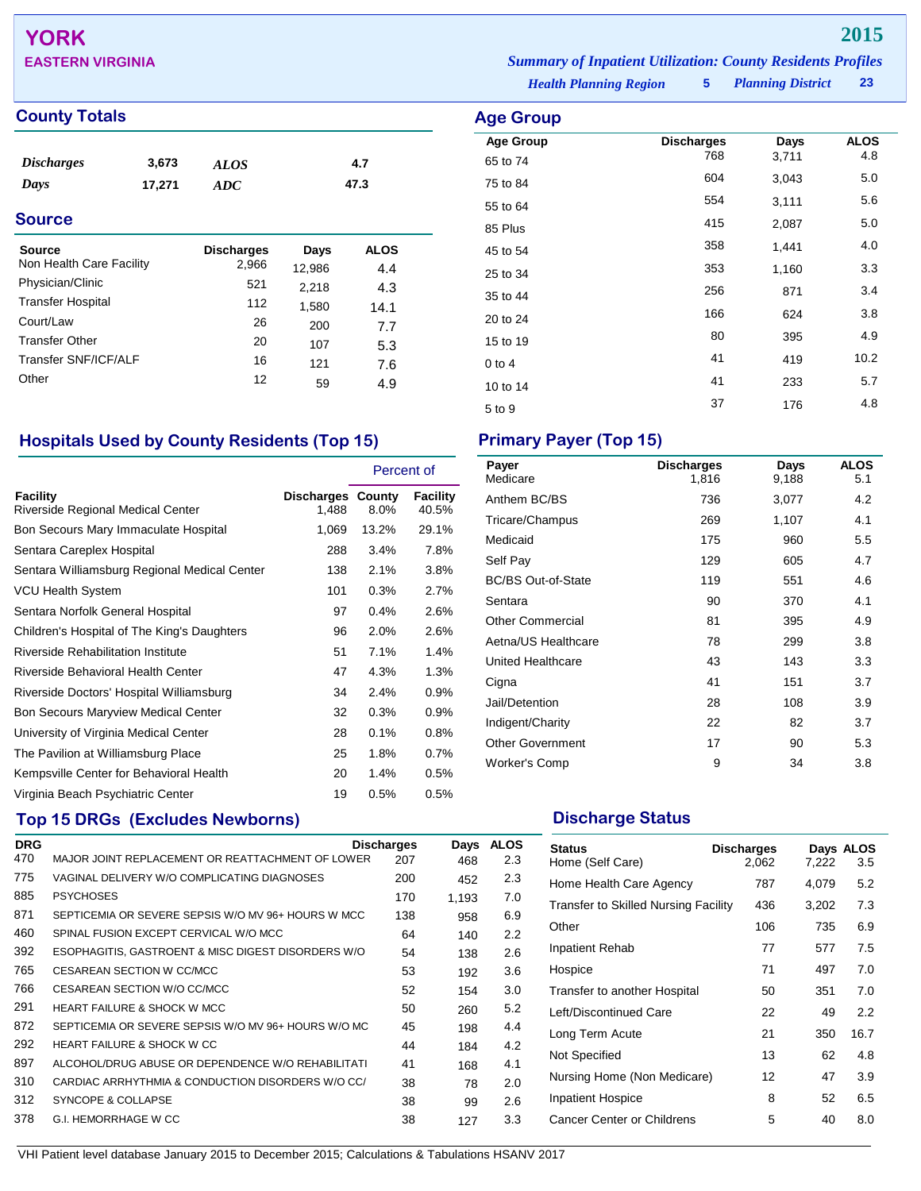# YORK

**EASTERN VIRGINIA**

**2015**

***Summary of Inpatient Utilization: County Residents Profiles***

***Health Planning Region*** **5** ***Planning District*** **23**

## County Totals

| | | | |
|---|---|---|---|
| *Discharges* | 3,673 | *ALOS* | 4.7 |
| *Days* | 17,271 | *ADC* | 47.3 |

## Source

| Source | Discharges | Days | ALOS |
|---|---|---|---|
| Non Health Care Facility | 2,966 | 12,986 | 4.4 |
| Physician/Clinic | 521 | 2,218 | 4.3 |
| Transfer Hospital | 112 | 1,580 | 14.1 |
| Court/Law | 26 | 200 | 7.7 |
| Transfer Other | 20 | 107 | 5.3 |
| Transfer SNF/ICF/ALF | 16 | 121 | 7.6 |
| Other | 12 | 59 | 4.9 |

## Age Group

| Age Group | Discharges | Days | ALOS |
|---|---|---|---|
| 65 to 74 | 768 | 3,711 | 4.8 |
| 75 to 84 | 604 | 3,043 | 5.0 |
| 55 to 64 | 554 | 3,111 | 5.6 |
| 85 Plus | 415 | 2,087 | 5.0 |
| 45 to 54 | 358 | 1,441 | 4.0 |
| 25 to 34 | 353 | 1,160 | 3.3 |
| 35 to 44 | 256 | 871 | 3.4 |
| 20 to 24 | 166 | 624 | 3.8 |
| 15 to 19 | 80 | 395 | 4.9 |
| 0 to 4 | 41 | 419 | 10.2 |
| 10 to 14 | 41 | 233 | 5.7 |
| 5 to 9 | 37 | 176 | 4.8 |

## Hospitals Used by County Residents (Top 15)

| | | Percent of | |
|---|---|---|---|
| Facility | Discharges | County | Facility |
| Riverside Regional Medical Center | 1,488 | 8.0% | 40.5% |
| Bon Secours Mary Immaculate Hospital | 1,069 | 13.2% | 29.1% |
| Sentara Careplex Hospital | 288 | 3.4% | 7.8% |
| Sentara Williamsburg Regional Medical Center | 138 | 2.1% | 3.8% |
| VCU Health System | 101 | 0.3% | 2.7% |
| Sentara Norfolk General Hospital | 97 | 0.4% | 2.6% |
| Children's Hospital of The King's Daughters | 96 | 2.0% | 2.6% |
| Riverside Rehabilitation Institute | 51 | 7.1% | 1.4% |
| Riverside Behavioral Health Center | 47 | 4.3% | 1.3% |
| Riverside Doctors' Hospital Williamsburg | 34 | 2.4% | 0.9% |
| Bon Secours Maryview Medical Center | 32 | 0.3% | 0.9% |
| University of Virginia Medical Center | 28 | 0.1% | 0.8% |
| The Pavilion at Williamsburg Place | 25 | 1.8% | 0.7% |
| Kempsville Center for Behavioral Health | 20 | 1.4% | 0.5% |
| Virginia Beach Psychiatric Center | 19 | 0.5% | 0.5% |

## Primary Payer (Top 15)

| Payer | Discharges | Days | ALOS |
|---|---|---|---|
| Medicare | 1,816 | 9,188 | 5.1 |
| Anthem BC/BS | 736 | 3,077 | 4.2 |
| Tricare/Champus | 269 | 1,107 | 4.1 |
| Medicaid | 175 | 960 | 5.5 |
| Self Pay | 129 | 605 | 4.7 |
| BC/BS Out-of-State | 119 | 551 | 4.6 |
| Sentara | 90 | 370 | 4.1 |
| Other Commercial | 81 | 395 | 4.9 |
| Aetna/US Healthcare | 78 | 299 | 3.8 |
| United Healthcare | 43 | 143 | 3.3 |
| Cigna | 41 | 151 | 3.7 |
| Jail/Detention | 28 | 108 | 3.9 |
| Indigent/Charity | 22 | 82 | 3.7 |
| Other Government | 17 | 90 | 5.3 |
| Worker's Comp | 9 | 34 | 3.8 |

## Top 15 DRGs (Excludes Newborns)

| DRG | | Discharges | Days | ALOS |
|---|---|---|---|---|
| 470 | MAJOR JOINT REPLACEMENT OR REATTACHMENT OF LOWER | 207 | 468 | 2.3 |
| 775 | VAGINAL DELIVERY W/O COMPLICATING DIAGNOSES | 200 | 452 | 2.3 |
| 885 | PSYCHOSES | 170 | 1,193 | 7.0 |
| 871 | SEPTICEMIA OR SEVERE SEPSIS W/O MV 96+ HOURS W MCC | 138 | 958 | 6.9 |
| 460 | SPINAL FUSION EXCEPT CERVICAL W/O MCC | 64 | 140 | 2.2 |
| 392 | ESOPHAGITIS, GASTROENT & MISC DIGEST DISORDERS W/O | 54 | 138 | 2.6 |
| 765 | CESAREAN SECTION W CC/MCC | 53 | 192 | 3.6 |
| 766 | CESAREAN SECTION W/O CC/MCC | 52 | 154 | 3.0 |
| 291 | HEART FAILURE & SHOCK W MCC | 50 | 260 | 5.2 |
| 872 | SEPTICEMIA OR SEVERE SEPSIS W/O MV 96+ HOURS W/O MC | 45 | 198 | 4.4 |
| 292 | HEART FAILURE & SHOCK W CC | 44 | 184 | 4.2 |
| 897 | ALCOHOL/DRUG ABUSE OR DEPENDENCE W/O REHABILITATI | 41 | 168 | 4.1 |
| 310 | CARDIAC ARRHYTHMIA & CONDUCTION DISORDERS W/O CC/ | 38 | 78 | 2.0 |
| 312 | SYNCOPE & COLLAPSE | 38 | 99 | 2.6 |
| 378 | G.I. HEMORRHAGE W CC | 38 | 127 | 3.3 |

## Discharge Status

| Status | Discharges | Days | ALOS |
|---|---|---|---|
| Home (Self Care) | 2,062 | 7,222 | 3.5 |
| Home Health Care Agency | 787 | 4,079 | 5.2 |
| Transfer to Skilled Nursing Facility | 436 | 3,202 | 7.3 |
| Other | 106 | 735 | 6.9 |
| Inpatient Rehab | 77 | 577 | 7.5 |
| Hospice | 71 | 497 | 7.0 |
| Transfer to another Hospital | 50 | 351 | 7.0 |
| Left/Discontinued Care | 22 | 49 | 2.2 |
| Long Term Acute | 21 | 350 | 16.7 |
| Not Specified | 13 | 62 | 4.8 |
| Nursing Home (Non Medicare) | 12 | 47 | 3.9 |
| Inpatient Hospice | 8 | 52 | 6.5 |
| Cancer Center or Childrens | 5 | 40 | 8.0 |

VHI Patient level database January 2015 to December 2015; Calculations & Tabulations HSANV 2017